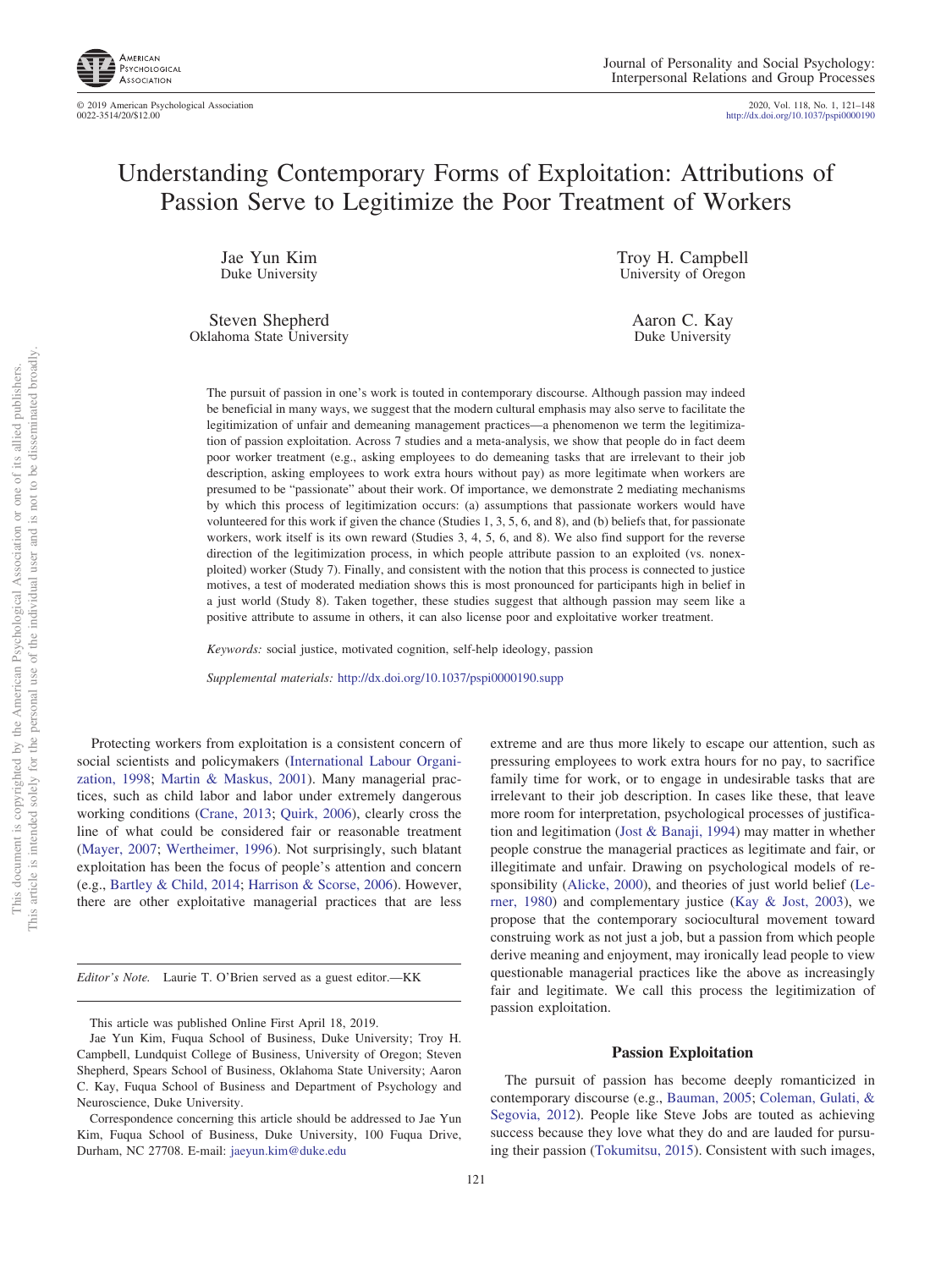# Understanding Contemporary Forms of Exploitation: Attributions of Passion Serve to Legitimize the Poor Treatment of Workers

Jae Yun Kim
Duke University

Troy H. Campbell
University of Oregon

Steven Shepherd
Oklahoma State University

Aaron C. Kay
Duke University

The pursuit of passion in one's work is touted in contemporary discourse. Although passion may indeed be beneficial in many ways, we suggest that the modern cultural emphasis may also serve to facilitate the legitimization of unfair and demeaning management practices—a phenomenon we term the legitimization of passion exploitation. Across 7 studies and a meta-analysis, we show that people do in fact deem poor worker treatment (e.g., asking employees to do demeaning tasks that are irrelevant to their job description, asking employees to work extra hours without pay) as more legitimate when workers are presumed to be "passionate" about their work. Of importance, we demonstrate 2 mediating mechanisms by which this process of legitimization occurs: (a) assumptions that passionate workers would have volunteered for this work if given the chance (Studies 1, 3, 5, 6, and 8), and (b) beliefs that, for passionate workers, work itself is its own reward (Studies 3, 4, 5, 6, and 8). We also find support for the reverse direction of the legitimization process, in which people attribute passion to an exploited (vs. nonexploited) worker (Study 7). Finally, and consistent with the notion that this process is connected to justice motives, a test of moderated mediation shows this is most pronounced for participants high in belief in a just world (Study 8). Taken together, these studies suggest that although passion may seem like a positive attribute to assume in others, it can also license poor and exploitative worker treatment.

*Keywords:* social justice, motivated cognition, self-help ideology, passion

*Supplemental materials:* http://dx.doi.org/10.1037/pspi0000190.supp

Protecting workers from exploitation is a consistent concern of social scientists and policymakers (International Labour Organization, 1998; Martin & Maskus, 2001). Many managerial practices, such as child labor and labor under extremely dangerous working conditions (Crane, 2013; Quirk, 2006), clearly cross the line of what could be considered fair or reasonable treatment (Mayer, 2007; Wertheimer, 1996). Not surprisingly, such blatant exploitation has been the focus of people's attention and concern (e.g., Bartley & Child, 2014; Harrison & Scorse, 2006). However, there are other exploitative managerial practices that are less extreme and are thus more likely to escape our attention, such as pressuring employees to work extra hours for no pay, to sacrifice family time for work, or to engage in undesirable tasks that are irrelevant to their job description. In cases like these, that leave more room for interpretation, psychological processes of justification and legitimation (Jost & Banaji, 1994) may matter in whether people construe the managerial practices as legitimate and fair, or illegitimate and unfair. Drawing on psychological models of responsibility (Alicke, 2000), and theories of just world belief (Lerner, 1980) and complementary justice (Kay & Jost, 2003), we propose that the contemporary sociocultural movement toward construing work as not just a job, but a passion from which people derive meaning and enjoyment, may ironically lead people to view questionable managerial practices like the above as increasingly fair and legitimate. We call this process the legitimization of passion exploitation.

*Editor's Note.* Laurie T. O'Brien served as a guest editor.—KK

This article was published Online First April 18, 2019.

Jae Yun Kim, Fuqua School of Business, Duke University; Troy H. Campbell, Lundquist College of Business, University of Oregon; Steven Shepherd, Spears School of Business, Oklahoma State University; Aaron C. Kay, Fuqua School of Business and Department of Psychology and Neuroscience, Duke University.

Correspondence concerning this article should be addressed to Jae Yun Kim, Fuqua School of Business, Duke University, 100 Fuqua Drive, Durham, NC 27708. E-mail: jaeyun.kim@duke.edu

## Passion Exploitation

The pursuit of passion has become deeply romanticized in contemporary discourse (e.g., Bauman, 2005; Coleman, Gulati, & Segovia, 2012). People like Steve Jobs are touted as achieving success because they love what they do and are lauded for pursuing their passion (Tokumitsu, 2015). Consistent with such images,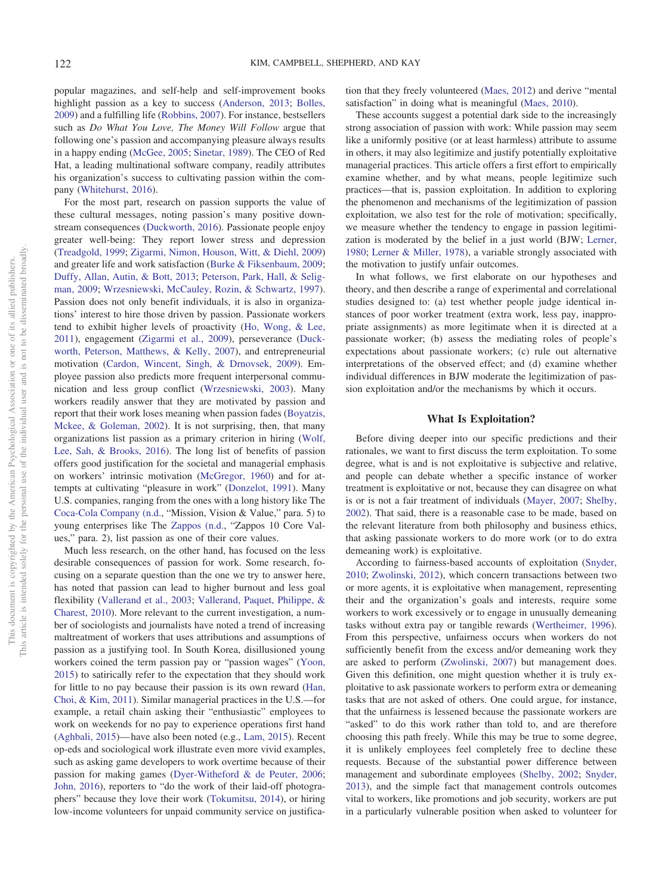popular magazines, and self-help and self-improvement books highlight passion as a key to success (Anderson, 2013; Bolles, 2009) and a fulfilling life (Robbins, 2007). For instance, bestsellers such as *Do What You Love, The Money Will Follow* argue that following one's passion and accompanying pleasure always results in a happy ending (McGee, 2005; Sinetar, 1989). The CEO of Red Hat, a leading multinational software company, readily attributes his organization's success to cultivating passion within the company (Whitehurst, 2016).

For the most part, research on passion supports the value of these cultural messages, noting passion's many positive downstream consequences (Duckworth, 2016). Passionate people enjoy greater well-being: They report lower stress and depression (Treadgold, 1999; Zigarmi, Nimon, Houson, Witt, & Diehl, 2009) and greater life and work satisfaction (Burke & Fiksenbaum, 2009; Duffy, Allan, Autin, & Bott, 2013; Peterson, Park, Hall, & Seligman, 2009; Wrzesniewski, McCauley, Rozin, & Schwartz, 1997). Passion does not only benefit individuals, it is also in organizations' interest to hire those driven by passion. Passionate workers tend to exhibit higher levels of proactivity (Ho, Wong, & Lee, 2011), engagement (Zigarmi et al., 2009), perseverance (Duckworth, Peterson, Matthews, & Kelly, 2007), and entrepreneurial motivation (Cardon, Wincent, Singh, & Drnovsek, 2009). Employee passion also predicts more frequent interpersonal communication and less group conflict (Wrzesniewski, 2003). Many workers readily answer that they are motivated by passion and report that their work loses meaning when passion fades (Boyatzis, Mckee, & Goleman, 2002). It is not surprising, then, that many organizations list passion as a primary criterion in hiring (Wolf, Lee, Sah, & Brooks, 2016). The long list of benefits of passion offers good justification for the societal and managerial emphasis on workers' intrinsic motivation (McGregor, 1960) and for attempts at cultivating "pleasure in work" (Donzelot, 1991). Many U.S. companies, ranging from the ones with a long history like The Coca-Cola Company (n.d., "Mission, Vision & Value," para. 5) to young enterprises like The Zappos (n.d., "Zappos 10 Core Values," para. 2), list passion as one of their core values.

Much less research, on the other hand, has focused on the less desirable consequences of passion for work. Some research, focusing on a separate question than the one we try to answer here, has noted that passion can lead to higher burnout and less goal flexibility (Vallerand et al., 2003; Vallerand, Paquet, Philippe, & Charest, 2010). More relevant to the current investigation, a number of sociologists and journalists have noted a trend of increasing maltreatment of workers that uses attributions and assumptions of passion as a justifying tool. In South Korea, disillusioned young workers coined the term passion pay or "passion wages" (Yoon, 2015) to satirically refer to the expectation that they should work for little to no pay because their passion is its own reward (Han, Choi, & Kim, 2011). Similar managerial practices in the U.S.—for example, a retail chain asking their "enthusiastic" employees to work on weekends for no pay to experience operations first hand (Aghbali, 2015)—have also been noted (e.g., Lam, 2015). Recent op-eds and sociological work illustrate even more vivid examples, such as asking game developers to work overtime because of their passion for making games (Dyer-Witheford & de Peuter, 2006; John, 2016), reporters to "do the work of their laid-off photographers" because they love their work (Tokumitsu, 2014), or hiring low-income volunteers for unpaid community service on justification that they freely volunteered (Maes, 2012) and derive "mental satisfaction" in doing what is meaningful (Maes, 2010).

These accounts suggest a potential dark side to the increasingly strong association of passion with work: While passion may seem like a uniformly positive (or at least harmless) attribute to assume in others, it may also legitimize and justify potentially exploitative managerial practices. This article offers a first effort to empirically examine whether, and by what means, people legitimize such practices—that is, passion exploitation. In addition to exploring the phenomenon and mechanisms of the legitimization of passion exploitation, we also test for the role of motivation; specifically, we measure whether the tendency to engage in passion legitimization is moderated by the belief in a just world (BJW; Lerner, 1980; Lerner & Miller, 1978), a variable strongly associated with the motivation to justify unfair outcomes.

In what follows, we first elaborate on our hypotheses and theory, and then describe a range of experimental and correlational studies designed to: (a) test whether people judge identical instances of poor worker treatment (extra work, less pay, inappropriate assignments) as more legitimate when it is directed at a passionate worker; (b) assess the mediating roles of people's expectations about passionate workers; (c) rule out alternative interpretations of the observed effect; and (d) examine whether individual differences in BJW moderate the legitimization of passion exploitation and/or the mechanisms by which it occurs.

## What Is Exploitation?

Before diving deeper into our specific predictions and their rationales, we want to first discuss the term exploitation. To some degree, what is and is not exploitative is subjective and relative, and people can debate whether a specific instance of worker treatment is exploitative or not, because they can disagree on what is or is not a fair treatment of individuals (Mayer, 2007; Shelby, 2002). That said, there is a reasonable case to be made, based on the relevant literature from both philosophy and business ethics, that asking passionate workers to do more work (or to do extra demeaning work) is exploitative.

According to fairness-based accounts of exploitation (Snyder, 2010; Zwolinski, 2012), which concern transactions between two or more agents, it is exploitative when management, representing their and the organization's goals and interests, require some workers to work excessively or to engage in unusually demeaning tasks without extra pay or tangible rewards (Wertheimer, 1996). From this perspective, unfairness occurs when workers do not sufficiently benefit from the excess and/or demeaning work they are asked to perform (Zwolinski, 2007) but management does. Given this definition, one might question whether it is truly exploitative to ask passionate workers to perform extra or demeaning tasks that are not asked of others. One could argue, for instance, that the unfairness is lessened because the passionate workers are "asked" to do this work rather than told to, and are therefore choosing this path freely. While this may be true to some degree, it is unlikely employees feel completely free to decline these requests. Because of the substantial power difference between management and subordinate employees (Shelby, 2002; Snyder, 2013), and the simple fact that management controls outcomes vital to workers, like promotions and job security, workers are put in a particularly vulnerable position when asked to volunteer for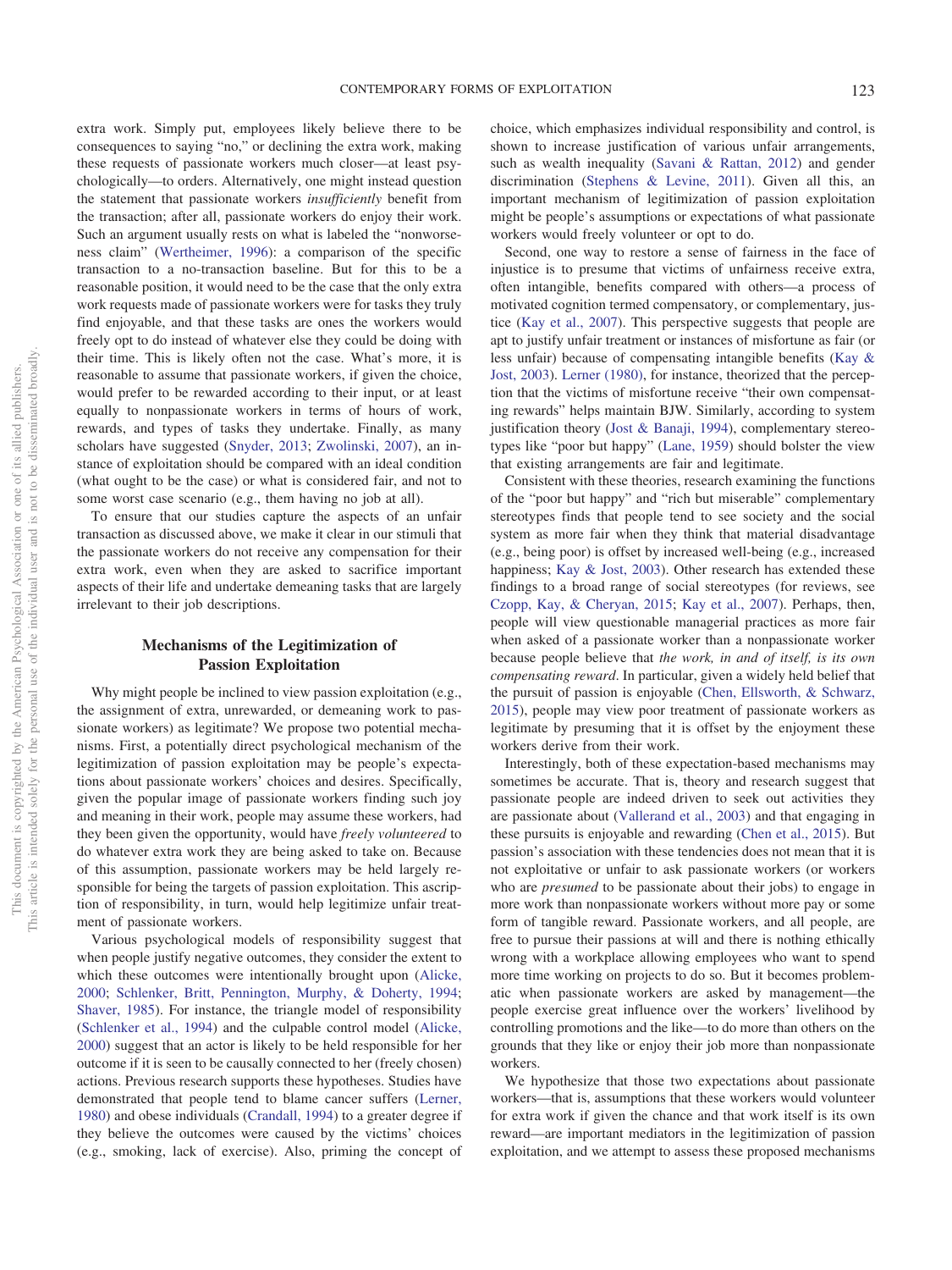extra work. Simply put, employees likely believe there to be consequences to saying "no," or declining the extra work, making these requests of passionate workers much closer—at least psychologically—to orders. Alternatively, one might instead question the statement that passionate workers *insufficiently* benefit from the transaction; after all, passionate workers do enjoy their work. Such an argument usually rests on what is labeled the "nonworseness claim" (Wertheimer, 1996): a comparison of the specific transaction to a no-transaction baseline. But for this to be a reasonable position, it would need to be the case that the only extra work requests made of passionate workers were for tasks they truly find enjoyable, and that these tasks are ones the workers would freely opt to do instead of whatever else they could be doing with their time. This is likely often not the case. What's more, it is reasonable to assume that passionate workers, if given the choice, would prefer to be rewarded according to their input, or at least equally to nonpassionate workers in terms of hours of work, rewards, and types of tasks they undertake. Finally, as many scholars have suggested (Snyder, 2013; Zwolinski, 2007), an instance of exploitation should be compared with an ideal condition (what ought to be the case) or what is considered fair, and not to some worst case scenario (e.g., them having no job at all).

To ensure that our studies capture the aspects of an unfair transaction as discussed above, we make it clear in our stimuli that the passionate workers do not receive any compensation for their extra work, even when they are asked to sacrifice important aspects of their life and undertake demeaning tasks that are largely irrelevant to their job descriptions.

## Mechanisms of the Legitimization of Passion Exploitation

Why might people be inclined to view passion exploitation (e.g., the assignment of extra, unrewarded, or demeaning work to passionate workers) as legitimate? We propose two potential mechanisms. First, a potentially direct psychological mechanism of the legitimization of passion exploitation may be people's expectations about passionate workers' choices and desires. Specifically, given the popular image of passionate workers finding such joy and meaning in their work, people may assume these workers, had they been given the opportunity, would have *freely volunteered* to do whatever extra work they are being asked to take on. Because of this assumption, passionate workers may be held largely responsible for being the targets of passion exploitation. This ascription of responsibility, in turn, would help legitimize unfair treatment of passionate workers.

Various psychological models of responsibility suggest that when people justify negative outcomes, they consider the extent to which these outcomes were intentionally brought upon (Alicke, 2000; Schlenker, Britt, Pennington, Murphy, & Doherty, 1994; Shaver, 1985). For instance, the triangle model of responsibility (Schlenker et al., 1994) and the culpable control model (Alicke, 2000) suggest that an actor is likely to be held responsible for her outcome if it is seen to be causally connected to her (freely chosen) actions. Previous research supports these hypotheses. Studies have demonstrated that people tend to blame cancer suffers (Lerner, 1980) and obese individuals (Crandall, 1994) to a greater degree if they believe the outcomes were caused by the victims' choices (e.g., smoking, lack of exercise). Also, priming the concept of choice, which emphasizes individual responsibility and control, is shown to increase justification of various unfair arrangements, such as wealth inequality (Savani & Rattan, 2012) and gender discrimination (Stephens & Levine, 2011). Given all this, an important mechanism of legitimization of passion exploitation might be people's assumptions or expectations of what passionate workers would freely volunteer or opt to do.

Second, one way to restore a sense of fairness in the face of injustice is to presume that victims of unfairness receive extra, often intangible, benefits compared with others—a process of motivated cognition termed compensatory, or complementary, justice (Kay et al., 2007). This perspective suggests that people are apt to justify unfair treatment or instances of misfortune as fair (or less unfair) because of compensating intangible benefits (Kay & Jost, 2003). Lerner (1980), for instance, theorized that the perception that the victims of misfortune receive "their own compensating rewards" helps maintain BJW. Similarly, according to system justification theory (Jost & Banaji, 1994), complementary stereotypes like "poor but happy" (Lane, 1959) should bolster the view that existing arrangements are fair and legitimate.

Consistent with these theories, research examining the functions of the "poor but happy" and "rich but miserable" complementary stereotypes finds that people tend to see society and the social system as more fair when they think that material disadvantage (e.g., being poor) is offset by increased well-being (e.g., increased happiness; Kay & Jost, 2003). Other research has extended these findings to a broad range of social stereotypes (for reviews, see Czopp, Kay, & Cheryan, 2015; Kay et al., 2007). Perhaps, then, people will view questionable managerial practices as more fair when asked of a passionate worker than a nonpassionate worker because people believe that *the work, in and of itself, is its own compensating reward*. In particular, given a widely held belief that the pursuit of passion is enjoyable (Chen, Ellsworth, & Schwarz, 2015), people may view poor treatment of passionate workers as legitimate by presuming that it is offset by the enjoyment these workers derive from their work.

Interestingly, both of these expectation-based mechanisms may sometimes be accurate. That is, theory and research suggest that passionate people are indeed driven to seek out activities they are passionate about (Vallerand et al., 2003) and that engaging in these pursuits is enjoyable and rewarding (Chen et al., 2015). But passion's association with these tendencies does not mean that it is not exploitative or unfair to ask passionate workers (or workers who are *presumed* to be passionate about their jobs) to engage in more work than nonpassionate workers without more pay or some form of tangible reward. Passionate workers, and all people, are free to pursue their passions at will and there is nothing ethically wrong with a workplace allowing employees who want to spend more time working on projects to do so. But it becomes problematic when passionate workers are asked by management—the people exercise great influence over the workers' livelihood by controlling promotions and the like—to do more than others on the grounds that they like or enjoy their job more than nonpassionate workers.

We hypothesize that those two expectations about passionate workers—that is, assumptions that these workers would volunteer for extra work if given the chance and that work itself is its own reward—are important mediators in the legitimization of passion exploitation, and we attempt to assess these proposed mechanisms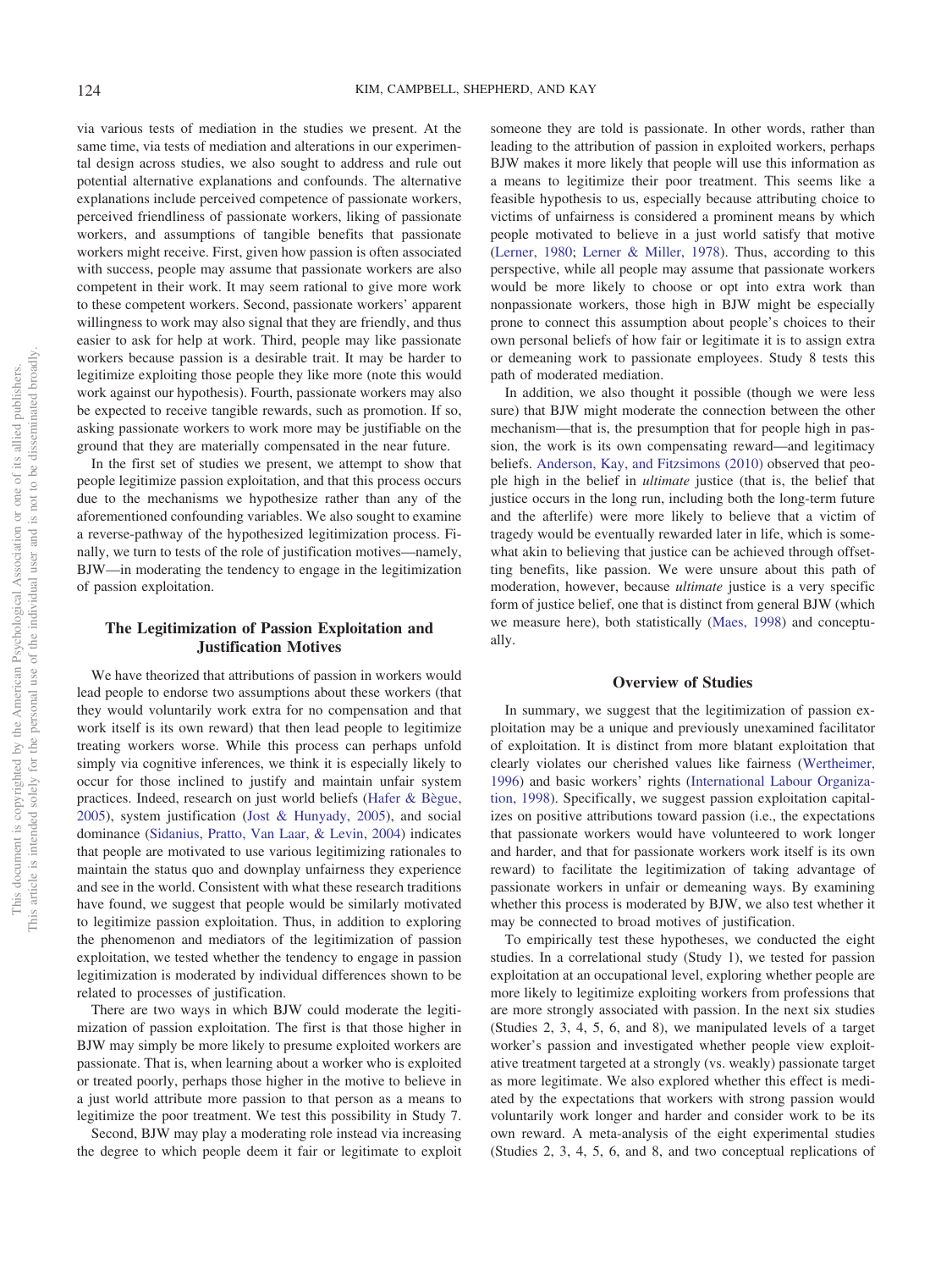via various tests of mediation in the studies we present. At the same time, via tests of mediation and alterations in our experimental design across studies, we also sought to address and rule out potential alternative explanations and confounds. The alternative explanations include perceived competence of passionate workers, perceived friendliness of passionate workers, liking of passionate workers, and assumptions of tangible benefits that passionate workers might receive. First, given how passion is often associated with success, people may assume that passionate workers are also competent in their work. It may seem rational to give more work to these competent workers. Second, passionate workers' apparent willingness to work may also signal that they are friendly, and thus easier to ask for help at work. Third, people may like passionate workers because passion is a desirable trait. It may be harder to legitimize exploiting those people they like more (note this would work against our hypothesis). Fourth, passionate workers may also be expected to receive tangible rewards, such as promotion. If so, asking passionate workers to work more may be justifiable on the ground that they are materially compensated in the near future.

In the first set of studies we present, we attempt to show that people legitimize passion exploitation, and that this process occurs due to the mechanisms we hypothesize rather than any of the aforementioned confounding variables. We also sought to examine a reverse-pathway of the hypothesized legitimization process. Finally, we turn to tests of the role of justification motives—namely, BJW—in moderating the tendency to engage in the legitimization of passion exploitation.

## The Legitimization of Passion Exploitation and Justification Motives

We have theorized that attributions of passion in workers would lead people to endorse two assumptions about these workers (that they would voluntarily work extra for no compensation and that work itself is its own reward) that then lead people to legitimize treating workers worse. While this process can perhaps unfold simply via cognitive inferences, we think it is especially likely to occur for those inclined to justify and maintain unfair system practices. Indeed, research on just world beliefs (Hafer & Bègue, 2005), system justification (Jost & Hunyady, 2005), and social dominance (Sidanius, Pratto, Van Laar, & Levin, 2004) indicates that people are motivated to use various legitimizing rationales to maintain the status quo and downplay unfairness they experience and see in the world. Consistent with what these research traditions have found, we suggest that people would be similarly motivated to legitimize passion exploitation. Thus, in addition to exploring the phenomenon and mediators of the legitimization of passion exploitation, we tested whether the tendency to engage in passion legitimization is moderated by individual differences shown to be related to processes of justification.

There are two ways in which BJW could moderate the legitimization of passion exploitation. The first is that those higher in BJW may simply be more likely to presume exploited workers are passionate. That is, when learning about a worker who is exploited or treated poorly, perhaps those higher in the motive to believe in a just world attribute more passion to that person as a means to legitimize the poor treatment. We test this possibility in Study 7.

Second, BJW may play a moderating role instead via increasing the degree to which people deem it fair or legitimate to exploit someone they are told is passionate. In other words, rather than leading to the attribution of passion in exploited workers, perhaps BJW makes it more likely that people will use this information as a means to legitimize their poor treatment. This seems like a feasible hypothesis to us, especially because attributing choice to victims of unfairness is considered a prominent means by which people motivated to believe in a just world satisfy that motive (Lerner, 1980; Lerner & Miller, 1978). Thus, according to this perspective, while all people may assume that passionate workers would be more likely to choose or opt into extra work than nonpassionate workers, those high in BJW might be especially prone to connect this assumption about people's choices to their own personal beliefs of how fair or legitimate it is to assign extra or demeaning work to passionate employees. Study 8 tests this path of moderated mediation.

In addition, we also thought it possible (though we were less sure) that BJW might moderate the connection between the other mechanism—that is, the presumption that for people high in passion, the work is its own compensating reward—and legitimacy beliefs. Anderson, Kay, and Fitzsimons (2010) observed that people high in the belief in *ultimate* justice (that is, the belief that justice occurs in the long run, including both the long-term future and the afterlife) were more likely to believe that a victim of tragedy would be eventually rewarded later in life, which is somewhat akin to believing that justice can be achieved through offsetting benefits, like passion. We were unsure about this path of moderation, however, because *ultimate* justice is a very specific form of justice belief, one that is distinct from general BJW (which we measure here), both statistically (Maes, 1998) and conceptually.

## Overview of Studies

In summary, we suggest that the legitimization of passion exploitation may be a unique and previously unexamined facilitator of exploitation. It is distinct from more blatant exploitation that clearly violates our cherished values like fairness (Wertheimer, 1996) and basic workers' rights (International Labour Organization, 1998). Specifically, we suggest passion exploitation capitalizes on positive attributions toward passion (i.e., the expectations that passionate workers would have volunteered to work longer and harder, and that for passionate workers work itself is its own reward) to facilitate the legitimization of taking advantage of passionate workers in unfair or demeaning ways. By examining whether this process is moderated by BJW, we also test whether it may be connected to broad motives of justification.

To empirically test these hypotheses, we conducted the eight studies. In a correlational study (Study 1), we tested for passion exploitation at an occupational level, exploring whether people are more likely to legitimize exploiting workers from professions that are more strongly associated with passion. In the next six studies (Studies 2, 3, 4, 5, 6, and 8), we manipulated levels of a target worker's passion and investigated whether people view exploitative treatment targeted at a strongly (vs. weakly) passionate target as more legitimate. We also explored whether this effect is mediated by the expectations that workers with strong passion would voluntarily work longer and harder and consider work to be its own reward. A meta-analysis of the eight experimental studies (Studies 2, 3, 4, 5, 6, and 8, and two conceptual replications of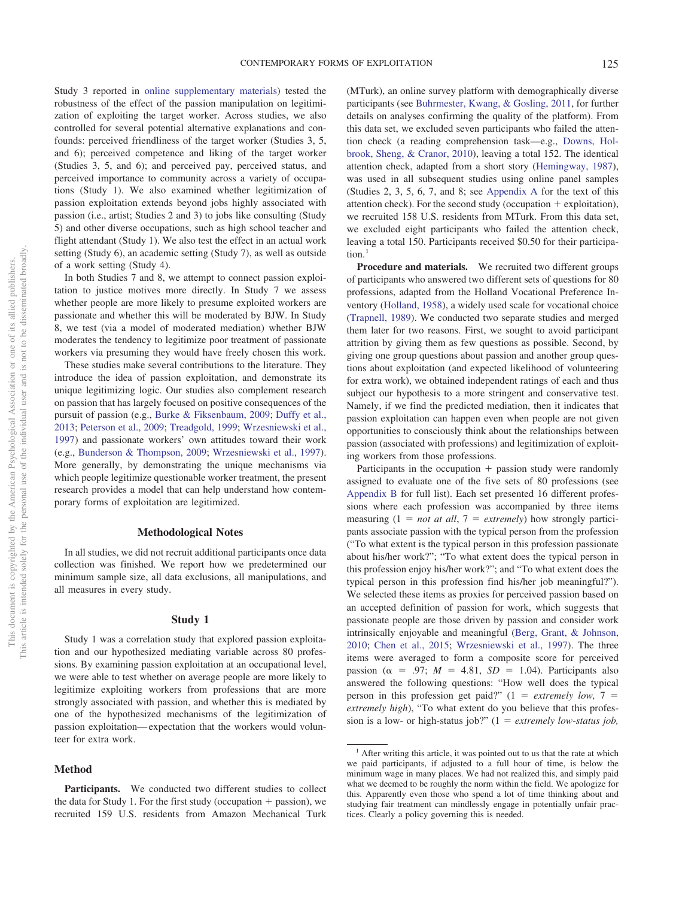Study 3 reported in online supplementary materials) tested the robustness of the effect of the passion manipulation on legitimization of exploiting the target worker. Across studies, we also controlled for several potential alternative explanations and confounds: perceived friendliness of the target worker (Studies 3, 5, and 6); perceived competence and liking of the target worker (Studies 3, 5, and 6); and perceived pay, perceived status, and perceived importance to community across a variety of occupations (Study 1). We also examined whether legitimization of passion exploitation extends beyond jobs highly associated with passion (i.e., artist; Studies 2 and 3) to jobs like consulting (Study 5) and other diverse occupations, such as high school teacher and flight attendant (Study 1). We also test the effect in an actual work setting (Study 6), an academic setting (Study 7), as well as outside of a work setting (Study 4).

In both Studies 7 and 8, we attempt to connect passion exploitation to justice motives more directly. In Study 7 we assess whether people are more likely to presume exploited workers are passionate and whether this will be moderated by BJW. In Study 8, we test (via a model of moderated mediation) whether BJW moderates the tendency to legitimize poor treatment of passionate workers via presuming they would have freely chosen this work.

These studies make several contributions to the literature. They introduce the idea of passion exploitation, and demonstrate its unique legitimizing logic. Our studies also complement research on passion that has largely focused on positive consequences of the pursuit of passion (e.g., Burke & Fiksenbaum, 2009; Duffy et al., 2013; Peterson et al., 2009; Treadgold, 1999; Wrzesniewski et al., 1997) and passionate workers' own attitudes toward their work (e.g., Bunderson & Thompson, 2009; Wrzesniewski et al., 1997). More generally, by demonstrating the unique mechanisms via which people legitimize questionable worker treatment, the present research provides a model that can help understand how contemporary forms of exploitation are legitimized.

## Methodological Notes

In all studies, we did not recruit additional participants once data collection was finished. We report how we predetermined our minimum sample size, all data exclusions, all manipulations, and all measures in every study.

## Study 1

Study 1 was a correlation study that explored passion exploitation and our hypothesized mediating variable across 80 professions. By examining passion exploitation at an occupational level, we were able to test whether on average people are more likely to legitimize exploiting workers from professions that are more strongly associated with passion, and whether this is mediated by one of the hypothesized mechanisms of the legitimization of passion exploitation—expectation that the workers would volunteer for extra work.

### Method

**Participants.** We conducted two different studies to collect the data for Study 1. For the first study (occupation + passion), we recruited 159 U.S. residents from Amazon Mechanical Turk (MTurk), an online survey platform with demographically diverse participants (see Buhrmester, Kwang, & Gosling, 2011, for further details on analyses confirming the quality of the platform). From this data set, we excluded seven participants who failed the attention check (a reading comprehension task—e.g., Downs, Holbrook, Sheng, & Cranor, 2010), leaving a total 152. The identical attention check, adapted from a short story (Hemingway, 1987), was used in all subsequent studies using online panel samples (Studies 2, 3, 5, 6, 7, and 8; see Appendix A for the text of this attention check). For the second study (occupation + exploitation), we recruited 158 U.S. residents from MTurk. From this data set, we excluded eight participants who failed the attention check, leaving a total 150. Participants received $0.50 for their participation.[1]

**Procedure and materials.** We recruited two different groups of participants who answered two different sets of questions for 80 professions, adapted from the Holland Vocational Preference Inventory (Holland, 1958), a widely used scale for vocational choice (Trapnell, 1989). We conducted two separate studies and merged them later for two reasons. First, we sought to avoid participant attrition by giving them as few questions as possible. Second, by giving one group questions about passion and another group questions about exploitation (and expected likelihood of volunteering for extra work), we obtained independent ratings of each and thus subject our hypothesis to a more stringent and conservative test. Namely, if we find the predicted mediation, then it indicates that passion exploitation can happen even when people are not given opportunities to consciously think about the relationships between passion (associated with professions) and legitimization of exploiting workers from those professions.

Participants in the occupation + passion study were randomly assigned to evaluate one of the five sets of 80 professions (see Appendix B for full list). Each set presented 16 different professions where each profession was accompanied by three items measuring (1 = *not at all*, 7 = *extremely*) how strongly participants associate passion with the typical person from the profession ("To what extent is the typical person in this profession passionate about his/her work?"; "To what extent does the typical person in this profession enjoy his/her work?"; and "To what extent does the typical person in this profession find his/her job meaningful?"). We selected these items as proxies for perceived passion based on an accepted definition of passion for work, which suggests that passionate people are those driven by passion and consider work intrinsically enjoyable and meaningful (Berg, Grant, & Johnson, 2010; Chen et al., 2015; Wrzesniewski et al., 1997). The three items were averaged to form a composite score for perceived passion ($\alpha$ = .97; $M$ = 4.81, $SD$ = 1.04). Participants also answered the following questions: "How well does the typical person in this profession get paid?" (1 = *extremely low*, 7 = *extremely high*), "To what extent do you believe that this profession is a low- or high-status job?" (1 = *extremely low-status job*,

[1] After writing this article, it was pointed out to us that the rate at which we paid participants, if adjusted to a full hour of time, is below the minimum wage in many places. We had not realized this, and simply paid what we deemed to be roughly the norm within the field. We apologize for this. Apparently even those who spend a lot of time thinking about and studying fair treatment can mindlessly engage in potentially unfair practices. Clearly a policy governing this is needed.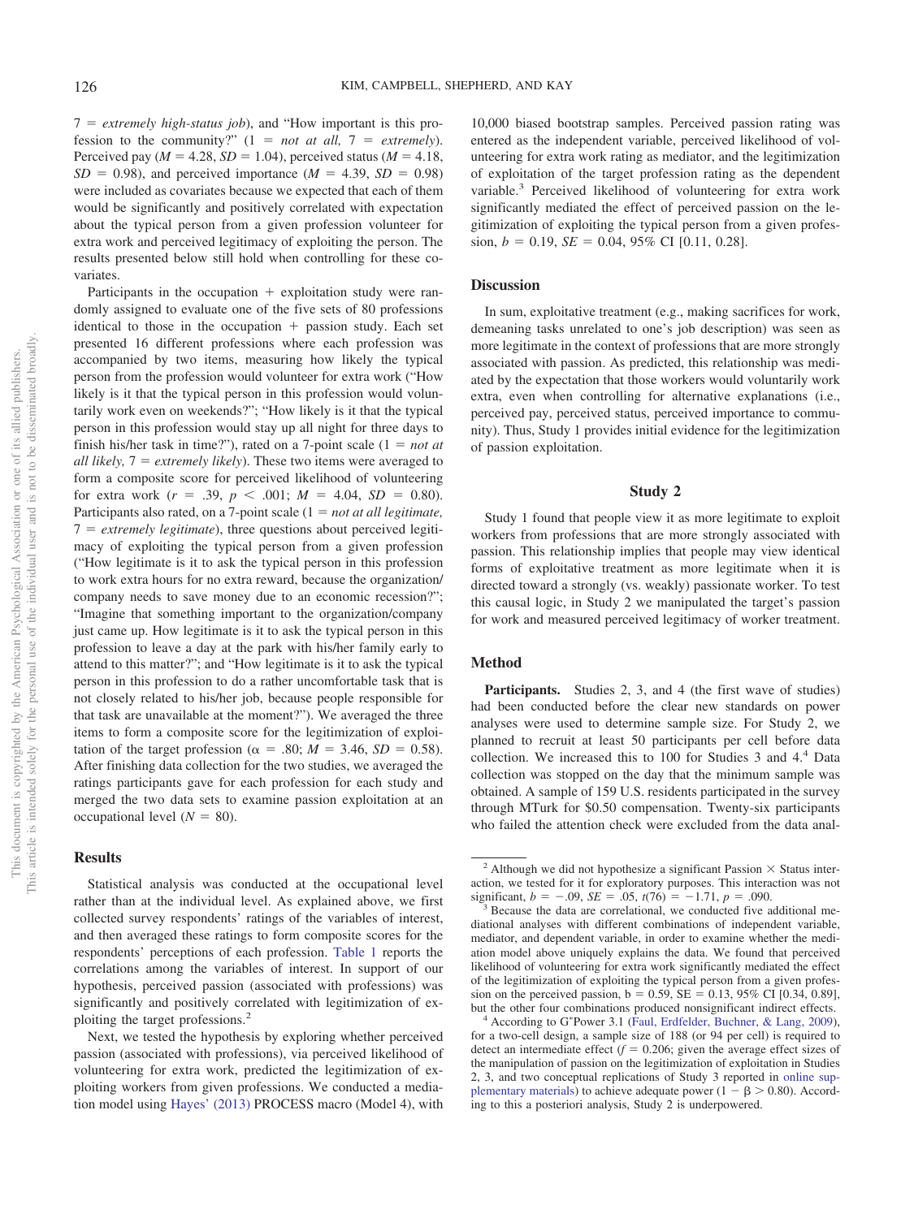7 = *extremely high-status job*), and "How important is this profession to the community?" (1 = *not at all,* 7 = *extremely*). Perceived pay (*M* = 4.28, *SD* = 1.04), perceived status (*M* = 4.18, *SD* = 0.98), and perceived importance (*M* = 4.39, *SD* = 0.98) were included as covariates because we expected that each of them would be significantly and positively correlated with expectation about the typical person from a given profession volunteer for extra work and perceived legitimacy of exploiting the person. The results presented below still hold when controlling for these covariates.

Participants in the occupation + exploitation study were randomly assigned to evaluate one of the five sets of 80 professions identical to those in the occupation + passion study. Each set presented 16 different professions where each profession was accompanied by two items, measuring how likely the typical person from the profession would volunteer for extra work ("How likely is it that the typical person in this profession would voluntarily work even on weekends?"; "How likely is it that the typical person in this profession would stay up all night for three days to finish his/her task in time?"), rated on a 7-point scale (1 = *not at all likely,* 7 = *extremely likely*). These two items were averaged to form a composite score for perceived likelihood of volunteering for extra work ($r$ = .39, $p$ < .001; *M* = 4.04, *SD* = 0.80). Participants also rated, on a 7-point scale (1 = *not at all legitimate,* 7 = *extremely legitimate*), three questions about perceived legitimacy of exploiting the typical person from a given profession ("How legitimate is it to ask the typical person in this profession to work extra hours for no extra reward, because the organization/company needs to save money due to an economic recession?"; "Imagine that something important to the organization/company just came up. How legitimate is it to ask the typical person in this profession to leave a day at the park with his/her family early to attend to this matter?"; and "How legitimate is it to ask the typical person in this profession to do a rather uncomfortable task that is not closely related to his/her job, because people responsible for that task are unavailable at the moment?"). We averaged the three items to form a composite score for the legitimization of exploitation of the target profession ($\alpha$ = .80; *M* = 3.46, *SD* = 0.58). After finishing data collection for the two studies, we averaged the ratings participants gave for each profession for each study and merged the two data sets to examine passion exploitation at an occupational level (*N* = 80).

## Results

Statistical analysis was conducted at the occupational level rather than at the individual level. As explained above, we first collected survey respondents' ratings of the variables of interest, and then averaged these ratings to form composite scores for the respondents' perceptions of each profession. Table 1 reports the correlations among the variables of interest. In support of our hypothesis, perceived passion (associated with professions) was significantly and positively correlated with legitimization of exploiting the target professions.[2]

Next, we tested the hypothesis by exploring whether perceived passion (associated with professions), via perceived likelihood of volunteering for extra work, predicted the legitimization of exploiting workers from given professions. We conducted a mediation model using Hayes' (2013) PROCESS macro (Model 4), with 10,000 biased bootstrap samples. Perceived passion rating was entered as the independent variable, perceived likelihood of volunteering for extra work rating as mediator, and the legitimization of exploitation of the target profession rating as the dependent variable.[3] Perceived likelihood of volunteering for extra work significantly mediated the effect of perceived passion on the legitimization of exploiting the typical person from a given profession, $b$ = 0.19, *SE* = 0.04, 95% CI [0.11, 0.28].

## Discussion

In sum, exploitative treatment (e.g., making sacrifices for work, demeaning tasks unrelated to one's job description) was seen as more legitimate in the context of professions that are more strongly associated with passion. As predicted, this relationship was mediated by the expectation that those workers would voluntarily work extra, even when controlling for alternative explanations (i.e., perceived pay, perceived status, perceived importance to community). Thus, Study 1 provides initial evidence for the legitimization of passion exploitation.

# Study 2

Study 1 found that people view it as more legitimate to exploit workers from professions that are more strongly associated with passion. This relationship implies that people may view identical forms of exploitative treatment as more legitimate when it is directed toward a strongly (vs. weakly) passionate worker. To test this causal logic, in Study 2 we manipulated the target's passion for work and measured perceived legitimacy of worker treatment.

## Method

**Participants.** Studies 2, 3, and 4 (the first wave of studies) had been conducted before the clear new standards on power analyses were used to determine sample size. For Study 2, we planned to recruit at least 50 participants per cell before data collection. We increased this to 100 for Studies 3 and 4.[4] Data collection was stopped on the day that the minimum sample was obtained. A sample of 159 U.S. residents participated in the survey through MTurk for $0.50 compensation. Twenty-six participants who failed the attention check were excluded from the data anal-

[2] Although we did not hypothesize a significant Passion × Status interaction, we tested for it for exploratory purposes. This interaction was not significant, $b$ = −.09, *SE* = .05, $t(76)$ = −1.71, $p$ = .090.

[3] Because the data are correlational, we conducted five additional mediational analyses with different combinations of independent variable, mediator, and dependent variable, in order to examine whether the mediation model above uniquely explains the data. We found that perceived likelihood of volunteering for extra work significantly mediated the effect of the legitimization of exploiting the typical person from a given profession on the perceived passion, b = 0.59, SE = 0.13, 95% CI [0.34, 0.89], but the other four combinations produced nonsignificant indirect effects.

[4] According to G*Power 3.1 (Faul, Erdfelder, Buchner, & Lang, 2009), for a two-cell design, a sample size of 188 (or 94 per cell) is required to detect an intermediate effect ($f$ = 0.206; given the average effect sizes of the manipulation of passion on the legitimization of exploitation in Studies 2, 3, and two conceptual replications of Study 3 reported in online supplementary materials) to achieve adequate power ($1 - \beta > 0.80$). According to this a posteriori analysis, Study 2 is underpowered.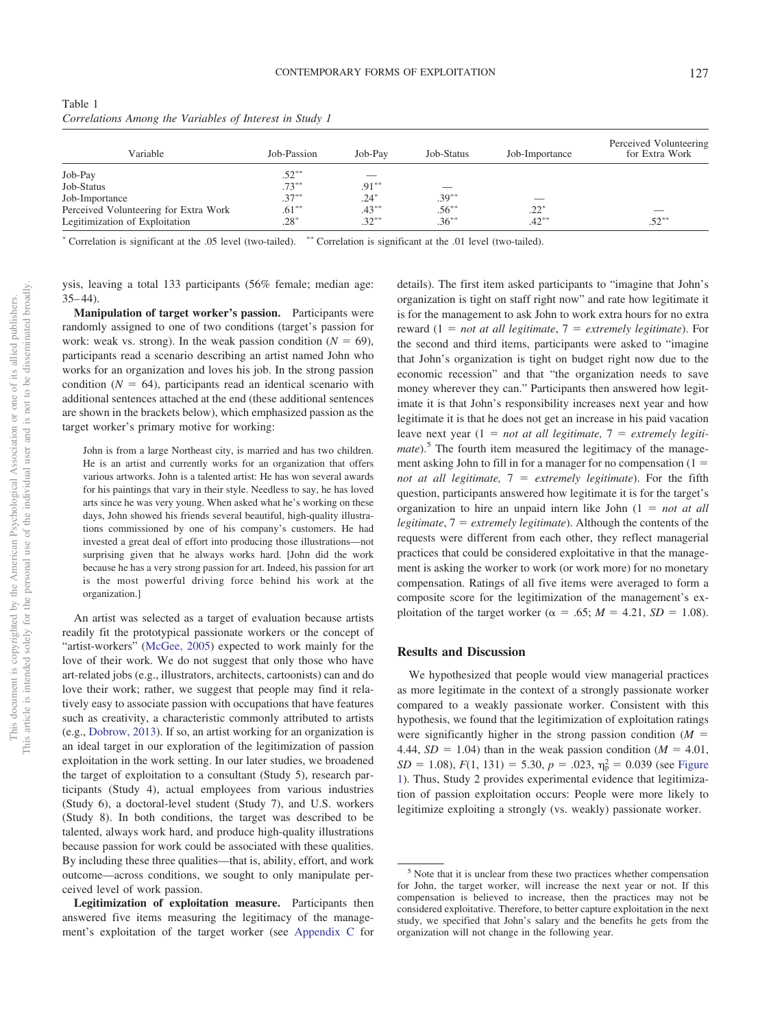Table 1
*Correlations Among the Variables of Interest in Study 1*

| Variable | Job-Passion | Job-Pay | Job-Status | Job-Importance | Perceived Volunteering for Extra Work |
|---|---|---|---|---|---|
| Job-Pay | .52** | — | | | |
| Job-Status | .73** | .91** | — | | |
| Job-Importance | .37** | .24* | .39** | — | |
| Perceived Volunteering for Extra Work | .61** | .43** | .56** | .22* | — |
| Legitimization of Exploitation | .28* | .32** | .36** | .42** | .52** |

* Correlation is significant at the .05 level (two-tailed). ** Correlation is significant at the .01 level (two-tailed).

ysis, leaving a total 133 participants (56% female; median age: 35–44).

**Manipulation of target worker's passion.** Participants were randomly assigned to one of two conditions (target's passion for work: weak vs. strong). In the weak passion condition ($N = 69$), participants read a scenario describing an artist named John who works for an organization and loves his job. In the strong passion condition ($N = 64$), participants read an identical scenario with additional sentences attached at the end (these additional sentences are shown in the brackets below), which emphasized passion as the target worker's primary motive for working:

> John is from a large Northeast city, is married and has two children. He is an artist and currently works for an organization that offers various artworks. John is a talented artist: He has won several awards for his paintings that vary in their style. Needless to say, he has loved arts since he was very young. When asked what he's working on these days, John showed his friends several beautiful, high-quality illustrations commissioned by one of his company's customers. He had invested a great deal of effort into producing those illustrations—not surprising given that he always works hard. [John did the work because he has a very strong passion for art. Indeed, his passion for art is the most powerful driving force behind his work at the organization.]

An artist was selected as a target of evaluation because artists readily fit the prototypical passionate workers or the concept of "artist-workers" (McGee, 2005) expected to work mainly for the love of their work. We do not suggest that only those who have art-related jobs (e.g., illustrators, architects, cartoonists) can and do love their work; rather, we suggest that people may find it relatively easy to associate passion with occupations that have features such as creativity, a characteristic commonly attributed to artists (e.g., Dobrow, 2013). If so, an artist working for an organization is an ideal target in our exploration of the legitimization of passion exploitation in the work setting. In our later studies, we broadened the target of exploitation to a consultant (Study 5), research participants (Study 4), actual employees from various industries (Study 6), a doctoral-level student (Study 7), and U.S. workers (Study 8). In both conditions, the target was described to be talented, always work hard, and produce high-quality illustrations because passion for work could be associated with these qualities. By including these three qualities—that is, ability, effort, and work outcome—across conditions, we sought to only manipulate perceived level of work passion.

**Legitimization of exploitation measure.** Participants then answered five items measuring the legitimacy of the management's exploitation of the target worker (see Appendix C for details). The first item asked participants to "imagine that John's organization is tight on staff right now" and rate how legitimate it is for the management to ask John to work extra hours for no extra reward (1 = *not at all legitimate*, 7 = *extremely legitimate*). For the second and third items, participants were asked to "imagine that John's organization is tight on budget right now due to the economic recession" and that "the organization needs to save money wherever they can." Participants then answered how legitimate it is that John's responsibility increases next year and how legitimate it is that he does not get an increase in his paid vacation leave next year (1 = *not at all legitimate,* 7 = *extremely legitimate*).[5] The fourth item measured the legitimacy of the management asking John to fill in for a manager for no compensation (1 = *not at all legitimate,* 7 = *extremely legitimate*). For the fifth question, participants answered how legitimate it is for the target's organization to hire an unpaid intern like John (1 = *not at all legitimate*, 7 = *extremely legitimate*). Although the contents of the requests were different from each other, they reflect managerial practices that could be considered exploitative in that the management is asking the worker to work (or work more) for no monetary compensation. Ratings of all five items were averaged to form a composite score for the legitimization of the management's exploitation of the target worker ($\alpha = .65$; $M = 4.21$, $SD = 1.08$).

## Results and Discussion

We hypothesized that people would view managerial practices as more legitimate in the context of a strongly passionate worker compared to a weakly passionate worker. Consistent with this hypothesis, we found that the legitimization of exploitation ratings were significantly higher in the strong passion condition ($M = 4.44$, $SD = 1.04$) than in the weak passion condition ($M = 4.01$, $SD = 1.08$), $F(1, 131) = 5.30$, $p = .023$, $\eta_p^2 = 0.039$ (see Figure 1). Thus, Study 2 provides experimental evidence that legitimization of passion exploitation occurs: People were more likely to legitimize exploiting a strongly (vs. weakly) passionate worker.

[5] Note that it is unclear from these two practices whether compensation for John, the target worker, will increase the next year or not. If this compensation is believed to increase, then the practices may not be considered exploitative. Therefore, to better capture exploitation in the next study, we specified that John's salary and the benefits he gets from the organization will not change in the following year.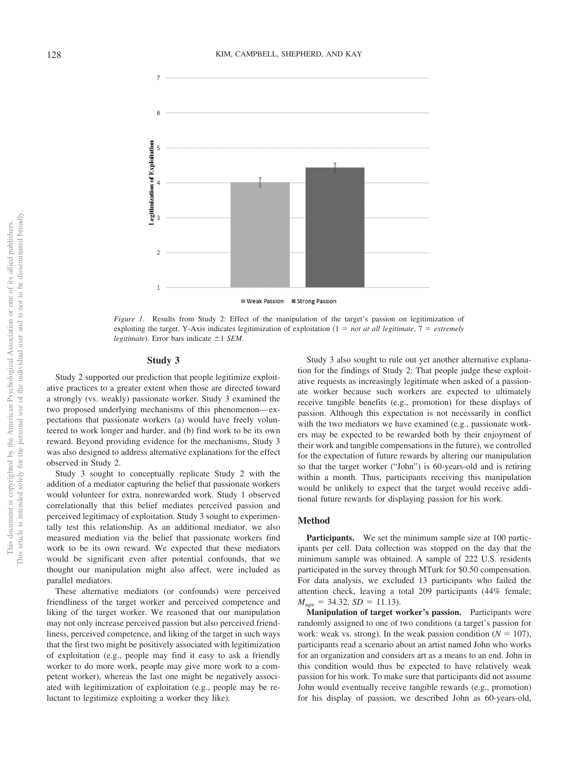*Figure 1.* Results from Study 2: Effect of the manipulation of the target's passion on legitimization of exploiting the target. Y-Axis indicates legitimization of exploitation (1 = *not at all legitimate*, 7 = *extremely legitimate*). Error bars indicate ±1 *SEM*.

## Study 3

Study 2 supported our prediction that people legitimize exploitative practices to a greater extent when those are directed toward a strongly (vs. weakly) passionate worker. Study 3 examined the two proposed underlying mechanisms of this phenomenon—expectations that passionate workers (a) would have freely volunteered to work longer and harder, and (b) find work to be its own reward. Beyond providing evidence for the mechanisms, Study 3 was also designed to address alternative explanations for the effect observed in Study 2.

Study 3 sought to conceptually replicate Study 2 with the addition of a mediator capturing the belief that passionate workers would volunteer for extra, nonrewarded work. Study 1 observed correlationally that this belief mediates perceived passion and perceived legitimacy of exploitation. Study 3 sought to experimentally test this relationship. As an additional mediator, we also measured mediation via the belief that passionate workers find work to be its own reward. We expected that these mediators would be significant even after potential confounds, that we thought our manipulation might also affect, were included as parallel mediators.

These alternative mediators (or confounds) were perceived friendliness of the target worker and perceived competence and liking of the target worker. We reasoned that our manipulation may not only increase perceived passion but also perceived friendliness, perceived competence, and liking of the target in such ways that the first two might be positively associated with legitimization of exploitation (e.g., people may find it easy to ask a friendly worker to do more work, people may give more work to a competent worker), whereas the last one might be negatively associated with legitimization of exploitation (e.g., people may be reluctant to legitimize exploiting a worker they like).

Study 3 also sought to rule out yet another alternative explanation for the findings of Study 2: That people judge these exploitative requests as increasingly legitimate when asked of a passionate worker because such workers are expected to ultimately receive tangible benefits (e.g., promotion) for these displays of passion. Although this expectation is not necessarily in conflict with the two mediators we have examined (e.g., passionate workers may be expected to be rewarded both by their enjoyment of their work and tangible compensations in the future), we controlled for the expectation of future rewards by altering our manipulation so that the target worker ("John") is 60-years-old and is retiring within a month. Thus, participants receiving this manipulation would be unlikely to expect that the target would receive additional future rewards for displaying passion for his work.

### Method

**Participants.** We set the minimum sample size at 100 participants per cell. Data collection was stopped on the day that the minimum sample was obtained. A sample of 222 U.S. residents participated in the survey through MTurk for $0.50 compensation. For data analysis, we excluded 13 participants who failed the attention check, leaving a total 209 participants (44% female; $M_{age}$ = 34.32, *SD* = 11.13).

**Manipulation of target worker's passion.** Participants were randomly assigned to one of two conditions (a target's passion for work: weak vs. strong). In the weak passion condition (*N* = 107), participants read a scenario about an artist named John who works for an organization and considers art as a means to an end. John in this condition would thus be expected to have relatively weak passion for his work. To make sure that participants did not assume John would eventually receive tangible rewards (e.g., promotion) for his display of passion, we described John as 60-years-old,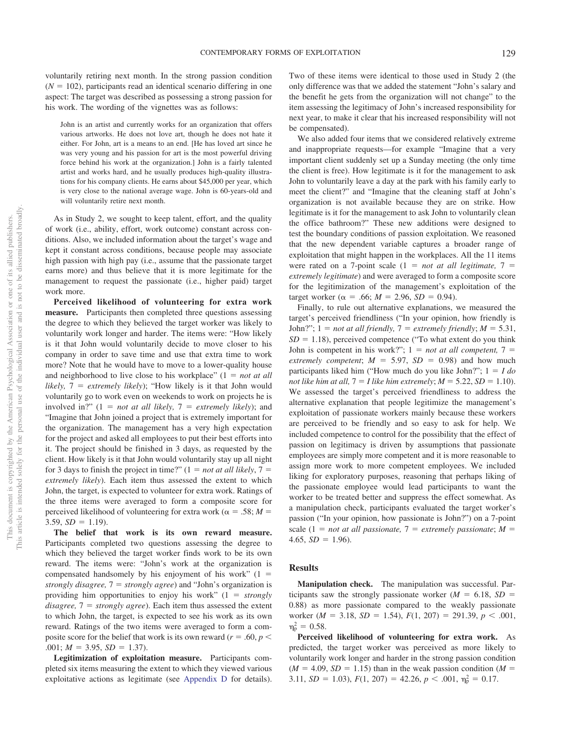voluntarily retiring next month. In the strong passion condition ($N = 102$), participants read an identical scenario differing in one aspect: The target was described as possessing a strong passion for his work. The wording of the vignettes was as follows:

> John is an artist and currently works for an organization that offers various artworks. He does not love art, though he does not hate it either. For John, art is a means to an end. [He has loved art since he was very young and his passion for art is the most powerful driving force behind his work at the organization.] John is a fairly talented artist and works hard, and he usually produces high-quality illustrations for his company clients. He earns about $45,000 per year, which is very close to the national average wage. John is 60-years-old and will voluntarily retire next month.

As in Study 2, we sought to keep talent, effort, and the quality of work (i.e., ability, effort, work outcome) constant across conditions. Also, we included information about the target's wage and kept it constant across conditions, because people may associate high passion with high pay (i.e., assume that the passionate target earns more) and thus believe that it is more legitimate for the management to request the passionate (i.e., higher paid) target work more.

**Perceived likelihood of volunteering for extra work measure.** Participants then completed three questions assessing the degree to which they believed the target worker was likely to voluntarily work longer and harder. The items were: "How likely is it that John would voluntarily decide to move closer to his company in order to save time and use that extra time to work more? Note that he would have to move to a lower-quality house and neighborhood to live close to his workplace" (1 = *not at all likely,* 7 = *extremely likely*); "How likely is it that John would voluntarily go to work even on weekends to work on projects he is involved in?" (1 = *not at all likely,* 7 = *extremely likely*); and "Imagine that John joined a project that is extremely important for the organization. The management has a very high expectation for the project and asked all employees to put their best efforts into it. The project should be finished in 3 days, as requested by the client. How likely is it that John would voluntarily stay up all night for 3 days to finish the project in time?" (1 = *not at all likely*, 7 = *extremely likely*). Each item thus assessed the extent to which John, the target, is expected to volunteer for extra work. Ratings of the three items were averaged to form a composite score for perceived likelihood of volunteering for extra work ($\alpha = .58$; $M = 3.59$, $SD = 1.19$).

**The belief that work is its own reward measure.** Participants completed two questions assessing the degree to which they believed the target worker finds work to be its own reward. The items were: "John's work at the organization is compensated handsomely by his enjoyment of his work" (1 = *strongly disagree,* 7 = *strongly agree*) and "John's organization is providing him opportunities to enjoy his work" (1 = *strongly disagree,* 7 = *strongly agree*). Each item thus assessed the extent to which John, the target, is expected to see his work as its own reward. Ratings of the two items were averaged to form a composite score for the belief that work is its own reward ($r = .60$, $p < .001$; $M = 3.95$, $SD = 1.37$).

**Legitimization of exploitation measure.** Participants completed six items measuring the extent to which they viewed various exploitative actions as legitimate (see Appendix D for details). Two of these items were identical to those used in Study 2 (the only difference was that we added the statement "John's salary and the benefit he gets from the organization will not change" to the item assessing the legitimacy of John's increased responsibility for next year, to make it clear that his increased responsibility will not be compensated).

We also added four items that we considered relatively extreme and inappropriate requests—for example "Imagine that a very important client suddenly set up a Sunday meeting (the only time the client is free). How legitimate is it for the management to ask John to voluntarily leave a day at the park with his family early to meet the client?" and "Imagine that the cleaning staff at John's organization is not available because they are on strike. How legitimate is it for the management to ask John to voluntarily clean the office bathroom?" These new additions were designed to test the boundary conditions of passion exploitation. We reasoned that the new dependent variable captures a broader range of exploitation that might happen in the workplaces. All the 11 items were rated on a 7-point scale (1 = *not at all legitimate,* 7 = *extremely legitimate*) and were averaged to form a composite score for the legitimization of the management's exploitation of the target worker ($\alpha = .66$; $M = 2.96$, $SD = 0.94$).

Finally, to rule out alternative explanations, we measured the target's perceived friendliness ("In your opinion, how friendly is John?"; 1 = *not at all friendly,* 7 = *extremely friendly*; $M = 5.31$, $SD = 1.18$), perceived competence ("To what extent do you think John is competent in his work?"; 1 = *not at all competent,* 7 = *extremely competent*; $M = 5.97$, $SD = 0.98$) and how much participants liked him ("How much do you like John?"; 1 = *I do not like him at all,* 7 = *I like him extremely*; $M = 5.22$, $SD = 1.10$). We assessed the target's perceived friendliness to address the alternative explanation that people legitimize the management's exploitation of passionate workers mainly because these workers are perceived to be friendly and so easy to ask for help. We included competence to control for the possibility that the effect of passion on legitimacy is driven by assumptions that passionate employees are simply more competent and it is more reasonable to assign more work to more competent employees. We included liking for exploratory purposes, reasoning that perhaps liking of the passionate employee would lead participants to want the worker to be treated better and suppress the effect somewhat. As a manipulation check, participants evaluated the target worker's passion ("In your opinion, how passionate is John?") on a 7-point scale (1 = *not at all passionate,* 7 = *extremely passionate*; $M = 4.65$, $SD = 1.96$).

## Results

**Manipulation check.** The manipulation was successful. Participants saw the strongly passionate worker ($M = 6.18$, $SD = 0.88$) as more passionate compared to the weakly passionate worker ($M = 3.18$, $SD = 1.54$), $F(1, 207) = 291.39$, $p < .001$, $\eta_p^2 = 0.58$.

**Perceived likelihood of volunteering for extra work.** As predicted, the target worker was perceived as more likely to voluntarily work longer and harder in the strong passion condition ($M = 4.09$, $SD = 1.15$) than in the weak passion condition ($M = 3.11$, $SD = 1.03$), $F(1, 207) = 42.26$, $p < .001$, $\eta_p^2 = 0.17$.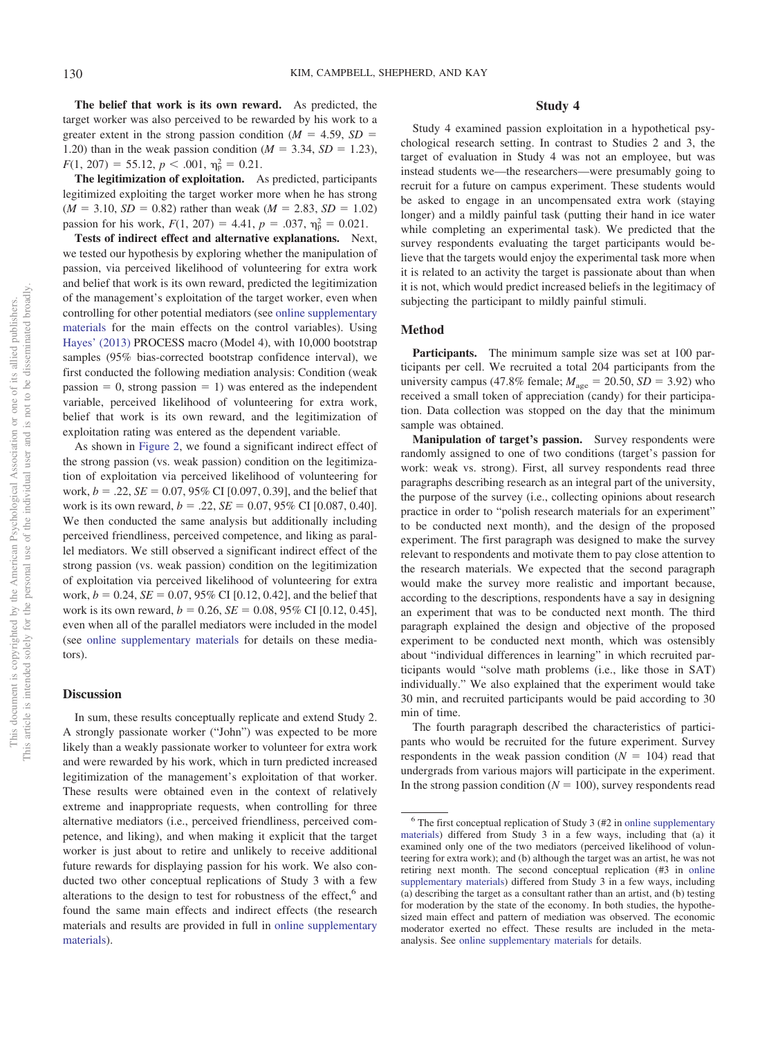**The belief that work is its own reward.** As predicted, the target worker was also perceived to be rewarded by his work to a greater extent in the strong passion condition ($M$ = 4.59, $SD$ = 1.20) than in the weak passion condition ($M$ = 3.34, $SD$ = 1.23), $F(1, 207)$ = 55.12, $p$ < .001, $\eta_p^2$ = 0.21.

**The legitimization of exploitation.** As predicted, participants legitimized exploiting the target worker more when he has strong ($M$ = 3.10, $SD$ = 0.82) rather than weak ($M$ = 2.83, $SD$ = 1.02) passion for his work, $F(1, 207)$ = 4.41, $p$ = .037, $\eta_p^2$ = 0.021.

**Tests of indirect effect and alternative explanations.** Next, we tested our hypothesis by exploring whether the manipulation of passion, via perceived likelihood of volunteering for extra work and belief that work is its own reward, predicted the legitimization of the management's exploitation of the target worker, even when controlling for other potential mediators (see online supplementary materials for the main effects on the control variables). Using Hayes' (2013) PROCESS macro (Model 4), with 10,000 bootstrap samples (95% bias-corrected bootstrap confidence interval), we first conducted the following mediation analysis: Condition (weak passion = 0, strong passion = 1) was entered as the independent variable, perceived likelihood of volunteering for extra work, belief that work is its own reward, and the legitimization of exploitation rating was entered as the dependent variable.

As shown in Figure 2, we found a significant indirect effect of the strong passion (vs. weak passion) condition on the legitimization of exploitation via perceived likelihood of volunteering for work, $b$ = .22, $SE$ = 0.07, 95% CI [0.097, 0.39], and the belief that work is its own reward, $b$ = .22, $SE$ = 0.07, 95% CI [0.087, 0.40]. We then conducted the same analysis but additionally including perceived friendliness, perceived competence, and liking as parallel mediators. We still observed a significant indirect effect of the strong passion (vs. weak passion) condition on the legitimization of exploitation via perceived likelihood of volunteering for extra work, $b$ = 0.24, $SE$ = 0.07, 95% CI [0.12, 0.42], and the belief that work is its own reward, $b$ = 0.26, $SE$ = 0.08, 95% CI [0.12, 0.45], even when all of the parallel mediators were included in the model (see online supplementary materials for details on these mediators).

## Discussion

In sum, these results conceptually replicate and extend Study 2. A strongly passionate worker ("John") was expected to be more likely than a weakly passionate worker to volunteer for extra work and were rewarded by his work, which in turn predicted increased legitimization of the management's exploitation of that worker. These results were obtained even in the context of relatively extreme and inappropriate requests, when controlling for three alternative mediators (i.e., perceived friendliness, perceived competence, and liking), and when making it explicit that the target worker is just about to retire and unlikely to receive additional future rewards for displaying passion for his work. We also conducted two other conceptual replications of Study 3 with a few alterations to the design to test for robustness of the effect,[6] and found the same main effects and indirect effects (the research materials and results are provided in full in online supplementary materials).

## Study 4

Study 4 examined passion exploitation in a hypothetical psychological research setting. In contrast to Studies 2 and 3, the target of evaluation in Study 4 was not an employee, but was instead students we—the researchers—were presumably going to recruit for a future on campus experiment. These students would be asked to engage in an uncompensated extra work (staying longer) and a mildly painful task (putting their hand in ice water while completing an experimental task). We predicted that the survey respondents evaluating the target participants would believe that the targets would enjoy the experimental task more when it is related to an activity the target is passionate about than when it is not, which would predict increased beliefs in the legitimacy of subjecting the participant to mildly painful stimuli.

### Method

**Participants.** The minimum sample size was set at 100 participants per cell. We recruited a total 204 participants from the university campus (47.8% female; $M_{age}$ = 20.50, $SD$ = 3.92) who received a small token of appreciation (candy) for their participation. Data collection was stopped on the day that the minimum sample was obtained.

**Manipulation of target's passion.** Survey respondents were randomly assigned to one of two conditions (target's passion for work: weak vs. strong). First, all survey respondents read three paragraphs describing research as an integral part of the university, the purpose of the survey (i.e., collecting opinions about research practice in order to "polish research materials for an experiment" to be conducted next month), and the design of the proposed experiment. The first paragraph was designed to make the survey relevant to respondents and motivate them to pay close attention to the research materials. We expected that the second paragraph would make the survey more realistic and important because, according to the descriptions, respondents have a say in designing an experiment that was to be conducted next month. The third paragraph explained the design and objective of the proposed experiment to be conducted next month, which was ostensibly about "individual differences in learning" in which recruited participants would "solve math problems (i.e., like those in SAT) individually." We also explained that the experiment would take 30 min, and recruited participants would be paid according to 30 min of time.

The fourth paragraph described the characteristics of participants who would be recruited for the future experiment. Survey respondents in the weak passion condition ($N$ = 104) read that undergrads from various majors will participate in the experiment. In the strong passion condition ($N$ = 100), survey respondents read

[6] The first conceptual replication of Study 3 (#2 in online supplementary materials) differed from Study 3 in a few ways, including that (a) it examined only one of the two mediators (perceived likelihood of volunteering for extra work); and (b) although the target was an artist, he was not retiring next month. The second conceptual replication (#3 in online supplementary materials) differed from Study 3 in a few ways, including (a) describing the target as a consultant rather than an artist, and (b) testing for moderation by the state of the economy. In both studies, the hypothesized main effect and pattern of mediation was observed. The economic moderator exerted no effect. These results are included in the meta-analysis. See online supplementary materials for details.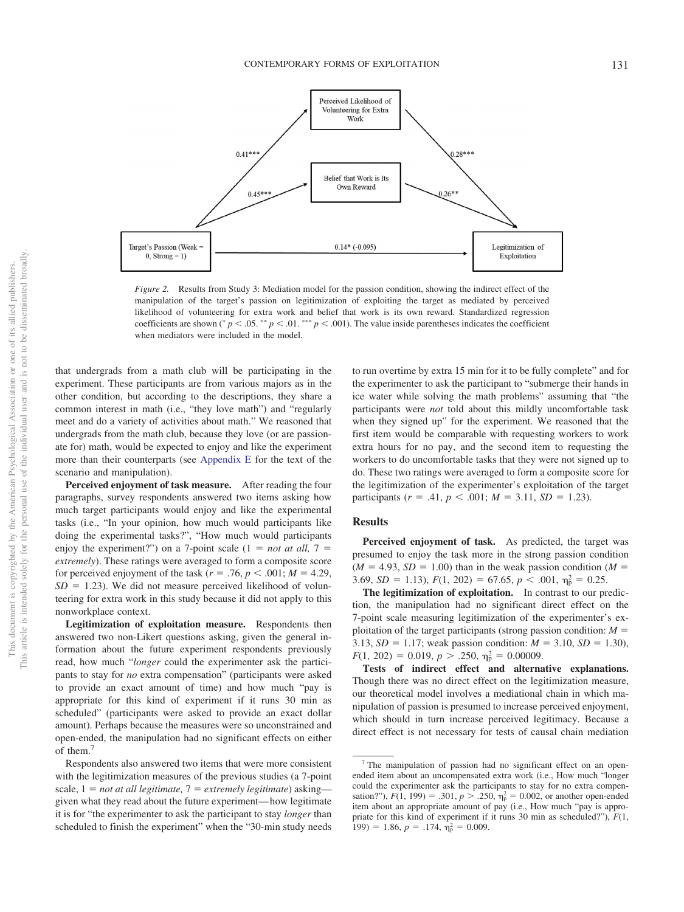Perceived Likelihood of Volunteering for Extra Work

Belief that Work is Its Own Reward

Target's Passion (Weak = 0, Strong = 1)

Legitimization of Exploitation

0.41***

0.28***

0.45***

0.26**

0.14* (-0.095)

*Figure 2.* Results from Study 3: Mediation model for the passion condition, showing the indirect effect of the manipulation of the target's passion on legitimization of exploiting the target as mediated by perceived likelihood of volunteering for extra work and belief that work is its own reward. Standardized regression coefficients are shown (* $p < .05$. ** $p < .01$. *** $p < .001$). The value inside parentheses indicates the coefficient when mediators were included in the model.

that undergrads from a math club will be participating in the experiment. These participants are from various majors as in the other condition, but according to the descriptions, they share a common interest in math (i.e., "they love math") and "regularly meet and do a variety of activities about math." We reasoned that undergrads from the math club, because they love (or are passionate for) math, would be expected to enjoy and like the experiment more than their counterparts (see Appendix E for the text of the scenario and manipulation).

**Perceived enjoyment of task measure.** After reading the four paragraphs, survey respondents answered two items asking how much target participants would enjoy and like the experimental tasks (i.e., "In your opinion, how much would participants like doing the experimental tasks?", "How much would participants enjoy the experiment?") on a 7-point scale (1 = *not at all,* 7 = *extremely*). These ratings were averaged to form a composite score for perceived enjoyment of the task ($r = .76$, $p < .001$; $M = 4.29$, $SD = 1.23$). We did not measure perceived likelihood of volunteering for extra work in this study because it did not apply to this nonworkplace context.

**Legitimization of exploitation measure.** Respondents then answered two non-Likert questions asking, given the general information about the future experiment respondents previously read, how much "*longer* could the experimenter ask the participants to stay for *no* extra compensation" (participants were asked to provide an exact amount of time) and how much "pay is appropriate for this kind of experiment if it runs 30 min as scheduled" (participants were asked to provide an exact dollar amount). Perhaps because the measures were so unconstrained and open-ended, the manipulation had no significant effects on either of them.[7]

Respondents also answered two items that were more consistent with the legitimization measures of the previous studies (a 7-point scale, 1 = *not at all legitimate,* 7 = *extremely legitimate*) asking—given what they read about the future experiment—how legitimate it is for "the experimenter to ask the participant to stay *longer* than scheduled to finish the experiment" when the "30-min study needs to run overtime by extra 15 min for it to be fully complete" and for the experimenter to ask the participant to "submerge their hands in ice water while solving the math problems" assuming that "the participants were *not* told about this mildly uncomfortable task when they signed up" for the experiment. We reasoned that the first item would be comparable with requesting workers to work extra hours for no pay, and the second item to requesting the workers to do uncomfortable tasks that they were not signed up to do. These two ratings were averaged to form a composite score for the legitimization of the experimenter's exploitation of the target participants ($r = .41$, $p < .001$; $M = 3.11$, $SD = 1.23$).

## Results

**Perceived enjoyment of task.** As predicted, the target was presumed to enjoy the task more in the strong passion condition ($M = 4.93$, $SD = 1.00$) than in the weak passion condition ($M = 3.69$, $SD = 1.13$), $F(1, 202) = 67.65$, $p < .001$, $\eta_p^2 = 0.25$.

**The legitimization of exploitation.** In contrast to our prediction, the manipulation had no significant direct effect on the 7-point scale measuring legitimization of the experimenter's exploitation of the target participants (strong passion condition: $M = 3.13$, $SD = 1.17$; weak passion condition: $M = 3.10$, $SD = 1.30$), $F(1, 202) = 0.019$, $p > .250$, $\eta_p^2 = 0.00009$.

**Tests of indirect effect and alternative explanations.** Though there was no direct effect on the legitimization measure, our theoretical model involves a mediational chain in which manipulation of passion is presumed to increase perceived enjoyment, which should in turn increase perceived legitimacy. Because a direct effect is not necessary for tests of causal chain mediation

[7] The manipulation of passion had no significant effect on an open-ended item about an uncompensated extra work (i.e., How much "longer could the experimenter ask the participants to stay for no extra compensation?"), $F(1, 199) = .301$, $p > .250$, $\eta_p^2 = 0.002$, or another open-ended item about an appropriate amount of pay (i.e., How much "pay is appropriate for this kind of experiment if it runs 30 min as scheduled?"), $F(1, 199) = 1.86$, $p = .174$, $\eta_p^2 = 0.009$.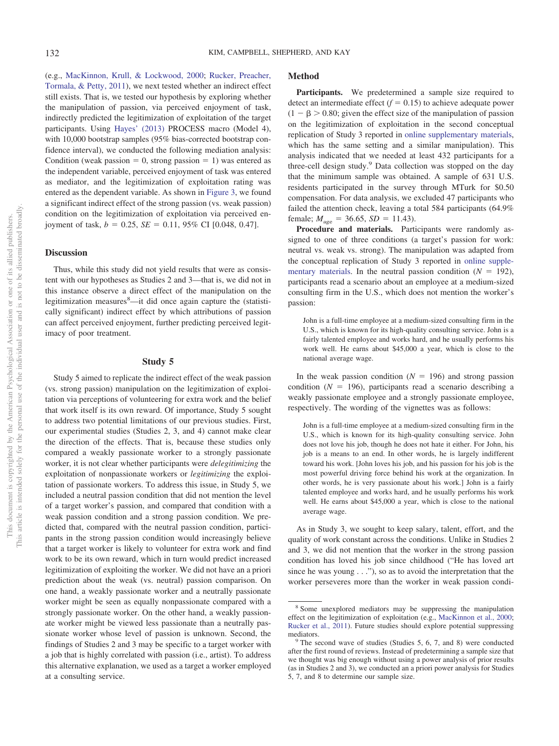(e.g., MacKinnon, Krull, & Lockwood, 2000; Rucker, Preacher, Tormala, & Petty, 2011), we next tested whether an indirect effect still exists. That is, we tested our hypothesis by exploring whether the manipulation of passion, via perceived enjoyment of task, indirectly predicted the legitimization of exploitation of the target participants. Using Hayes' (2013) PROCESS macro (Model 4), with 10,000 bootstrap samples (95% bias-corrected bootstrap confidence interval), we conducted the following mediation analysis: Condition (weak passion = 0, strong passion = 1) was entered as the independent variable, perceived enjoyment of task was entered as mediator, and the legitimization of exploitation rating was entered as the dependent variable. As shown in Figure 3, we found a significant indirect effect of the strong passion (vs. weak passion) condition on the legitimization of exploitation via perceived enjoyment of task, $b = 0.25$, $SE = 0.11$, 95% CI [0.048, 0.47].

## Discussion

Thus, while this study did not yield results that were as consistent with our hypotheses as Studies 2 and 3—that is, we did not in this instance observe a direct effect of the manipulation on the legitimization measures[8]—it did once again capture the (statistically significant) indirect effect by which attributions of passion can affect perceived enjoyment, further predicting perceived legitimacy of poor treatment.

# Study 5

Study 5 aimed to replicate the indirect effect of the weak passion (vs. strong passion) manipulation on the legitimization of exploitation via perceptions of volunteering for extra work and the belief that work itself is its own reward. Of importance, Study 5 sought to address two potential limitations of our previous studies. First, our experimental studies (Studies 2, 3, and 4) cannot make clear the direction of the effects. That is, because these studies only compared a weakly passionate worker to a strongly passionate worker, it is not clear whether participants were *delegitimizing* the exploitation of nonpassionate workers or *legitimizing* the exploitation of passionate workers. To address this issue, in Study 5, we included a neutral passion condition that did not mention the level of a target worker's passion, and compared that condition with a weak passion condition and a strong passion condition. We predicted that, compared with the neutral passion condition, participants in the strong passion condition would increasingly believe that a target worker is likely to volunteer for extra work and find work to be its own reward, which in turn would predict increased legitimization of exploiting the worker. We did not have an a priori prediction about the weak (vs. neutral) passion comparison. On one hand, a weakly passionate worker and a neutrally passionate worker might be seen as equally nonpassionate compared with a strongly passionate worker. On the other hand, a weakly passionate worker might be viewed less passionate than a neutrally passionate worker whose level of passion is unknown. Second, the findings of Studies 2 and 3 may be specific to a target worker with a job that is highly correlated with passion (i.e., artist). To address this alternative explanation, we used as a target a worker employed at a consulting service.

## Method

**Participants.** We predetermined a sample size required to detect an intermediate effect ($f = 0.15$) to achieve adequate power ($1 - \beta > 0.80$; given the effect size of the manipulation of passion on the legitimization of exploitation in the second conceptual replication of Study 3 reported in online supplementary materials, which has the same setting and a similar manipulation). This analysis indicated that we needed at least 432 participants for a three-cell design study.[9] Data collection was stopped on the day that the minimum sample was obtained. A sample of 631 U.S. residents participated in the survey through MTurk for $0.50 compensation. For data analysis, we excluded 47 participants who failed the attention check, leaving a total 584 participants (64.9% female; $M_{age} = 36.65$, $SD = 11.43$).

**Procedure and materials.** Participants were randomly assigned to one of three conditions (a target's passion for work: neutral vs. weak vs. strong). The manipulation was adapted from the conceptual replication of Study 3 reported in online supplementary materials. In the neutral passion condition ($N = 192$), participants read a scenario about an employee at a medium-sized consulting firm in the U.S., which does not mention the worker's passion:

> John is a full-time employee at a medium-sized consulting firm in the U.S., which is known for its high-quality consulting service. John is a fairly talented employee and works hard, and he usually performs his work well. He earns about $45,000 a year, which is close to the national average wage.

In the weak passion condition ($N = 196$) and strong passion condition ($N = 196$), participants read a scenario describing a weakly passionate employee and a strongly passionate employee, respectively. The wording of the vignettes was as follows:

> John is a full-time employee at a medium-sized consulting firm in the U.S., which is known for its high-quality consulting service. John does not love his job, though he does not hate it either. For John, his job is a means to an end. In other words, he is largely indifferent toward his work. [John loves his job, and his passion for his job is the most powerful driving force behind his work at the organization. In other words, he is very passionate about his work.] John is a fairly talented employee and works hard, and he usually performs his work well. He earns about $45,000 a year, which is close to the national average wage.

As in Study 3, we sought to keep salary, talent, effort, and the quality of work constant across the conditions. Unlike in Studies 2 and 3, we did not mention that the worker in the strong passion condition has loved his job since childhood ("He has loved art since he was young . . ."), so as to avoid the interpretation that the worker perseveres more than the worker in weak passion condi-

[8] Some unexplored mediators may be suppressing the manipulation effect on the legitimization of exploitation (e.g., MacKinnon et al., 2000; Rucker et al., 2011). Future studies should explore potential suppressing mediators.

[9] The second wave of studies (Studies 5, 6, 7, and 8) were conducted after the first round of reviews. Instead of predetermining a sample size that we thought was big enough without using a power analysis of prior results (as in Studies 2 and 3), we conducted an a priori power analysis for Studies 5, 7, and 8 to determine our sample size.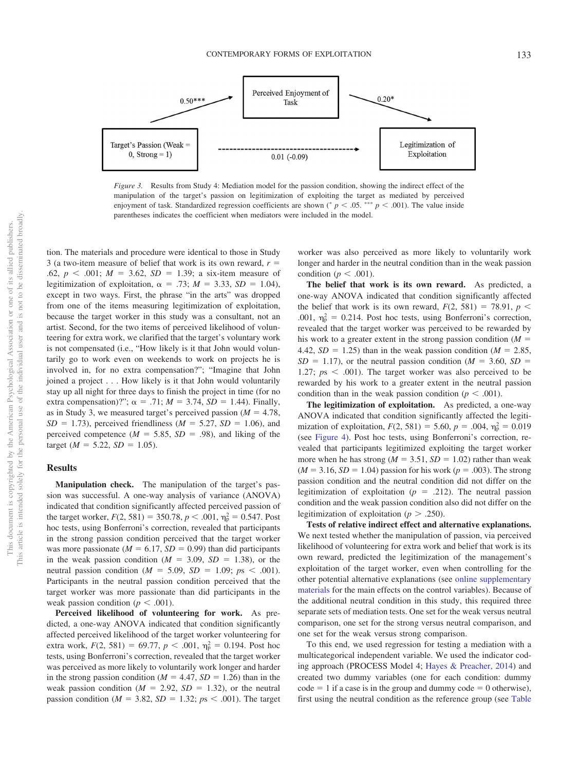Figure 3. Results from Study 4: Mediation model for the passion condition, showing the indirect effect of the manipulation of the target's passion on legitimization of exploiting the target as mediated by perceived enjoyment of task. Standardized regression coefficients are shown (* $p < .05$. *** $p < .001$). The value inside parentheses indicates the coefficient when mediators were included in the model.

tion. The materials and procedure were identical to those in Study 3 (a two-item measure of belief that work is its own reward, $r = .62$, $p < .001$; $M = 3.62$, $SD = 1.39$; a six-item measure of legitimization of exploitation, $\alpha = .73$; $M = 3.33$, $SD = 1.04$), except in two ways. First, the phrase "in the arts" was dropped from one of the items measuring legitimization of exploitation, because the target worker in this study was a consultant, not an artist. Second, for the two items of perceived likelihood of volunteering for extra work, we clarified that the target's voluntary work is not compensated (i.e., "How likely is it that John would voluntarily go to work even on weekends to work on projects he is involved in, for no extra compensation?"; "Imagine that John joined a project . . . How likely is it that John would voluntarily stay up all night for three days to finish the project in time (for no extra compensation)?"; $\alpha = .71$; $M = 3.74$, $SD = 1.44$). Finally, as in Study 3, we measured target's perceived passion ($M = 4.78$, $SD = 1.73$), perceived friendliness ($M = 5.27$, $SD = 1.06$), and perceived competence ($M = 5.85$, $SD = .98$), and liking of the target ($M = 5.22$, $SD = 1.05$).

## Results

**Manipulation check.** The manipulation of the target's passion was successful. A one-way analysis of variance (ANOVA) indicated that condition significantly affected perceived passion of the target worker, $F(2, 581) = 350.78$, $p < .001$, $\eta_p^2 = 0.547$. Post hoc tests, using Bonferroni's correction, revealed that participants in the strong passion condition perceived that the target worker was more passionate ($M = 6.17$, $SD = 0.99$) than did participants in the weak passion condition ($M = 3.09$, $SD = 1.38$), or the neutral passion condition ($M = 5.09$, $SD = 1.09$; $ps < .001$). Participants in the neutral passion condition perceived that the target worker was more passionate than did participants in the weak passion condition ($p < .001$).

**Perceived likelihood of volunteering for work.** As predicted, a one-way ANOVA indicated that condition significantly affected perceived likelihood of the target worker volunteering for extra work, $F(2, 581) = 69.77$, $p < .001$, $\eta_p^2 = 0.194$. Post hoc tests, using Bonferroni's correction, revealed that the target worker was perceived as more likely to voluntarily work longer and harder in the strong passion condition ($M = 4.47$, $SD = 1.26$) than in the weak passion condition ($M = 2.92$, $SD = 1.32$), or the neutral passion condition ($M = 3.82$, $SD = 1.32$; $ps < .001$). The target worker was also perceived as more likely to voluntarily work longer and harder in the neutral condition than in the weak passion condition ($p < .001$).

**The belief that work is its own reward.** As predicted, a one-way ANOVA indicated that condition significantly affected the belief that work is its own reward, $F(2, 581) = 78.91$, $p < .001$, $\eta_p^2 = 0.214$. Post hoc tests, using Bonferroni's correction, revealed that the target worker was perceived to be rewarded by his work to a greater extent in the strong passion condition ($M = 4.42$, $SD = 1.25$) than in the weak passion condition ($M = 2.85$, $SD = 1.17$), or the neutral passion condition ($M = 3.60$, $SD = 1.27$; $ps < .001$). The target worker was also perceived to be rewarded by his work to a greater extent in the neutral passion condition than in the weak passion condition ($p < .001$).

**The legitimization of exploitation.** As predicted, a one-way ANOVA indicated that condition significantly affected the legitimization of exploitation, $F(2, 581) = 5.60$, $p = .004$, $\eta_p^2 = 0.019$ (see Figure 4). Post hoc tests, using Bonferroni's correction, revealed that participants legitimized exploiting the target worker more when he has strong ($M = 3.51$, $SD = 1.02$) rather than weak ($M = 3.16$, $SD = 1.04$) passion for his work ($p = .003$). The strong passion condition and the neutral condition did not differ on the legitimization of exploitation ($p = .212$). The neutral passion condition and the weak passion condition also did not differ on the legitimization of exploitation ($p > .250$).

**Tests of relative indirect effect and alternative explanations.** We next tested whether the manipulation of passion, via perceived likelihood of volunteering for extra work and belief that work is its own reward, predicted the legitimization of the management's exploitation of the target worker, even when controlling for the other potential alternative explanations (see online supplementary materials for the main effects on the control variables). Because of the additional neutral condition in this study, this required three separate sets of mediation tests. One set for the weak versus neutral comparison, one set for the strong versus neutral comparison, and one set for the weak versus strong comparison.

To this end, we used regression for testing a mediation with a multicategorical independent variable. We used the indicator coding approach (PROCESS Model 4; Hayes & Preacher, 2014) and created two dummy variables (one for each condition: dummy code = 1 if a case is in the group and dummy code = 0 otherwise), first using the neutral condition as the reference group (see Table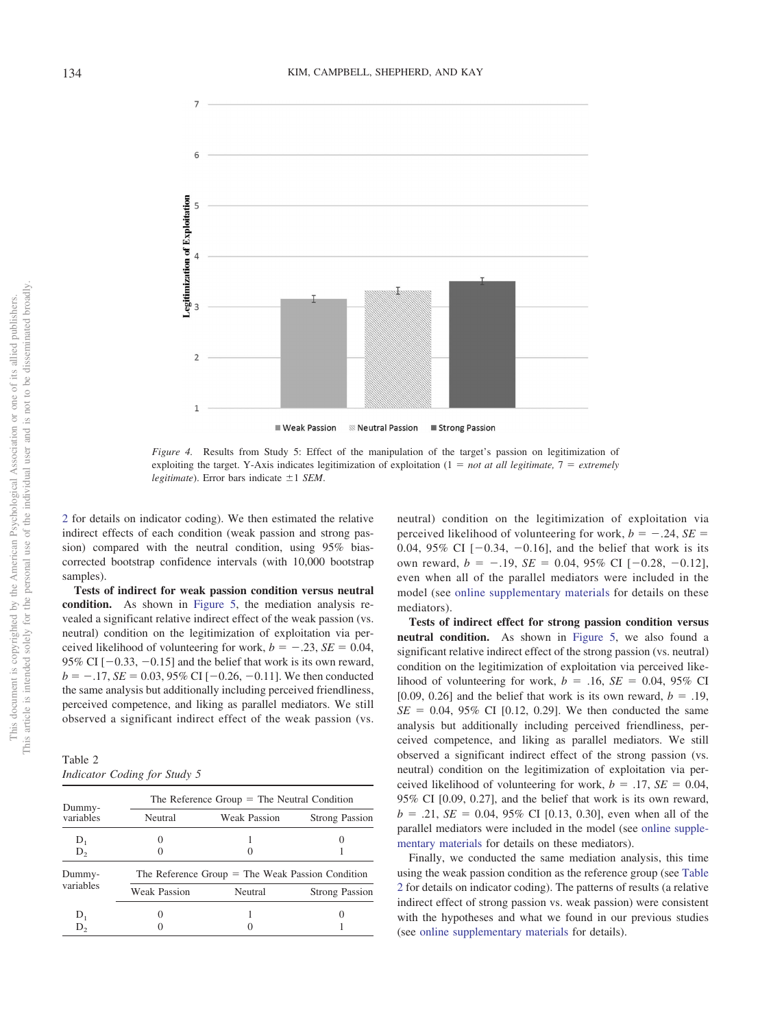Figure 4. Results from Study 5: Effect of the manipulation of the target's passion on legitimization of exploiting the target. Y-Axis indicates legitimization of exploitation (1 = *not at all legitimate,* 7 = *extremely legitimate*). Error bars indicate ±1 *SEM*.

2 for details on indicator coding). We then estimated the relative indirect effects of each condition (weak passion and strong passion) compared with the neutral condition, using 95% bias-corrected bootstrap confidence intervals (with 10,000 bootstrap samples).

**Tests of indirect for weak passion condition versus neutral condition.** As shown in Figure 5, the mediation analysis revealed a significant relative indirect effect of the weak passion (vs. neutral) condition on the legitimization of exploitation via perceived likelihood of volunteering for work, $b = -.23$, $SE = 0.04$, 95% CI [−0.33, −0.15] and the belief that work is its own reward, $b = -.17$, $SE = 0.03$, 95% CI [−0.26, −0.11]. We then conducted the same analysis but additionally including perceived friendliness, perceived competence, and liking as parallel mediators. We still observed a significant indirect effect of the weak passion (vs. neutral) condition on the legitimization of exploitation via perceived likelihood of volunteering for work, $b = -.24$, $SE = 0.04$, 95% CI [−0.34, −0.16], and the belief that work is its own reward, $b = -.19$, $SE = 0.04$, 95% CI [−0.28, −0.12], even when all of the parallel mediators were included in the model (see online supplementary materials for details on these mediators).

**Tests of indirect effect for strong passion condition versus neutral condition.** As shown in Figure 5, we also found a significant relative indirect effect of the strong passion (vs. neutral) condition on the legitimization of exploitation via perceived likelihood of volunteering for work, $b = .16$, $SE = 0.04$, 95% CI [0.09, 0.26] and the belief that work is its own reward, $b = .19$, $SE = 0.04$, 95% CI [0.12, 0.29]. We then conducted the same analysis but additionally including perceived friendliness, perceived competence, and liking as parallel mediators. We still observed a significant indirect effect of the strong passion (vs. neutral) condition on the legitimization of exploitation via perceived likelihood of volunteering for work, $b = .17$, $SE = 0.04$, 95% CI [0.09, 0.27], and the belief that work is its own reward, $b = .21$, $SE = 0.04$, 95% CI [0.13, 0.30], even when all of the parallel mediators were included in the model (see online supplementary materials for details on these mediators).

Finally, we conducted the same mediation analysis, this time using the weak passion condition as the reference group (see Table 2 for details on indicator coding). The patterns of results (a relative indirect effect of strong passion vs. weak passion) were consistent with the hypotheses and what we found in our previous studies (see online supplementary materials for details).

Table 2
*Indicator Coding for Study 5*

| Dummy-variables | The Reference Group = The Neutral Condition | | |
|---|---|---|---|
| | Neutral | Weak Passion | Strong Passion |
| $D_1$ | 0 | 1 | 0 |
| $D_2$ | 0 | 0 | 1 |
| **Dummy-variables** | **The Reference Group = The Weak Passion Condition** | | |
| | Weak Passion | Neutral | Strong Passion |
| $D_1$ | 0 | 1 | 0 |
| $D_2$ | 0 | 0 | 1 |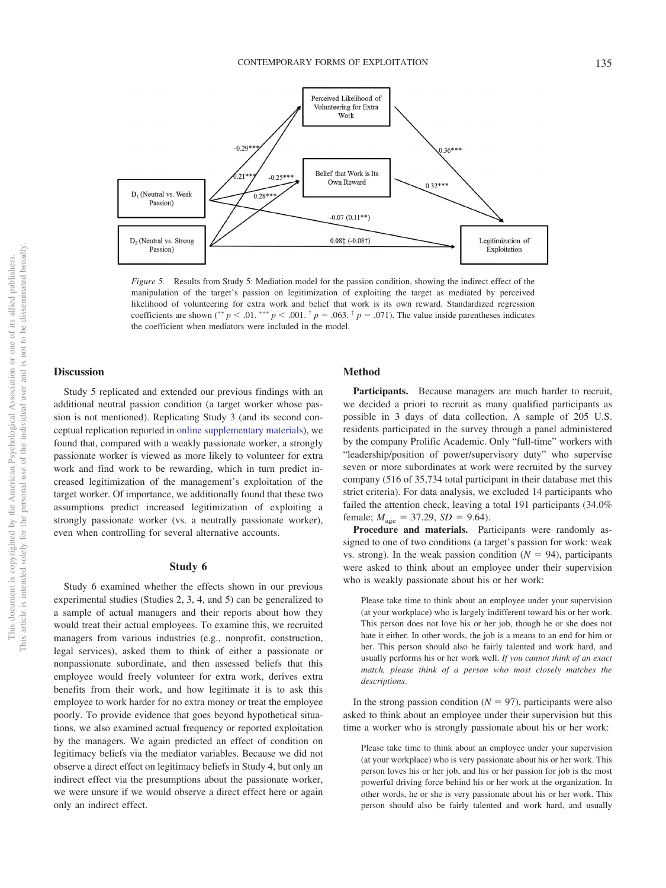Perceived Likelihood of Volunteering for Extra Work

Belief that Work is Its Own Reward

$D_1$ (Neutral vs. Weak Passion)

$D_2$ (Neutral vs. Strong Passion)

Legitimization of Exploitation

-0.29***

0.21***

-0.25***

0.28***

0.36***

0.32***

-0.07 (0.11**)

0.08‡ (-0.08†)

*Figure 5.* Results from Study 5: Mediation model for the passion condition, showing the indirect effect of the manipulation of the target's passion on legitimization of exploiting the target as mediated by perceived likelihood of volunteering for extra work and belief that work is its own reward. Standardized regression coefficients are shown (** $p < .01$. *** $p < .001$. † $p = .063$. ‡ $p = .071$). The value inside parentheses indicates the coefficient when mediators were included in the model.

## Discussion

Study 5 replicated and extended our previous findings with an additional neutral passion condition (a target worker whose passion is not mentioned). Replicating Study 3 (and its second conceptual replication reported in online supplementary materials), we found that, compared with a weakly passionate worker, a strongly passionate worker is viewed as more likely to volunteer for extra work and find work to be rewarding, which in turn predict increased legitimization of the management's exploitation of the target worker. Of importance, we additionally found that these two assumptions predict increased legitimization of exploiting a strongly passionate worker (vs. a neutrally passionate worker), even when controlling for several alternative accounts.

## Study 6

Study 6 examined whether the effects shown in our previous experimental studies (Studies 2, 3, 4, and 5) can be generalized to a sample of actual managers and their reports about how they would treat their actual employees. To examine this, we recruited managers from various industries (e.g., nonprofit, construction, legal services), asked them to think of either a passionate or nonpassionate subordinate, and then assessed beliefs that this employee would freely volunteer for extra work, derives extra benefits from their work, and how legitimate it is to ask this employee to work harder for no extra money or treat the employee poorly. To provide evidence that goes beyond hypothetical situations, we also examined actual frequency or reported exploitation by the managers. We again predicted an effect of condition on legitimacy beliefs via the mediator variables. Because we did not observe a direct effect on legitimacy beliefs in Study 4, but only an indirect effect via the presumptions about the passionate worker, we were unsure if we would observe a direct effect here or again only an indirect effect.

### Method

**Participants.** Because managers are much harder to recruit, we decided a priori to recruit as many qualified participants as possible in 3 days of data collection. A sample of 205 U.S. residents participated in the survey through a panel administered by the company Prolific Academic. Only "full-time" workers with "leadership/position of power/supervisory duty" who supervise seven or more subordinates at work were recruited by the survey company (516 of 35,734 total participant in their database met this strict criteria). For data analysis, we excluded 14 participants who failed the attention check, leaving a total 191 participants (34.0% female; $M_{age} = 37.29$, $SD = 9.64$).

**Procedure and materials.** Participants were randomly assigned to one of two conditions (a target's passion for work: weak vs. strong). In the weak passion condition ($N = 94$), participants were asked to think about an employee under their supervision who is weakly passionate about his or her work:

> Please take time to think about an employee under your supervision (at your workplace) who is largely indifferent toward his or her work. This person does not love his or her job, though he or she does not hate it either. In other words, the job is a means to an end for him or her. This person should also be fairly talented and work hard, and usually performs his or her work well. *If you cannot think of an exact match, please think of a person who most closely matches the descriptions.*

In the strong passion condition ($N = 97$), participants were also asked to think about an employee under their supervision but this time a worker who is strongly passionate about his or her work:

> Please take time to think about an employee under your supervision (at your workplace) who is very passionate about his or her work. This person loves his or her job, and his or her passion for job is the most powerful driving force behind his or her work at the organization. In other words, he or she is very passionate about his or her work. This person should also be fairly talented and work hard, and usually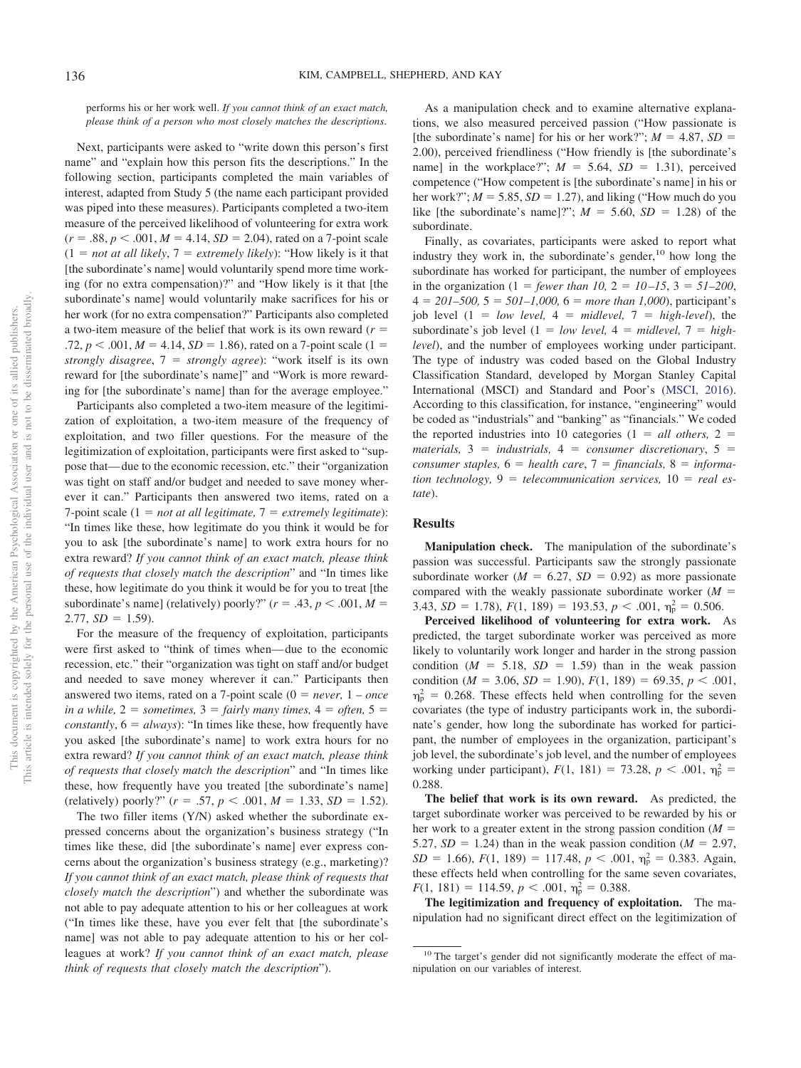performs his or her work well. *If you cannot think of an exact match, please think of a person who most closely matches the descriptions.*

Next, participants were asked to "write down this person's first name" and "explain how this person fits the descriptions." In the following section, participants completed the main variables of interest, adapted from Study 5 (the name each participant provided was piped into these measures). Participants completed a two-item measure of the perceived likelihood of volunteering for extra work ($r = .88$, $p < .001$, $M = 4.14$, $SD = 2.04$), rated on a 7-point scale (1 = *not at all likely*, 7 = *extremely likely*): "How likely is it that [the subordinate's name] would voluntarily spend more time working (for no extra compensation)?" and "How likely is it that [the subordinate's name] would voluntarily make sacrifices for his or her work (for no extra compensation?" Participants also completed a two-item measure of the belief that work is its own reward ($r = .72$, $p < .001$, $M = 4.14$, $SD = 1.86$), rated on a 7-point scale (1 = *strongly disagree*, 7 = *strongly agree*): "work itself is its own reward for [the subordinate's name]" and "Work is more rewarding for [the subordinate's name] than for the average employee."

Participants also completed a two-item measure of the legitimization of exploitation, a two-item measure of the frequency of exploitation, and two filler questions. For the measure of the legitimization of exploitation, participants were first asked to "suppose that—due to the economic recession, etc." their "organization was tight on staff and/or budget and needed to save money wherever it can." Participants then answered two items, rated on a 7-point scale (1 = *not at all legitimate*, 7 = *extremely legitimate*): "In times like these, how legitimate do you think it would be for you to ask [the subordinate's name] to work extra hours for no extra reward? *If you cannot think of an exact match, please think of requests that closely match the description*" and "In times like these, how legitimate do you think it would be for you to treat [the subordinate's name] (relatively) poorly?" ($r = .43$, $p < .001$, $M = 2.77$, $SD = 1.59$).

For the measure of the frequency of exploitation, participants were first asked to "think of times when—due to the economic recession, etc." their "organization was tight on staff and/or budget and needed to save money wherever it can." Participants then answered two items, rated on a 7-point scale (0 = *never*, 1 – *once in a while*, 2 = *sometimes*, 3 = *fairly many times*, 4 = *often*, 5 = *constantly*, 6 = *always*): "In times like these, how frequently have you asked [the subordinate's name] to work extra hours for no extra reward? *If you cannot think of an exact match, please think of requests that closely match the description*" and "In times like these, how frequently have you treated [the subordinate's name] (relatively) poorly?" ($r = .57$, $p < .001$, $M = 1.33$, $SD = 1.52$).

The two filler items (Y/N) asked whether the subordinate expressed concerns about the organization's business strategy ("In times like these, did [the subordinate's name] ever express concerns about the organization's business strategy (e.g., marketing)? *If you cannot think of an exact match, please think of requests that closely match the description*") and whether the subordinate was not able to pay adequate attention to his or her colleagues at work ("In times like these, have you ever felt that [the subordinate's name] was not able to pay adequate attention to his or her colleagues at work? *If you cannot think of an exact match, please think of requests that closely match the description*").

As a manipulation check and to examine alternative explanations, we also measured perceived passion ("How passionate is [the subordinate's name] for his or her work?"; $M = 4.87$, $SD = 2.00$), perceived friendliness ("How friendly is [the subordinate's name] in the workplace?"; $M = 5.64$, $SD = 1.31$), perceived competence ("How competent is [the subordinate's name] in his or her work?"; $M = 5.85$, $SD = 1.27$), and liking ("How much do you like [the subordinate's name]?"; $M = 5.60$, $SD = 1.28$) of the subordinate.

Finally, as covariates, participants were asked to report what industry they work in, the subordinate's gender,[10] how long the subordinate has worked for participant, the number of employees in the organization (1 = *fewer than 10*, 2 = *10–15*, 3 = *51–200*, 4 = *201–500*, 5 = *501–1,000*, 6 = *more than 1,000*), participant's job level (1 = *low level*, 4 = *midlevel*, 7 = *high-level*), the subordinate's job level (1 = *low level*, 4 = *midlevel*, 7 = *high-level*), and the number of employees working under participant. The type of industry was coded based on the Global Industry Classification Standard, developed by Morgan Stanley Capital International (MSCI) and Standard and Poor's (MSCI, 2016). According to this classification, for instance, "engineering" would be coded as "industrials" and "banking" as "financials." We coded the reported industries into 10 categories (1 = *all others*, 2 = *materials*, 3 = *industrials*, 4 = *consumer discretionary*, 5 = *consumer staples*, 6 = *health care*, 7 = *financials*, 8 = *information technology*, 9 = *telecommunication services*, 10 = *real estate*).

## Results

**Manipulation check.** The manipulation of the subordinate's passion was successful. Participants saw the strongly passionate subordinate worker ($M = 6.27$, $SD = 0.92$) as more passionate compared with the weakly passionate subordinate worker ($M = 3.43$, $SD = 1.78$), $F(1, 189) = 193.53$, $p < .001$, $\eta_p^2 = 0.506$.

**Perceived likelihood of volunteering for extra work.** As predicted, the target subordinate worker was perceived as more likely to voluntarily work longer and harder in the strong passion condition ($M = 5.18$, $SD = 1.59$) than in the weak passion condition ($M = 3.06$, $SD = 1.90$), $F(1, 189) = 69.35$, $p < .001$, $\eta_p^2 = 0.268$. These effects held when controlling for the seven covariates (the type of industry participants work in, the subordinate's gender, how long the subordinate has worked for participant, the number of employees in the organization, participant's job level, the subordinate's job level, and the number of employees working under participant), $F(1, 181) = 73.28$, $p < .001$, $\eta_p^2 = 0.288$.

**The belief that work is its own reward.** As predicted, the target subordinate worker was perceived to be rewarded by his or her work to a greater extent in the strong passion condition ($M = 5.27$, $SD = 1.24$) than in the weak passion condition ($M = 2.97$, $SD = 1.66$), $F(1, 189) = 117.48$, $p < .001$, $\eta_p^2 = 0.383$. Again, these effects held when controlling for the same seven covariates, $F(1, 181) = 114.59$, $p < .001$, $\eta_p^2 = 0.388$.

**The legitimization and frequency of exploitation.** The manipulation had no significant direct effect on the legitimization of

[10] The target's gender did not significantly moderate the effect of manipulation on our variables of interest.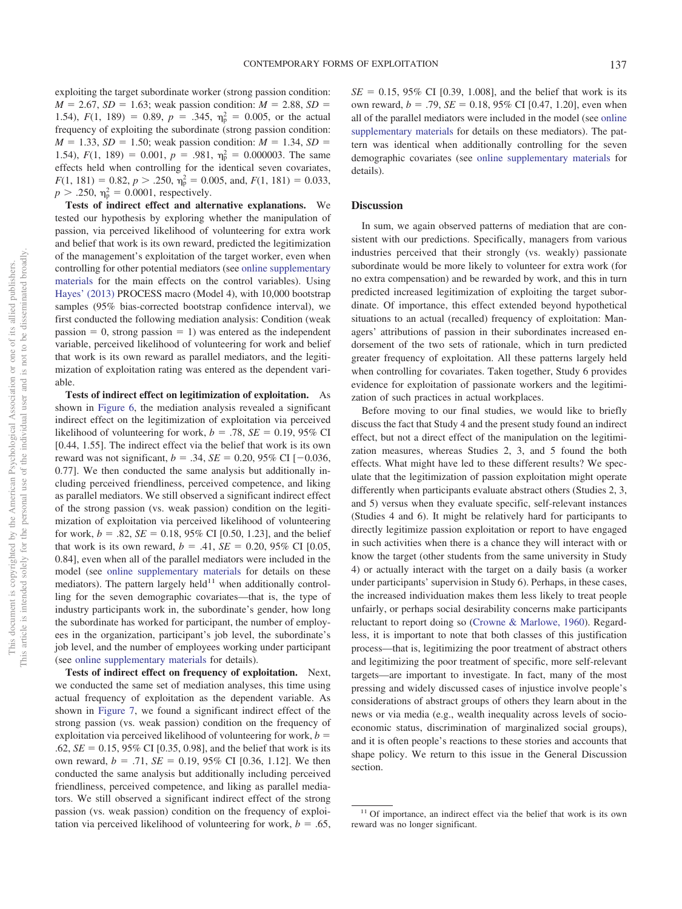exploiting the target subordinate worker (strong passion condition: $M = 2.67$, $SD = 1.63$; weak passion condition: $M = 2.88$, $SD = 1.54$), $F(1, 189) = 0.89$, $p = .345$, $\eta_p^2 = 0.005$, or the actual frequency of exploiting the subordinate (strong passion condition: $M = 1.33$, $SD = 1.50$; weak passion condition: $M = 1.34$, $SD = 1.54$), $F(1, 189) = 0.001$, $p = .981$, $\eta_p^2 = 0.000003$. The same effects held when controlling for the identical seven covariates, $F(1, 181) = 0.82$, $p > .250$, $\eta_p^2 = 0.005$, and, $F(1, 181) = 0.033$, $p > .250$, $\eta_p^2 = 0.0001$, respectively.

**Tests of indirect effect and alternative explanations.** We tested our hypothesis by exploring whether the manipulation of passion, via perceived likelihood of volunteering for extra work and belief that work is its own reward, predicted the legitimization of the management's exploitation of the target worker, even when controlling for other potential mediators (see online supplementary materials for the main effects on the control variables). Using Hayes' (2013) PROCESS macro (Model 4), with 10,000 bootstrap samples (95% bias-corrected bootstrap confidence interval), we first conducted the following mediation analysis: Condition (weak passion = 0, strong passion = 1) was entered as the independent variable, perceived likelihood of volunteering for work and belief that work is its own reward as parallel mediators, and the legitimization of exploitation rating was entered as the dependent variable.

**Tests of indirect effect on legitimization of exploitation.** As shown in Figure 6, the mediation analysis revealed a significant indirect effect on the legitimization of exploitation via perceived likelihood of volunteering for work, $b = .78$, $SE = 0.19$, 95% CI [0.44, 1.55]. The indirect effect via the belief that work is its own reward was not significant, $b = .34$, $SE = 0.20$, 95% CI [−0.036, 0.77]. We then conducted the same analysis but additionally including perceived friendliness, perceived competence, and liking as parallel mediators. We still observed a significant indirect effect of the strong passion (vs. weak passion) condition on the legitimization of exploitation via perceived likelihood of volunteering for work, $b = .82$, $SE = 0.18$, 95% CI [0.50, 1.23], and the belief that work is its own reward, $b = .41$, $SE = 0.20$, 95% CI [0.05, 0.84], even when all of the parallel mediators were included in the model (see online supplementary materials for details on these mediators). The pattern largely held[11] when additionally controlling for the seven demographic covariates—that is, the type of industry participants work in, the subordinate's gender, how long the subordinate has worked for participant, the number of employees in the organization, participant's job level, the subordinate's job level, and the number of employees working under participant (see online supplementary materials for details).

**Tests of indirect effect on frequency of exploitation.** Next, we conducted the same set of mediation analyses, this time using actual frequency of exploitation as the dependent variable. As shown in Figure 7, we found a significant indirect effect of the strong passion (vs. weak passion) condition on the frequency of exploitation via perceived likelihood of volunteering for work, $b = .62$, $SE = 0.15$, 95% CI [0.35, 0.98], and the belief that work is its own reward, $b = .71$, $SE = 0.19$, 95% CI [0.36, 1.12]. We then conducted the same analysis but additionally including perceived friendliness, perceived competence, and liking as parallel mediators. We still observed a significant indirect effect of the strong passion (vs. weak passion) condition on the frequency of exploitation via perceived likelihood of volunteering for work, $b = .65$, $SE = 0.15$, 95% CI [0.39, 1.008], and the belief that work is its own reward, $b = .79$, $SE = 0.18$, 95% CI [0.47, 1.20], even when all of the parallel mediators were included in the model (see online supplementary materials for details on these mediators). The pattern was identical when additionally controlling for the seven demographic covariates (see online supplementary materials for details).

## Discussion

In sum, we again observed patterns of mediation that are consistent with our predictions. Specifically, managers from various industries perceived that their strongly (vs. weakly) passionate subordinate would be more likely to volunteer for extra work (for no extra compensation) and be rewarded by work, and this in turn predicted increased legitimization of exploiting the target subordinate. Of importance, this effect extended beyond hypothetical situations to an actual (recalled) frequency of exploitation: Managers' attributions of passion in their subordinates increased endorsement of the two sets of rationale, which in turn predicted greater frequency of exploitation. All these patterns largely held when controlling for covariates. Taken together, Study 6 provides evidence for exploitation of passionate workers and the legitimization of such practices in actual workplaces.

Before moving to our final studies, we would like to briefly discuss the fact that Study 4 and the present study found an indirect effect, but not a direct effect of the manipulation on the legitimization measures, whereas Studies 2, 3, and 5 found the both effects. What might have led to these different results? We speculate that the legitimization of passion exploitation might operate differently when participants evaluate abstract others (Studies 2, 3, and 5) versus when they evaluate specific, self-relevant instances (Studies 4 and 6). It might be relatively hard for participants to directly legitimize passion exploitation or report to have engaged in such activities when there is a chance they will interact with or know the target (other students from the same university in Study 4) or actually interact with the target on a daily basis (a worker under participants' supervision in Study 6). Perhaps, in these cases, the increased individuation makes them less likely to treat people unfairly, or perhaps social desirability concerns make participants reluctant to report doing so (Crowne & Marlowe, 1960). Regardless, it is important to note that both classes of this justification process—that is, legitimizing the poor treatment of abstract others and legitimizing the poor treatment of specific, more self-relevant targets—are important to investigate. In fact, many of the most pressing and widely discussed cases of injustice involve people's considerations of abstract groups of others they learn about in the news or via media (e.g., wealth inequality across levels of socioeconomic status, discrimination of marginalized social groups), and it is often people's reactions to these stories and accounts that shape policy. We return to this issue in the General Discussion section.

---

[11] Of importance, an indirect effect via the belief that work is its own reward was no longer significant.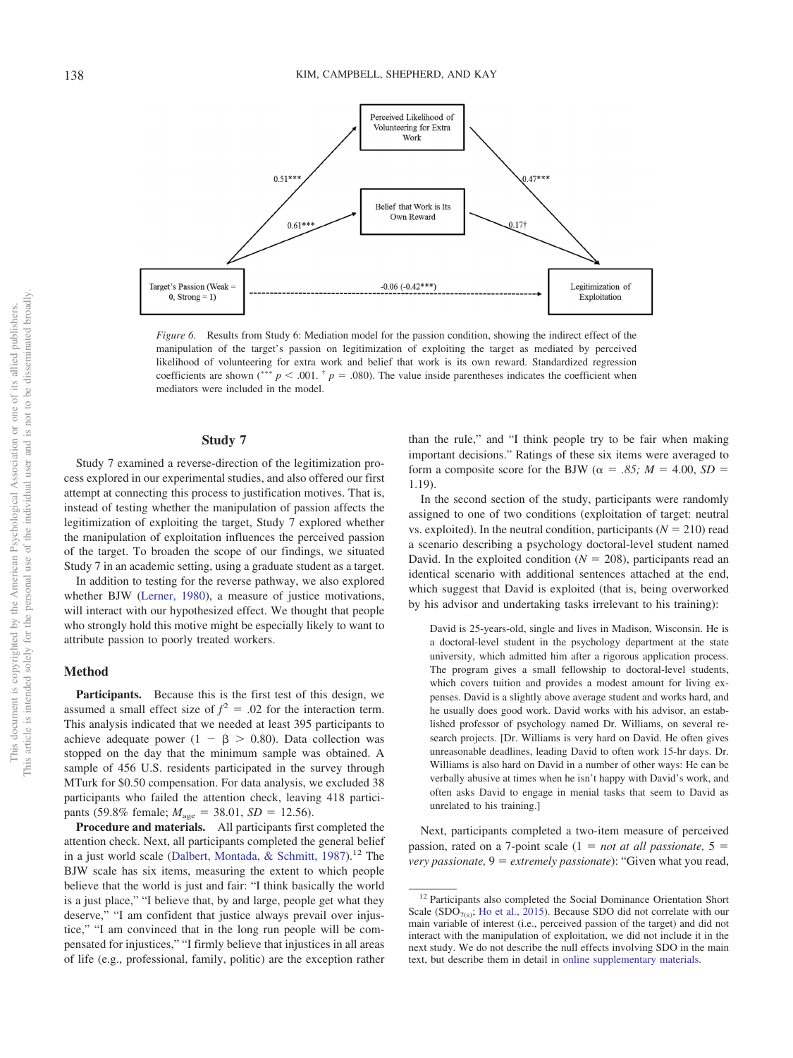Perceived Likelihood of Volunteering for Extra Work

Belief that Work is Its Own Reward

Target's Passion (Weak = 0, Strong = 1)

Legitimization of Exploitation

0.51***

0.47***

0.61***

0.17†

-0.06 (-0.42***)

*Figure 6.* Results from Study 6: Mediation model for the passion condition, showing the indirect effect of the manipulation of the target's passion on legitimization of exploiting the target as mediated by perceived likelihood of volunteering for extra work and belief that work is its own reward. Standardized regression coefficients are shown (*** $p < .001$. † $p = .080$). The value inside parentheses indicates the coefficient when mediators were included in the model.

## Study 7

Study 7 examined a reverse-direction of the legitimization process explored in our experimental studies, and also offered our first attempt at connecting this process to justification motives. That is, instead of testing whether the manipulation of passion affects the legitimization of exploiting the target, Study 7 explored whether the manipulation of exploitation influences the perceived passion of the target. To broaden the scope of our findings, we situated Study 7 in an academic setting, using a graduate student as a target.

In addition to testing for the reverse pathway, we also explored whether BJW (Lerner, 1980), a measure of justice motivations, will interact with our hypothesized effect. We thought that people who strongly hold this motive might be especially likely to want to attribute passion to poorly treated workers.

### Method

**Participants.** Because this is the first test of this design, we assumed a small effect size of $f^2 = .02$ for the interaction term. This analysis indicated that we needed at least 395 participants to achieve adequate power ($1 - \beta > 0.80$). Data collection was stopped on the day that the minimum sample was obtained. A sample of 456 U.S. residents participated in the survey through MTurk for $0.50 compensation. For data analysis, we excluded 38 participants who failed the attention check, leaving 418 participants (59.8% female; $M_{age} = 38.01$, $SD = 12.56$).

**Procedure and materials.** All participants first completed the attention check. Next, all participants completed the general belief in a just world scale (Dalbert, Montada, & Schmitt, 1987).[12] The BJW scale has six items, measuring the extent to which people believe that the world is just and fair: "I think basically the world is a just place," "I believe that, by and large, people get what they deserve," "I am confident that justice always prevail over injustice," "I am convinced that in the long run people will be compensated for injustices," "I firmly believe that injustices in all areas of life (e.g., professional, family, politic) are the exception rather than the rule," and "I think people try to be fair when making important decisions." Ratings of these six items were averaged to form a composite score for the BJW ($\alpha = .85$; $M = 4.00$, $SD = 1.19$).

In the second section of the study, participants were randomly assigned to one of two conditions (exploitation of target: neutral vs. exploited). In the neutral condition, participants ($N = 210$) read a scenario describing a psychology doctoral-level student named David. In the exploited condition ($N = 208$), participants read an identical scenario with additional sentences attached at the end, which suggest that David is exploited (that is, being overworked by his advisor and undertaking tasks irrelevant to his training):

> David is 25-years-old, single and lives in Madison, Wisconsin. He is a doctoral-level student in the psychology department at the state university, which admitted him after a rigorous application process. The program gives a small fellowship to doctoral-level students, which covers tuition and provides a modest amount for living expenses. David is a slightly above average student and works hard, and he usually does good work. David works with his advisor, an established professor of psychology named Dr. Williams, on several research projects. [Dr. Williams is very hard on David. He often gives unreasonable deadlines, leading David to often work 15-hr days. Dr. Williams is also hard on David in a number of other ways: He can be verbally abusive at times when he isn't happy with David's work, and often asks David to engage in menial tasks that seem to David as unrelated to his training.]

Next, participants completed a two-item measure of perceived passion, rated on a 7-point scale (1 = *not at all passionate,* 5 = *very passionate,* 9 = *extremely passionate*): "Given what you read,

[12] Participants also completed the Social Dominance Orientation Short Scale ($SDO_{7(s)}$; Ho et al., 2015). Because SDO did not correlate with our main variable of interest (i.e., perceived passion of the target) and did not interact with the manipulation of exploitation, we did not include it in the next study. We do not describe the null effects involving SDO in the main text, but describe them in detail in online supplementary materials.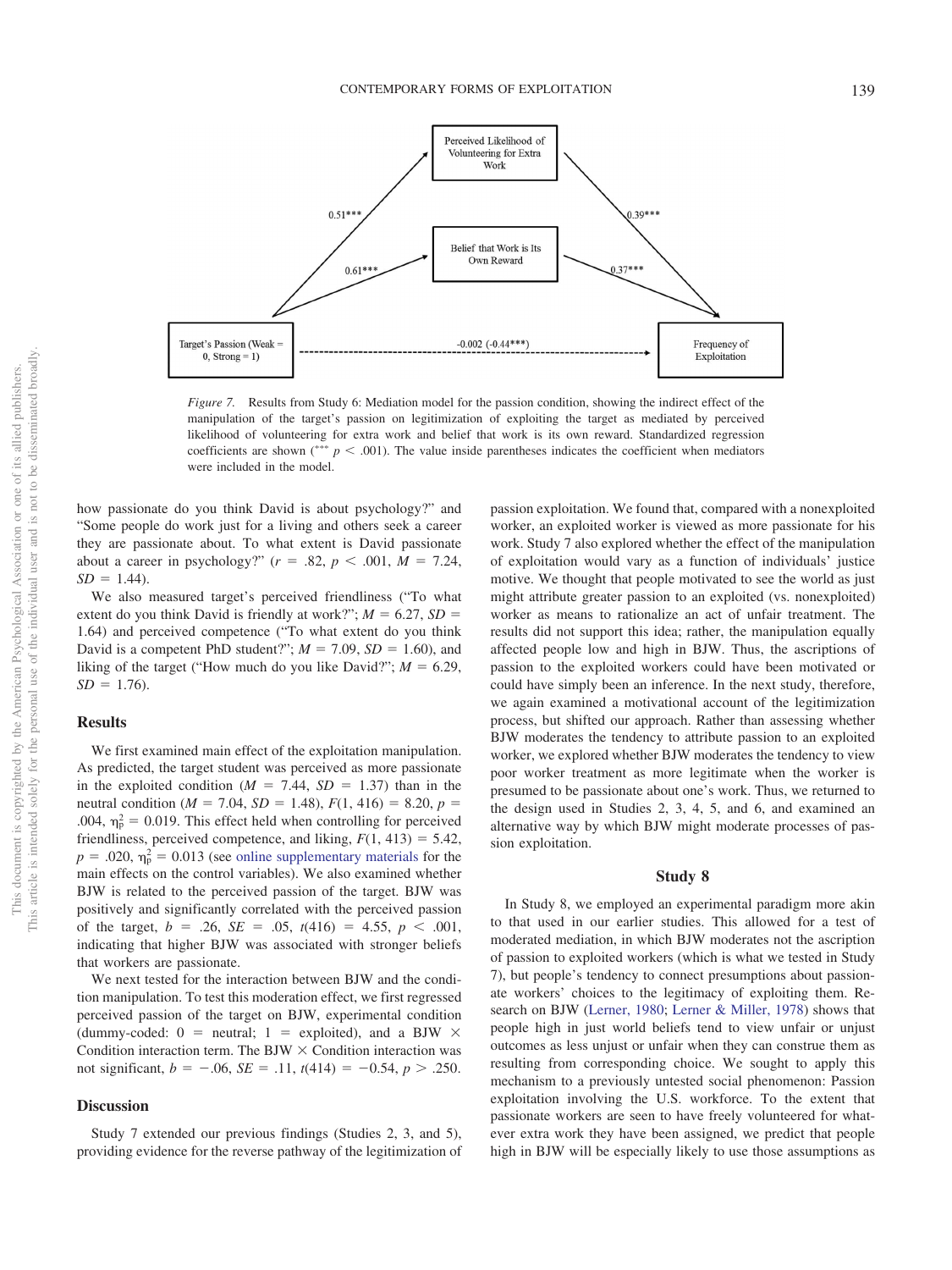Perceived Likelihood of Volunteering for Extra Work

Belief that Work is Its Own Reward

Target's Passion (Weak = 0, Strong = 1)

Frequency of Exploitation

0.51***, 0.39***, 0.61***, 0.37***, -0.002 (-0.44***)

*Figure 7.* Results from Study 6: Mediation model for the passion condition, showing the indirect effect of the manipulation of the target's passion on legitimization of exploiting the target as mediated by perceived likelihood of volunteering for extra work and belief that work is its own reward. Standardized regression coefficients are shown (*** $p < .001$). The value inside parentheses indicates the coefficient when mediators were included in the model.

how passionate do you think David is about psychology?" and "Some people do work just for a living and others seek a career they are passionate about. To what extent is David passionate about a career in psychology?" ($r = .82$, $p < .001$, $M = 7.24$, $SD = 1.44$).

We also measured target's perceived friendliness ("To what extent do you think David is friendly at work?"; $M = 6.27$, $SD = 1.64$) and perceived competence ("To what extent do you think David is a competent PhD student?"; $M = 7.09$, $SD = 1.60$), and liking of the target ("How much do you like David?"; $M = 6.29$, $SD = 1.76$).

## Results

We first examined main effect of the exploitation manipulation. As predicted, the target student was perceived as more passionate in the exploited condition ($M = 7.44$, $SD = 1.37$) than in the neutral condition ($M = 7.04$, $SD = 1.48$), $F(1, 416) = 8.20$, $p = .004$, $\eta_p^2 = 0.019$. This effect held when controlling for perceived friendliness, perceived competence, and liking, $F(1, 413) = 5.42$, $p = .020$, $\eta_p^2 = 0.013$ (see online supplementary materials for the main effects on the control variables). We also examined whether BJW is related to the perceived passion of the target. BJW was positively and significantly correlated with the perceived passion of the target, $b = .26$, $SE = .05$, $t(416) = 4.55$, $p < .001$, indicating that higher BJW was associated with stronger beliefs that workers are passionate.

We next tested for the interaction between BJW and the condition manipulation. To test this moderation effect, we first regressed perceived passion of the target on BJW, experimental condition (dummy-coded: 0 = neutral; 1 = exploited), and a BJW × Condition interaction term. The BJW × Condition interaction was not significant, $b = -.06$, $SE = .11$, $t(414) = -0.54$, $p > .250$.

## Discussion

Study 7 extended our previous findings (Studies 2, 3, and 5), providing evidence for the reverse pathway of the legitimization of passion exploitation. We found that, compared with a nonexploited worker, an exploited worker is viewed as more passionate for his work. Study 7 also explored whether the effect of the manipulation of exploitation would vary as a function of individuals' justice motive. We thought that people motivated to see the world as just might attribute greater passion to an exploited (vs. nonexploited) worker as means to rationalize an act of unfair treatment. The results did not support this idea; rather, the manipulation equally affected people low and high in BJW. Thus, the ascriptions of passion to the exploited workers could have been motivated or could have simply been an inference. In the next study, therefore, we again examined a motivational account of the legitimization process, but shifted our approach. Rather than assessing whether BJW moderates the tendency to attribute passion to an exploited worker, we explored whether BJW moderates the tendency to view poor worker treatment as more legitimate when the worker is presumed to be passionate about one's work. Thus, we returned to the design used in Studies 2, 3, 4, 5, and 6, and examined an alternative way by which BJW might moderate processes of passion exploitation.

## Study 8

In Study 8, we employed an experimental paradigm more akin to that used in our earlier studies. This allowed for a test of moderated mediation, in which BJW moderates not the ascription of passion to exploited workers (which is what we tested in Study 7), but people's tendency to connect presumptions about passionate workers' choices to the legitimacy of exploiting them. Research on BJW (Lerner, 1980; Lerner & Miller, 1978) shows that people high in just world beliefs tend to view unfair or unjust outcomes as less unjust or unfair when they can construe them as resulting from corresponding choice. We sought to apply this mechanism to a previously untested social phenomenon: Passion exploitation involving the U.S. workforce. To the extent that passionate workers are seen to have freely volunteered for whatever extra work they have been assigned, we predict that people high in BJW will be especially likely to use those assumptions as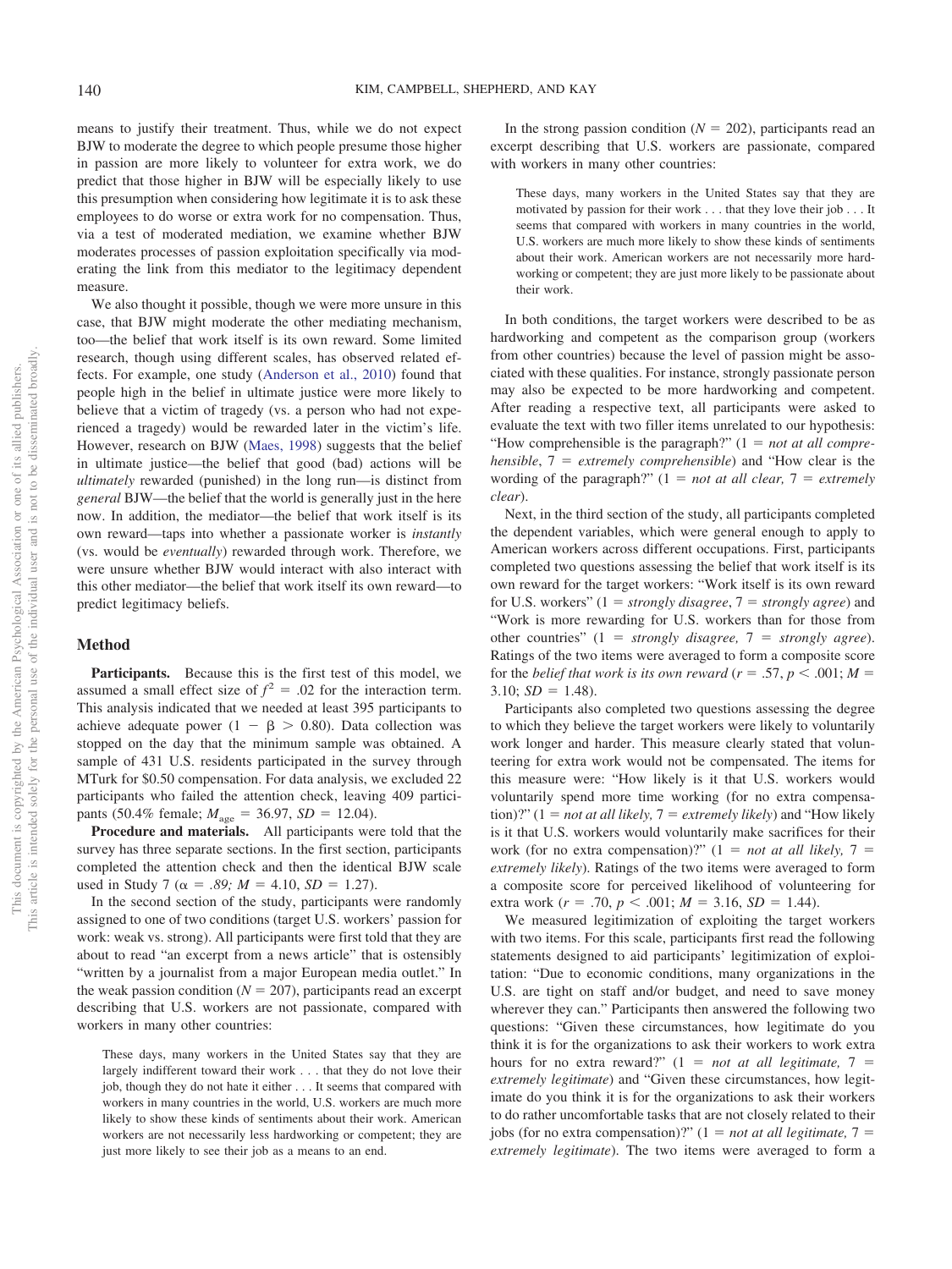means to justify their treatment. Thus, while we do not expect BJW to moderate the degree to which people presume those higher in passion are more likely to volunteer for extra work, we do predict that those higher in BJW will be especially likely to use this presumption when considering how legitimate it is to ask these employees to do worse or extra work for no compensation. Thus, via a test of moderated mediation, we examine whether BJW moderates processes of passion exploitation specifically via moderating the link from this mediator to the legitimacy dependent measure.

We also thought it possible, though we were more unsure in this case, that BJW might moderate the other mediating mechanism, too—the belief that work itself is its own reward. Some limited research, though using different scales, has observed related effects. For example, one study (Anderson et al., 2010) found that people high in the belief in ultimate justice were more likely to believe that a victim of tragedy (vs. a person who had not experienced a tragedy) would be rewarded later in the victim's life. However, research on BJW (Maes, 1998) suggests that the belief in ultimate justice—the belief that good (bad) actions will be *ultimately* rewarded (punished) in the long run—is distinct from *general* BJW—the belief that the world is generally just in the here now. In addition, the mediator—the belief that work itself is its own reward—taps into whether a passionate worker is *instantly* (vs. would be *eventually*) rewarded through work. Therefore, we were unsure whether BJW would interact with also interact with this other mediator—the belief that work itself its own reward—to predict legitimacy beliefs.

## Method

**Participants.** Because this is the first test of this model, we assumed a small effect size of $f^2 = .02$ for the interaction term. This analysis indicated that we needed at least 395 participants to achieve adequate power ($1 - \beta > 0.80$). Data collection was stopped on the day that the minimum sample was obtained. A sample of 431 U.S. residents participated in the survey through MTurk for \$0.50 compensation. For data analysis, we excluded 22 participants who failed the attention check, leaving 409 participants (50.4% female; $M_{age} = 36.97$, $SD = 12.04$).

**Procedure and materials.** All participants were told that the survey has three separate sections. In the first section, participants completed the attention check and then the identical BJW scale used in Study 7 ($\alpha = .89$; $M = 4.10$, $SD = 1.27$).

In the second section of the study, participants were randomly assigned to one of two conditions (target U.S. workers' passion for work: weak vs. strong). All participants were first told that they are about to read "an excerpt from a news article" that is ostensibly "written by a journalist from a major European media outlet." In the weak passion condition ($N = 207$), participants read an excerpt describing that U.S. workers are not passionate, compared with workers in many other countries:

> These days, many workers in the United States say that they are largely indifferent toward their work . . . that they do not love their job, though they do not hate it either . . . It seems that compared with workers in many countries in the world, U.S. workers are much more likely to show these kinds of sentiments about their work. American workers are not necessarily less hardworking or competent; they are just more likely to see their job as a means to an end.

In the strong passion condition ($N = 202$), participants read an excerpt describing that U.S. workers are passionate, compared with workers in many other countries:

> These days, many workers in the United States say that they are motivated by passion for their work . . . that they love their job . . . It seems that compared with workers in many countries in the world, U.S. workers are much more likely to show these kinds of sentiments about their work. American workers are not necessarily more hardworking or competent; they are just more likely to be passionate about their work.

In both conditions, the target workers were described to be as hardworking and competent as the comparison group (workers from other countries) because the level of passion might be associated with these qualities. For instance, strongly passionate person may also be expected to be more hardworking and competent. After reading a respective text, all participants were asked to evaluate the text with two filler items unrelated to our hypothesis: "How comprehensible is the paragraph?" (1 = *not at all comprehensible*, 7 = *extremely comprehensible*) and "How clear is the wording of the paragraph?" (1 = *not at all clear,* 7 = *extremely clear*).

Next, in the third section of the study, all participants completed the dependent variables, which were general enough to apply to American workers across different occupations. First, participants completed two questions assessing the belief that work itself is its own reward for the target workers: "Work itself is its own reward for U.S. workers" (1 = *strongly disagree*, 7 = *strongly agree*) and "Work is more rewarding for U.S. workers than for those from other countries" (1 = *strongly disagree,* 7 = *strongly agree*). Ratings of the two items were averaged to form a composite score for the *belief that work is its own reward* ($r = .57$, $p < .001$; $M = 3.10$; $SD = 1.48$).

Participants also completed two questions assessing the degree to which they believe the target workers were likely to voluntarily work longer and harder. This measure clearly stated that volunteering for extra work would not be compensated. The items for this measure were: "How likely is it that U.S. workers would voluntarily spend more time working (for no extra compensation)?" (1 = *not at all likely,* 7 = *extremely likely*) and "How likely is it that U.S. workers would voluntarily make sacrifices for their work (for no extra compensation)?" (1 = *not at all likely,* 7 = *extremely likely*). Ratings of the two items were averaged to form a composite score for perceived likelihood of volunteering for extra work ($r = .70$, $p < .001$; $M = 3.16$, $SD = 1.44$).

We measured legitimization of exploiting the target workers with two items. For this scale, participants first read the following statements designed to aid participants' legitimization of exploitation: "Due to economic conditions, many organizations in the U.S. are tight on staff and/or budget, and need to save money wherever they can." Participants then answered the following two questions: "Given these circumstances, how legitimate do you think it is for the organizations to ask their workers to work extra hours for no extra reward?" (1 = *not at all legitimate,* 7 = *extremely legitimate*) and "Given these circumstances, how legitimate do you think it is for the organizations to ask their workers to do rather uncomfortable tasks that are not closely related to their jobs (for no extra compensation)?" (1 = *not at all legitimate,* 7 = *extremely legitimate*). The two items were averaged to form a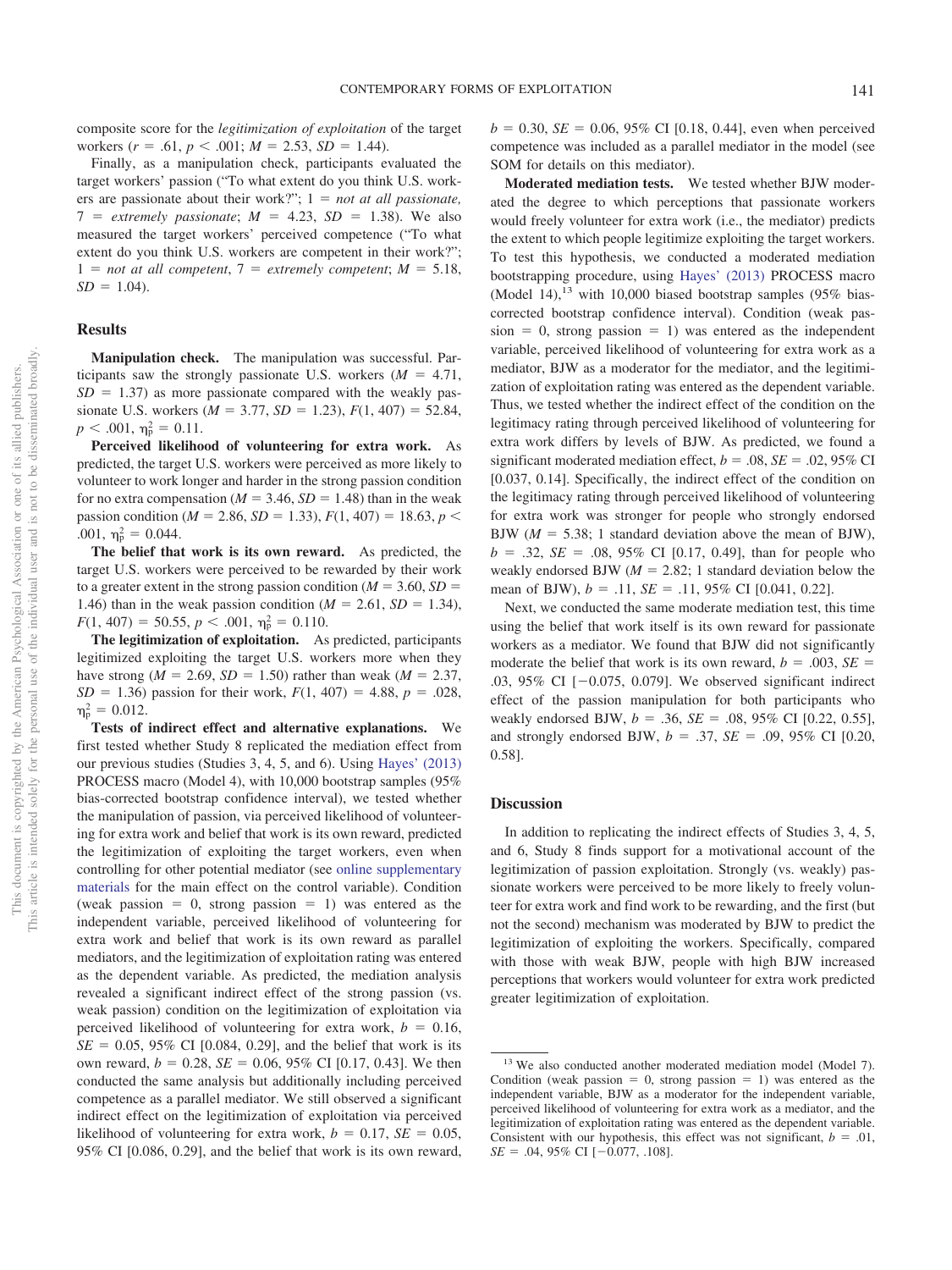composite score for the *legitimization of exploitation* of the target workers ($r = .61$, $p < .001$; $M = 2.53$, $SD = 1.44$).

Finally, as a manipulation check, participants evaluated the target workers' passion ("To what extent do you think U.S. workers are passionate about their work?"; 1 = *not at all passionate*, 7 = *extremely passionate*; $M = 4.23$, $SD = 1.38$). We also measured the target workers' perceived competence ("To what extent do you think U.S. workers are competent in their work?"; 1 = *not at all competent*, 7 = *extremely competent*; $M = 5.18$, $SD = 1.04$).

## Results

**Manipulation check.** The manipulation was successful. Participants saw the strongly passionate U.S. workers ($M = 4.71$, $SD = 1.37$) as more passionate compared with the weakly passionate U.S. workers ($M = 3.77$, $SD = 1.23$), $F(1, 407) = 52.84$, $p < .001$, $\eta_p^2 = 0.11$.

**Perceived likelihood of volunteering for extra work.** As predicted, the target U.S. workers were perceived as more likely to volunteer to work longer and harder in the strong passion condition for no extra compensation ($M = 3.46$, $SD = 1.48$) than in the weak passion condition ($M = 2.86$, $SD = 1.33$), $F(1, 407) = 18.63$, $p < .001$, $\eta_p^2 = 0.044$.

**The belief that work is its own reward.** As predicted, the target U.S. workers were perceived to be rewarded by their work to a greater extent in the strong passion condition ($M = 3.60$, $SD = 1.46$) than in the weak passion condition ($M = 2.61$, $SD = 1.34$), $F(1, 407) = 50.55$, $p < .001$, $\eta_p^2 = 0.110$.

**The legitimization of exploitation.** As predicted, participants legitimized exploiting the target U.S. workers more when they have strong ($M = 2.69$, $SD = 1.50$) rather than weak ($M = 2.37$, $SD = 1.36$) passion for their work, $F(1, 407) = 4.88$, $p = .028$, $\eta_p^2 = 0.012$.

**Tests of indirect effect and alternative explanations.** We first tested whether Study 8 replicated the mediation effect from our previous studies (Studies 3, 4, 5, and 6). Using Hayes' (2013) PROCESS macro (Model 4), with 10,000 bootstrap samples (95% bias-corrected bootstrap confidence interval), we tested whether the manipulation of passion, via perceived likelihood of volunteering for extra work and belief that work is its own reward, predicted the legitimization of exploiting the target workers, even when controlling for other potential mediator (see online supplementary materials for the main effect on the control variable). Condition (weak passion = 0, strong passion = 1) was entered as the independent variable, perceived likelihood of volunteering for extra work and belief that work is its own reward as parallel mediators, and the legitimization of exploitation rating was entered as the dependent variable. As predicted, the mediation analysis revealed a significant indirect effect of the strong passion (vs. weak passion) condition on the legitimization of exploitation via perceived likelihood of volunteering for extra work, $b = 0.16$, $SE = 0.05$, 95% CI [0.084, 0.29], and the belief that work is its own reward, $b = 0.28$, $SE = 0.06$, 95% CI [0.17, 0.43]. We then conducted the same analysis but additionally including perceived competence as a parallel mediator. We still observed a significant indirect effect on the legitimization of exploitation via perceived likelihood of volunteering for extra work, $b = 0.17$, $SE = 0.05$, 95% CI [0.086, 0.29], and the belief that work is its own reward, $b = 0.30$, $SE = 0.06$, 95% CI [0.18, 0.44], even when perceived competence was included as a parallel mediator in the model (see SOM for details on this mediator).

**Moderated mediation tests.** We tested whether BJW moderated the degree to which perceptions that passionate workers would freely volunteer for extra work (i.e., the mediator) predicts the extent to which people legitimize exploiting the target workers. To test this hypothesis, we conducted a moderated mediation bootstrapping procedure, using Hayes' (2013) PROCESS macro (Model 14),[13] with 10,000 biased bootstrap samples (95% bias-corrected bootstrap confidence interval). Condition (weak passion = 0, strong passion = 1) was entered as the independent variable, perceived likelihood of volunteering for extra work as a mediator, BJW as a moderator for the mediator, and the legitimization of exploitation rating was entered as the dependent variable. Thus, we tested whether the indirect effect of the condition on the legitimacy rating through perceived likelihood of volunteering for extra work differs by levels of BJW. As predicted, we found a significant moderated mediation effect, $b = .08$, $SE = .02$, 95% CI [0.037, 0.14]. Specifically, the indirect effect of the condition on the legitimacy rating through perceived likelihood of volunteering for extra work was stronger for people who strongly endorsed BJW ($M = 5.38$; 1 standard deviation above the mean of BJW), $b = .32$, $SE = .08$, 95% CI [0.17, 0.49], than for people who weakly endorsed BJW ($M = 2.82$; 1 standard deviation below the mean of BJW), $b = .11$, $SE = .11$, 95% CI [0.041, 0.22].

Next, we conducted the same moderate mediation test, this time using the belief that work itself is its own reward for passionate workers as a mediator. We found that BJW did not significantly moderate the belief that work is its own reward, $b = .003$, $SE = .03$, 95% CI [−0.075, 0.079]. We observed significant indirect effect of the passion manipulation for both participants who weakly endorsed BJW, $b = .36$, $SE = .08$, 95% CI [0.22, 0.55], and strongly endorsed BJW, $b = .37$, $SE = .09$, 95% CI [0.20, 0.58].

## Discussion

In addition to replicating the indirect effects of Studies 3, 4, 5, and 6, Study 8 finds support for a motivational account of the legitimization of passion exploitation. Strongly (vs. weakly) passionate workers were perceived to be more likely to freely volunteer for extra work and find work to be rewarding, and the first (but not the second) mechanism was moderated by BJW to predict the legitimization of exploiting the workers. Specifically, compared with those with weak BJW, people with high BJW increased perceptions that workers would volunteer for extra work predicted greater legitimization of exploitation.

---

[13] We also conducted another moderated mediation model (Model 7). Condition (weak passion = 0, strong passion = 1) was entered as the independent variable, BJW as a moderator for the independent variable, perceived likelihood of volunteering for extra work as a mediator, and the legitimization of exploitation rating was entered as the dependent variable. Consistent with our hypothesis, this effect was not significant, $b = .01$, $SE = .04$, 95% CI [−0.077, .108].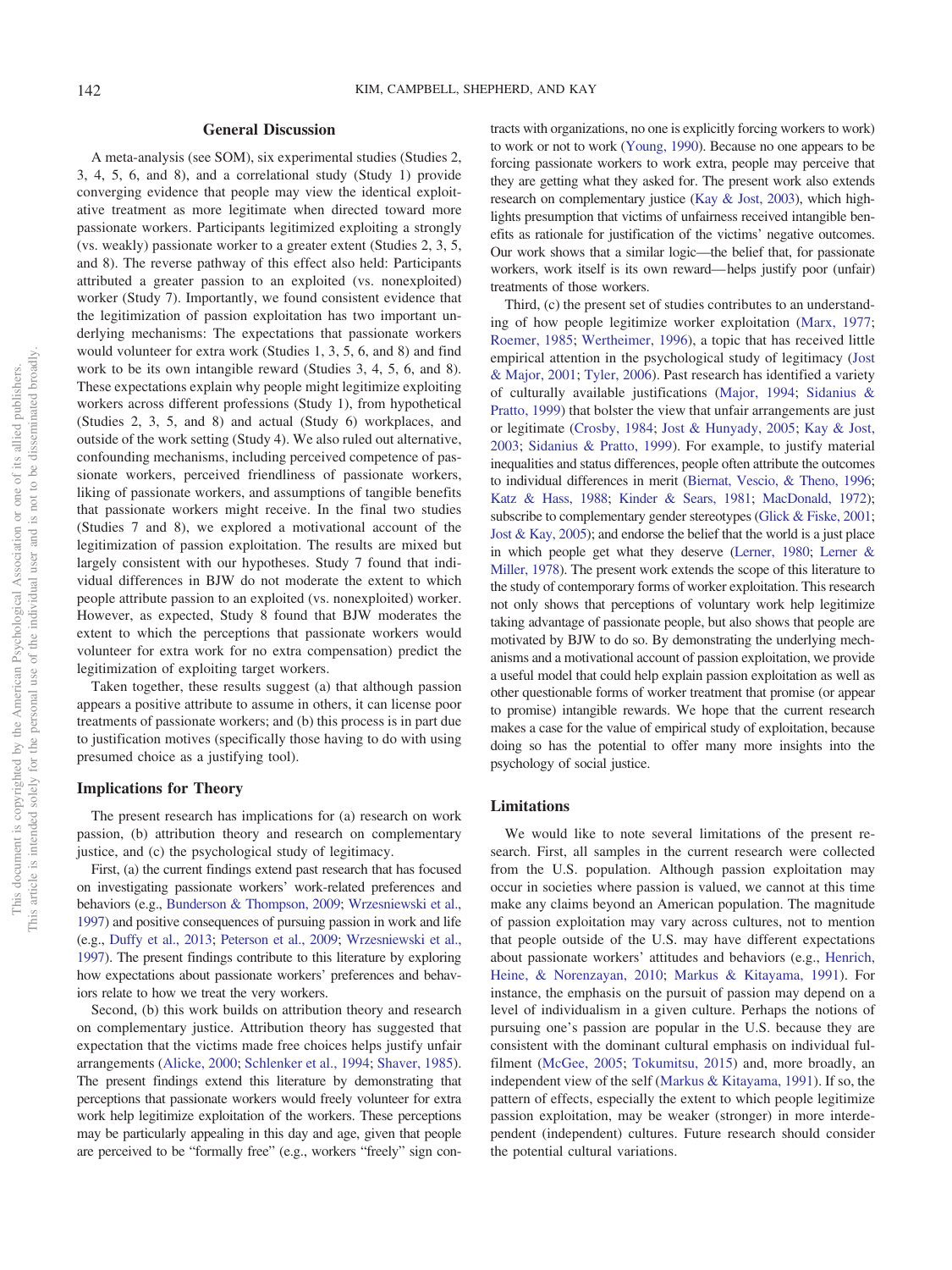## General Discussion

A meta-analysis (see SOM), six experimental studies (Studies 2, 3, 4, 5, 6, and 8), and a correlational study (Study 1) provide converging evidence that people may view the identical exploitative treatment as more legitimate when directed toward more passionate workers. Participants legitimized exploiting a strongly (vs. weakly) passionate worker to a greater extent (Studies 2, 3, 5, and 8). The reverse pathway of this effect also held: Participants attributed a greater passion to an exploited (vs. nonexploited) worker (Study 7). Importantly, we found consistent evidence that the legitimization of passion exploitation has two important underlying mechanisms: The expectations that passionate workers would volunteer for extra work (Studies 1, 3, 5, 6, and 8) and find work to be its own intangible reward (Studies 3, 4, 5, 6, and 8). These expectations explain why people might legitimize exploiting workers across different professions (Study 1), from hypothetical (Studies 2, 3, 5, and 8) and actual (Study 6) workplaces, and outside of the work setting (Study 4). We also ruled out alternative, confounding mechanisms, including perceived competence of passionate workers, perceived friendliness of passionate workers, liking of passionate workers, and assumptions of tangible benefits that passionate workers might receive. In the final two studies (Studies 7 and 8), we explored a motivational account of the legitimization of passion exploitation. The results are mixed but largely consistent with our hypotheses. Study 7 found that individual differences in BJW do not moderate the extent to which people attribute passion to an exploited (vs. nonexploited) worker. However, as expected, Study 8 found that BJW moderates the extent to which the perceptions that passionate workers would volunteer for extra work for no extra compensation) predict the legitimization of exploiting target workers.

Taken together, these results suggest (a) that although passion appears a positive attribute to assume in others, it can license poor treatments of passionate workers; and (b) this process is in part due to justification motives (specifically those having to do with using presumed choice as a justifying tool).

### Implications for Theory

The present research has implications for (a) research on work passion, (b) attribution theory and research on complementary justice, and (c) the psychological study of legitimacy.

First, (a) the current findings extend past research that has focused on investigating passionate workers' work-related preferences and behaviors (e.g., Bunderson & Thompson, 2009; Wrzesniewski et al., 1997) and positive consequences of pursuing passion in work and life (e.g., Duffy et al., 2013; Peterson et al., 2009; Wrzesniewski et al., 1997). The present findings contribute to this literature by exploring how expectations about passionate workers' preferences and behaviors relate to how we treat the very workers.

Second, (b) this work builds on attribution theory and research on complementary justice. Attribution theory has suggested that expectation that the victims made free choices helps justify unfair arrangements (Alicke, 2000; Schlenker et al., 1994; Shaver, 1985). The present findings extend this literature by demonstrating that perceptions that passionate workers would freely volunteer for extra work help legitimize exploitation of the workers. These perceptions may be particularly appealing in this day and age, given that people are perceived to be "formally free" (e.g., workers "freely" sign contracts with organizations, no one is explicitly forcing workers to work) to work or not to work (Young, 1990). Because no one appears to be forcing passionate workers to work extra, people may perceive that they are getting what they asked for. The present work also extends research on complementary justice (Kay & Jost, 2003), which highlights presumption that victims of unfairness received intangible benefits as rationale for justification of the victims' negative outcomes. Our work shows that a similar logic—the belief that, for passionate workers, work itself is its own reward—helps justify poor (unfair) treatments of those workers.

Third, (c) the present set of studies contributes to an understanding of how people legitimize worker exploitation (Marx, 1977; Roemer, 1985; Wertheimer, 1996), a topic that has received little empirical attention in the psychological study of legitimacy (Jost & Major, 2001; Tyler, 2006). Past research has identified a variety of culturally available justifications (Major, 1994; Sidanius & Pratto, 1999) that bolster the view that unfair arrangements are just or legitimate (Crosby, 1984; Jost & Hunyady, 2005; Kay & Jost, 2003; Sidanius & Pratto, 1999). For example, to justify material inequalities and status differences, people often attribute the outcomes to individual differences in merit (Biernat, Vescio, & Theno, 1996; Katz & Hass, 1988; Kinder & Sears, 1981; MacDonald, 1972); subscribe to complementary gender stereotypes (Glick & Fiske, 2001; Jost & Kay, 2005); and endorse the belief that the world is a just place in which people get what they deserve (Lerner, 1980; Lerner & Miller, 1978). The present work extends the scope of this literature to the study of contemporary forms of worker exploitation. This research not only shows that perceptions of voluntary work help legitimize taking advantage of passionate people, but also shows that people are motivated by BJW to do so. By demonstrating the underlying mechanisms and a motivational account of passion exploitation, we provide a useful model that could help explain passion exploitation as well as other questionable forms of worker treatment that promise (or appear to promise) intangible rewards. We hope that the current research makes a case for the value of empirical study of exploitation, because doing so has the potential to offer many more insights into the psychology of social justice.

### Limitations

We would like to note several limitations of the present research. First, all samples in the current research were collected from the U.S. population. Although passion exploitation may occur in societies where passion is valued, we cannot at this time make any claims beyond an American population. The magnitude of passion exploitation may vary across cultures, not to mention that people outside of the U.S. may have different expectations about passionate workers' attitudes and behaviors (e.g., Henrich, Heine, & Norenzayan, 2010; Markus & Kitayama, 1991). For instance, the emphasis on the pursuit of passion may depend on a level of individualism in a given culture. Perhaps the notions of pursuing one's passion are popular in the U.S. because they are consistent with the dominant cultural emphasis on individual fulfilment (McGee, 2005; Tokumitsu, 2015) and, more broadly, an independent view of the self (Markus & Kitayama, 1991). If so, the pattern of effects, especially the extent to which people legitimize passion exploitation, may be weaker (stronger) in more interdependent (independent) cultures. Future research should consider the potential cultural variations.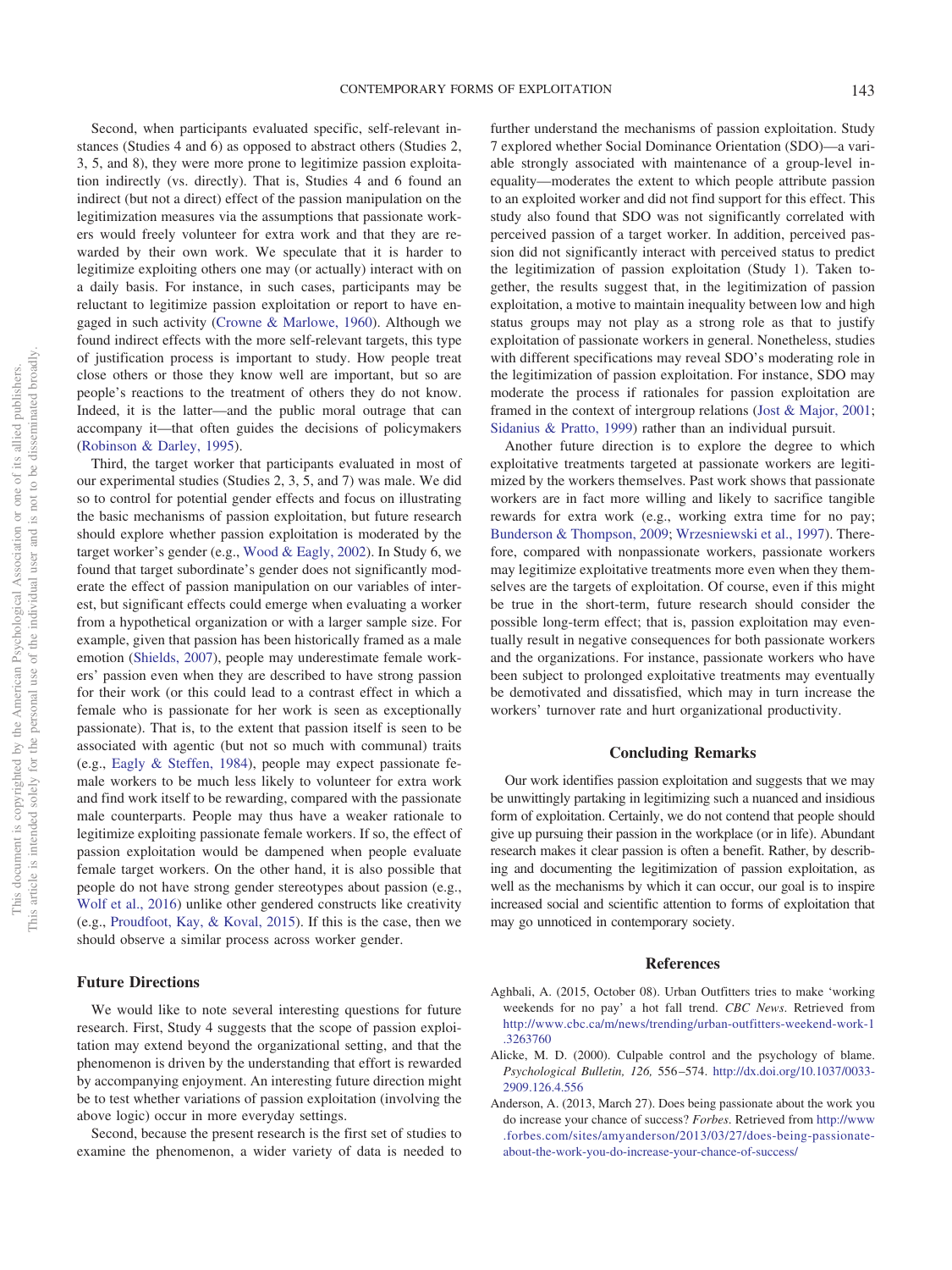Second, when participants evaluated specific, self-relevant instances (Studies 4 and 6) as opposed to abstract others (Studies 2, 3, 5, and 8), they were more prone to legitimize passion exploitation indirectly (vs. directly). That is, Studies 4 and 6 found an indirect (but not a direct) effect of the passion manipulation on the legitimization measures via the assumptions that passionate workers would freely volunteer for extra work and that they are rewarded by their own work. We speculate that it is harder to legitimize exploiting others one may (or actually) interact with on a daily basis. For instance, in such cases, participants may be reluctant to legitimize passion exploitation or report to have engaged in such activity (Crowne & Marlowe, 1960). Although we found indirect effects with the more self-relevant targets, this type of justification process is important to study. How people treat close others or those they know well are important, but so are people's reactions to the treatment of others they do not know. Indeed, it is the latter—and the public moral outrage that can accompany it—that often guides the decisions of policymakers (Robinson & Darley, 1995).

Third, the target worker that participants evaluated in most of our experimental studies (Studies 2, 3, 5, and 7) was male. We did so to control for potential gender effects and focus on illustrating the basic mechanisms of passion exploitation, but future research should explore whether passion exploitation is moderated by the target worker's gender (e.g., Wood & Eagly, 2002). In Study 6, we found that target subordinate's gender does not significantly moderate the effect of passion manipulation on our variables of interest, but significant effects could emerge when evaluating a worker from a hypothetical organization or with a larger sample size. For example, given that passion has been historically framed as a male emotion (Shields, 2007), people may underestimate female workers' passion even when they are described to have strong passion for their work (or this could lead to a contrast effect in which a female who is passionate for her work is seen as exceptionally passionate). That is, to the extent that passion itself is seen to be associated with agentic (but not so much with communal) traits (e.g., Eagly & Steffen, 1984), people may expect passionate female workers to be much less likely to volunteer for extra work and find work itself to be rewarding, compared with the passionate male counterparts. People may thus have a weaker rationale to legitimize exploiting passionate female workers. If so, the effect of passion exploitation would be dampened when people evaluate female target workers. On the other hand, it is also possible that people do not have strong gender stereotypes about passion (e.g., Wolf et al., 2016) unlike other gendered constructs like creativity (e.g., Proudfoot, Kay, & Koval, 2015). If this is the case, then we should observe a similar process across worker gender.

## Future Directions

We would like to note several interesting questions for future research. First, Study 4 suggests that the scope of passion exploitation may extend beyond the organizational setting, and that the phenomenon is driven by the understanding that effort is rewarded by accompanying enjoyment. An interesting future direction might be to test whether variations of passion exploitation (involving the above logic) occur in more everyday settings.

Second, because the present research is the first set of studies to examine the phenomenon, a wider variety of data is needed to further understand the mechanisms of passion exploitation. Study 7 explored whether Social Dominance Orientation (SDO)—a variable strongly associated with maintenance of a group-level inequality—moderates the extent to which people attribute passion to an exploited worker and did not find support for this effect. This study also found that SDO was not significantly correlated with perceived passion of a target worker. In addition, perceived passion did not significantly interact with perceived status to predict the legitimization of passion exploitation (Study 1). Taken together, the results suggest that, in the legitimization of passion exploitation, a motive to maintain inequality between low and high status groups may not play as a strong role as that to justify exploitation of passionate workers in general. Nonetheless, studies with different specifications may reveal SDO's moderating role in the legitimization of passion exploitation. For instance, SDO may moderate the process if rationales for passion exploitation are framed in the context of intergroup relations (Jost & Major, 2001; Sidanius & Pratto, 1999) rather than an individual pursuit.

Another future direction is to explore the degree to which exploitative treatments targeted at passionate workers are legitimized by the workers themselves. Past work shows that passionate workers are in fact more willing and likely to sacrifice tangible rewards for extra work (e.g., working extra time for no pay; Bunderson & Thompson, 2009; Wrzesniewski et al., 1997). Therefore, compared with nonpassionate workers, passionate workers may legitimize exploitative treatments more even when they themselves are the targets of exploitation. Of course, even if this might be true in the short-term, future research should consider the possible long-term effect; that is, passion exploitation may eventually result in negative consequences for both passionate workers and the organizations. For instance, passionate workers who have been subject to prolonged exploitative treatments may eventually be demotivated and dissatisfied, which may in turn increase the workers' turnover rate and hurt organizational productivity.

## Concluding Remarks

Our work identifies passion exploitation and suggests that we may be unwittingly partaking in legitimizing such a nuanced and insidious form of exploitation. Certainly, we do not contend that people should give up pursuing their passion in the workplace (or in life). Abundant research makes it clear passion is often a benefit. Rather, by describing and documenting the legitimization of passion exploitation, as well as the mechanisms by which it can occur, our goal is to inspire increased social and scientific attention to forms of exploitation that may go unnoticed in contemporary society.

## References

Aghbali, A. (2015, October 08). Urban Outfitters tries to make 'working weekends for no pay' a hot fall trend. *CBC News*. Retrieved from http://www.cbc.ca/m/news/trending/urban-outfitters-weekend-work-1.3263760

Alicke, M. D. (2000). Culpable control and the psychology of blame. *Psychological Bulletin, 126,* 556–574. http://dx.doi.org/10.1037/0033-2909.126.4.556

Anderson, A. (2013, March 27). Does being passionate about the work you do increase your chance of success? *Forbes*. Retrieved from http://www.forbes.com/sites/amyanderson/2013/03/27/does-being-passionate-about-the-work-you-do-increase-your-chance-of-success/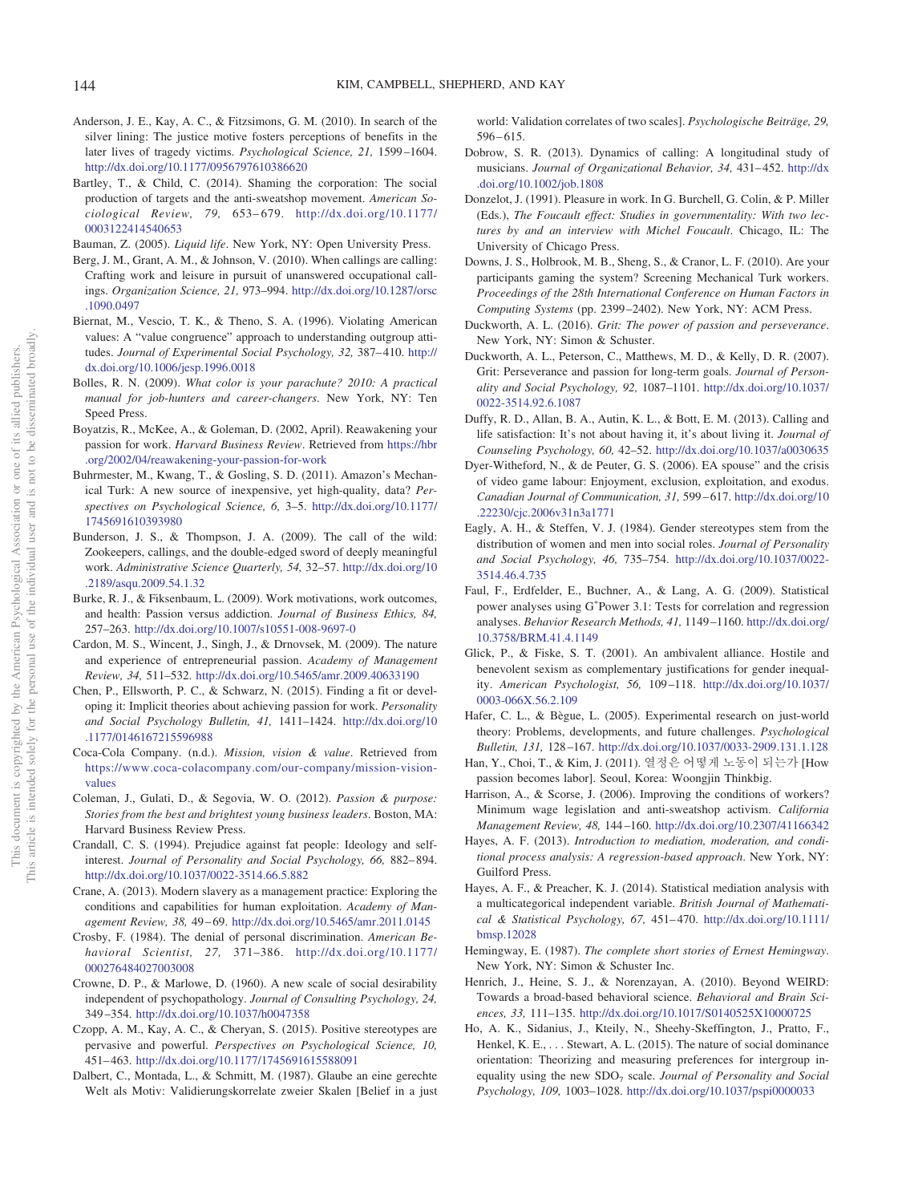Anderson, J. E., Kay, A. C., & Fitzsimons, G. M. (2010). In search of the silver lining: The justice motive fosters perceptions of benefits in the later lives of tragedy victims. *Psychological Science, 21,* 1599–1604. http://dx.doi.org/10.1177/0956797610386620

Bartley, T., & Child, C. (2014). Shaming the corporation: The social production of targets and the anti-sweatshop movement. *American Sociological Review, 79,* 653–679. http://dx.doi.org/10.1177/0003122414540653

Bauman, Z. (2005). *Liquid life*. New York, NY: Open University Press.

Berg, J. M., Grant, A. M., & Johnson, V. (2010). When callings are calling: Crafting work and leisure in pursuit of unanswered occupational callings. *Organization Science, 21,* 973–994. http://dx.doi.org/10.1287/orsc.1090.0497

Biernat, M., Vescio, T. K., & Theno, S. A. (1996). Violating American values: A "value congruence" approach to understanding outgroup attitudes. *Journal of Experimental Social Psychology, 32,* 387–410. http://dx.doi.org/10.1006/jesp.1996.0018

Bolles, R. N. (2009). *What color is your parachute? 2010: A practical manual for job-hunters and career-changers*. New York, NY: Ten Speed Press.

Boyatzis, R., McKee, A., & Goleman, D. (2002, April). Reawakening your passion for work. *Harvard Business Review*. Retrieved from https://hbr.org/2002/04/reawakening-your-passion-for-work

Buhrmester, M., Kwang, T., & Gosling, S. D. (2011). Amazon's Mechanical Turk: A new source of inexpensive, yet high-quality, data? *Perspectives on Psychological Science, 6,* 3–5. http://dx.doi.org/10.1177/1745691610393980

Bunderson, J. S., & Thompson, J. A. (2009). The call of the wild: Zookeepers, callings, and the double-edged sword of deeply meaningful work. *Administrative Science Quarterly, 54,* 32–57. http://dx.doi.org/10.2189/asqu.2009.54.1.32

Burke, R. J., & Fiksenbaum, L. (2009). Work motivations, work outcomes, and health: Passion versus addiction. *Journal of Business Ethics, 84,* 257–263. http://dx.doi.org/10.1007/s10551-008-9697-0

Cardon, M. S., Wincent, J., Singh, J., & Drnovsek, M. (2009). The nature and experience of entrepreneurial passion. *Academy of Management Review, 34,* 511–532. http://dx.doi.org/10.5465/amr.2009.40633190

Chen, P., Ellsworth, P. C., & Schwarz, N. (2015). Finding a fit or developing it: Implicit theories about achieving passion for work. *Personality and Social Psychology Bulletin, 41,* 1411–1424. http://dx.doi.org/10.1177/0146167215596988

Coca-Cola Company. (n.d.). *Mission, vision & value*. Retrieved from https://www.coca-colacompany.com/our-company/mission-vision-values

Coleman, J., Gulati, D., & Segovia, W. O. (2012). *Passion & purpose: Stories from the best and brightest young business leaders*. Boston, MA: Harvard Business Review Press.

Crandall, C. S. (1994). Prejudice against fat people: Ideology and self-interest. *Journal of Personality and Social Psychology, 66,* 882–894. http://dx.doi.org/10.1037/0022-3514.66.5.882

Crane, A. (2013). Modern slavery as a management practice: Exploring the conditions and capabilities for human exploitation. *Academy of Management Review, 38,* 49–69. http://dx.doi.org/10.5465/amr.2011.0145

Crosby, F. (1984). The denial of personal discrimination. *American Behavioral Scientist, 27,* 371–386. http://dx.doi.org/10.1177/000276484027003008

Crowne, D. P., & Marlowe, D. (1960). A new scale of social desirability independent of psychopathology. *Journal of Consulting Psychology, 24,* 349–354. http://dx.doi.org/10.1037/h0047358

Czopp, A. M., Kay, A. C., & Cheryan, S. (2015). Positive stereotypes are pervasive and powerful. *Perspectives on Psychological Science, 10,* 451–463. http://dx.doi.org/10.1177/1745691615588091

Dalbert, C., Montada, L., & Schmitt, M. (1987). Glaube an eine gerechte Welt als Motiv: Validierungskorrelate zweier Skalen [Belief in a just world: Validation correlates of two scales]. *Psychologische Beiträge, 29,* 596–615.

Dobrow, S. R. (2013). Dynamics of calling: A longitudinal study of musicians. *Journal of Organizational Behavior, 34,* 431–452. http://dx.doi.org/10.1002/job.1808

Donzelot, J. (1991). Pleasure in work. In G. Burchell, G. Colin, & P. Miller (Eds.), *The Foucault effect: Studies in governmentality: With two lectures by and an interview with Michel Foucault*. Chicago, IL: The University of Chicago Press.

Downs, J. S., Holbrook, M. B., Sheng, S., & Cranor, L. F. (2010). Are your participants gaming the system? Screening Mechanical Turk workers. *Proceedings of the 28th International Conference on Human Factors in Computing Systems* (pp. 2399–2402). New York, NY: ACM Press.

Duckworth, A. L. (2016). *Grit: The power of passion and perseverance*. New York, NY: Simon & Schuster.

Duckworth, A. L., Peterson, C., Matthews, M. D., & Kelly, D. R. (2007). Grit: Perseverance and passion for long-term goals. *Journal of Personality and Social Psychology, 92,* 1087–1101. http://dx.doi.org/10.1037/0022-3514.92.6.1087

Duffy, R. D., Allan, B. A., Autin, K. L., & Bott, E. M. (2013). Calling and life satisfaction: It's not about having it, it's about living it. *Journal of Counseling Psychology, 60,* 42–52. http://dx.doi.org/10.1037/a0030635

Dyer-Witheford, N., & de Peuter, G. S. (2006). EA spouse" and the crisis of video game labour: Enjoyment, exclusion, exploitation, and exodus. *Canadian Journal of Communication, 31,* 599–617. http://dx.doi.org/10.22230/cjc.2006v31n3a1771

Eagly, A. H., & Steffen, V. J. (1984). Gender stereotypes stem from the distribution of women and men into social roles. *Journal of Personality and Social Psychology, 46,* 735–754. http://dx.doi.org/10.1037/0022-3514.46.4.735

Faul, F., Erdfelder, E., Buchner, A., & Lang, A. G. (2009). Statistical power analyses using G*Power 3.1: Tests for correlation and regression analyses. *Behavior Research Methods, 41,* 1149–1160. http://dx.doi.org/10.3758/BRM.41.4.1149

Glick, P., & Fiske, S. T. (2001). An ambivalent alliance. Hostile and benevolent sexism as complementary justifications for gender inequality. *American Psychologist, 56,* 109–118. http://dx.doi.org/10.1037/0003-066X.56.2.109

Hafer, C. L., & Bègue, L. (2005). Experimental research on just-world theory: Problems, developments, and future challenges. *Psychological Bulletin, 131,* 128–167. http://dx.doi.org/10.1037/0033-2909.131.1.128

Han, Y., Choi, T., & Kim, J. (2011). 열정은 어떻게 노동이 되는가 [How passion becomes labor]. Seoul, Korea: Woongjin Thinkbig.

Harrison, A., & Scorse, J. (2006). Improving the conditions of workers? Minimum wage legislation and anti-sweatshop activism. *California Management Review, 48,* 144–160. http://dx.doi.org/10.2307/41166342

Hayes, A. F. (2013). *Introduction to mediation, moderation, and conditional process analysis: A regression-based approach*. New York, NY: Guilford Press.

Hayes, A. F., & Preacher, K. J. (2014). Statistical mediation analysis with a multicategorical independent variable. *British Journal of Mathematical & Statistical Psychology, 67,* 451–470. http://dx.doi.org/10.1111/bmsp.12028

Hemingway, E. (1987). *The complete short stories of Ernest Hemingway*. New York, NY: Simon & Schuster Inc.

Henrich, J., Heine, S. J., & Norenzayan, A. (2010). Beyond WEIRD: Towards a broad-based behavioral science. *Behavioral and Brain Sciences, 33,* 111–135. http://dx.doi.org/10.1017/S0140525X10000725

Ho, A. K., Sidanius, J., Kteily, N., Sheehy-Skeffington, J., Pratto, F., Henkel, K. E., . . . Stewart, A. L. (2015). The nature of social dominance orientation: Theorizing and measuring preferences for intergroup inequality using the new $SDO_7$ scale. *Journal of Personality and Social Psychology, 109,* 1003–1028. http://dx.doi.org/10.1037/pspi0000033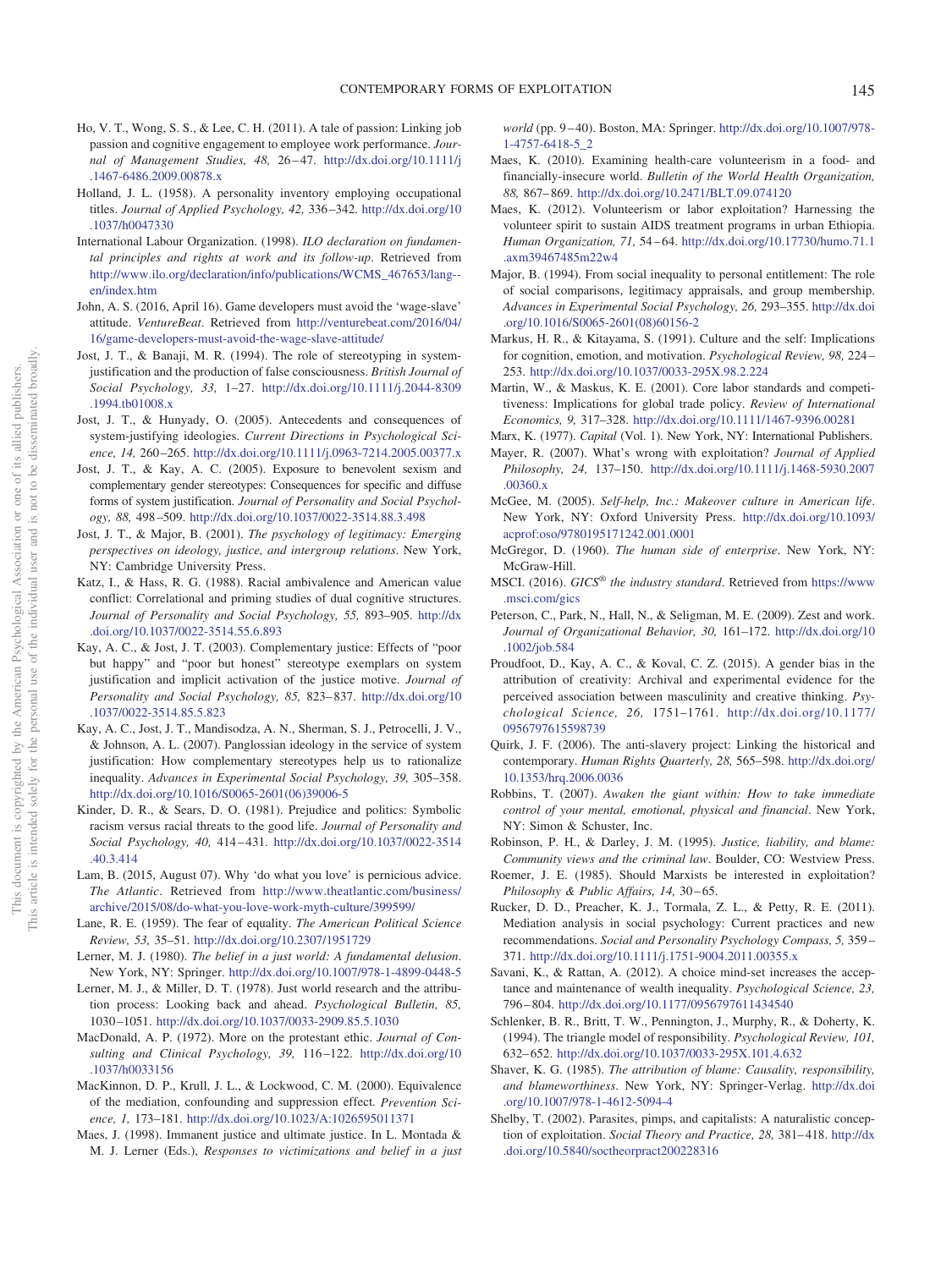Ho, V. T., Wong, S. S., & Lee, C. H. (2011). A tale of passion: Linking job passion and cognitive engagement to employee work performance. *Journal of Management Studies, 48,* 26–47. http://dx.doi.org/10.1111/j.1467-6486.2009.00878.x

Holland, J. L. (1958). A personality inventory employing occupational titles. *Journal of Applied Psychology, 42,* 336–342. http://dx.doi.org/10.1037/h0047330

International Labour Organization. (1998). *ILO declaration on fundamental principles and rights at work and its follow-up*. Retrieved from http://www.ilo.org/declaration/info/publications/WCMS_467653/lang--en/index.htm

John, A. S. (2016, April 16). Game developers must avoid the 'wage-slave' attitude. *VentureBeat*. Retrieved from http://venturebeat.com/2016/04/16/game-developers-must-avoid-the-wage-slave-attitude/

Jost, J. T., & Banaji, M. R. (1994). The role of stereotyping in system-justification and the production of false consciousness. *British Journal of Social Psychology, 33,* 1–27. http://dx.doi.org/10.1111/j.2044-8309.1994.tb01008.x

Jost, J. T., & Hunyady, O. (2005). Antecedents and consequences of system-justifying ideologies. *Current Directions in Psychological Science, 14,* 260–265. http://dx.doi.org/10.1111/j.0963-7214.2005.00377.x

Jost, J. T., & Kay, A. C. (2005). Exposure to benevolent sexism and complementary gender stereotypes: Consequences for specific and diffuse forms of system justification. *Journal of Personality and Social Psychology, 88,* 498–509. http://dx.doi.org/10.1037/0022-3514.88.3.498

Jost, J. T., & Major, B. (2001). *The psychology of legitimacy: Emerging perspectives on ideology, justice, and intergroup relations*. New York, NY: Cambridge University Press.

Katz, I., & Hass, R. G. (1988). Racial ambivalence and American value conflict: Correlational and priming studies of dual cognitive structures. *Journal of Personality and Social Psychology, 55,* 893–905. http://dx.doi.org/10.1037/0022-3514.55.6.893

Kay, A. C., & Jost, J. T. (2003). Complementary justice: Effects of "poor but happy" and "poor but honest" stereotype exemplars on system justification and implicit activation of the justice motive. *Journal of Personality and Social Psychology, 85,* 823–837. http://dx.doi.org/10.1037/0022-3514.85.5.823

Kay, A. C., Jost, J. T., Mandisodza, A. N., Sherman, S. J., Petrocelli, J. V., & Johnson, A. L. (2007). Panglossian ideology in the service of system justification: How complementary stereotypes help us to rationalize inequality. *Advances in Experimental Social Psychology, 39,* 305–358. http://dx.doi.org/10.1016/S0065-2601(06)39006-5

Kinder, D. R., & Sears, D. O. (1981). Prejudice and politics: Symbolic racism versus racial threats to the good life. *Journal of Personality and Social Psychology, 40,* 414–431. http://dx.doi.org/10.1037/0022-3514.40.3.414

Lam, B. (2015, August 07). Why 'do what you love' is pernicious advice. *The Atlantic*. Retrieved from http://www.theatlantic.com/business/archive/2015/08/do-what-you-love-work-myth-culture/399599/

Lane, R. E. (1959). The fear of equality. *The American Political Science Review, 53,* 35–51. http://dx.doi.org/10.2307/1951729

Lerner, M. J. (1980). *The belief in a just world: A fundamental delusion*. New York, NY: Springer. http://dx.doi.org/10.1007/978-1-4899-0448-5

Lerner, M. J., & Miller, D. T. (1978). Just world research and the attribution process: Looking back and ahead. *Psychological Bulletin, 85,* 1030–1051. http://dx.doi.org/10.1037/0033-2909.85.5.1030

MacDonald, A. P. (1972). More on the protestant ethic. *Journal of Consulting and Clinical Psychology, 39,* 116–122. http://dx.doi.org/10.1037/h0033156

MacKinnon, D. P., Krull, J. L., & Lockwood, C. M. (2000). Equivalence of the mediation, confounding and suppression effect. *Prevention Science, 1,* 173–181. http://dx.doi.org/10.1023/A:1026595011371

Maes, J. (1998). Immanent justice and ultimate justice. In L. Montada & M. J. Lerner (Eds.), *Responses to victimizations and belief in a just world* (pp. 9–40). Boston, MA: Springer. http://dx.doi.org/10.1007/978-1-4757-6418-5_2

Maes, K. (2010). Examining health-care volunteerism in a food- and financially-insecure world. *Bulletin of the World Health Organization, 88,* 867–869. http://dx.doi.org/10.2471/BLT.09.074120

Maes, K. (2012). Volunteerism or labor exploitation? Harnessing the volunteer spirit to sustain AIDS treatment programs in urban Ethiopia. *Human Organization, 71,* 54–64. http://dx.doi.org/10.17730/humo.71.1.axm39467485m22w4

Major, B. (1994). From social inequality to personal entitlement: The role of social comparisons, legitimacy appraisals, and group membership. *Advances in Experimental Social Psychology, 26,* 293–355. http://dx.doi.org/10.1016/S0065-2601(08)60156-2

Markus, H. R., & Kitayama, S. (1991). Culture and the self: Implications for cognition, emotion, and motivation. *Psychological Review, 98,* 224–253. http://dx.doi.org/10.1037/0033-295X.98.2.224

Martin, W., & Maskus, K. E. (2001). Core labor standards and competitiveness: Implications for global trade policy. *Review of International Economics, 9,* 317–328. http://dx.doi.org/10.1111/1467-9396.00281

Marx, K. (1977). *Capital* (Vol. 1). New York, NY: International Publishers.

Mayer, R. (2007). What's wrong with exploitation? *Journal of Applied Philosophy, 24,* 137–150. http://dx.doi.org/10.1111/j.1468-5930.2007.00360.x

McGee, M. (2005). *Self-help, Inc.: Makeover culture in American life*. New York, NY: Oxford University Press. http://dx.doi.org/10.1093/acprof:oso/9780195171242.001.0001

McGregor, D. (1960). *The human side of enterprise*. New York, NY: McGraw-Hill.

MSCI. (2016). *GICS® the industry standard*. Retrieved from https://www.msci.com/gics

Peterson, C., Park, N., Hall, N., & Seligman, M. E. (2009). Zest and work. *Journal of Organizational Behavior, 30,* 161–172. http://dx.doi.org/10.1002/job.584

Proudfoot, D., Kay, A. C., & Koval, C. Z. (2015). A gender bias in the attribution of creativity: Archival and experimental evidence for the perceived association between masculinity and creative thinking. *Psychological Science, 26,* 1751–1761. http://dx.doi.org/10.1177/0956797615598739

Quirk, J. F. (2006). The anti-slavery project: Linking the historical and contemporary. *Human Rights Quarterly, 28,* 565–598. http://dx.doi.org/10.1353/hrq.2006.0036

Robbins, T. (2007). *Awaken the giant within: How to take immediate control of your mental, emotional, physical and financial*. New York, NY: Simon & Schuster, Inc.

Robinson, P. H., & Darley, J. M. (1995). *Justice, liability, and blame: Community views and the criminal law*. Boulder, CO: Westview Press.

Roemer, J. E. (1985). Should Marxists be interested in exploitation? *Philosophy & Public Affairs, 14,* 30–65.

Rucker, D. D., Preacher, K. J., Tormala, Z. L., & Petty, R. E. (2011). Mediation analysis in social psychology: Current practices and new recommendations. *Social and Personality Psychology Compass, 5,* 359–371. http://dx.doi.org/10.1111/j.1751-9004.2011.00355.x

Savani, K., & Rattan, A. (2012). A choice mind-set increases the acceptance and maintenance of wealth inequality. *Psychological Science, 23,* 796–804. http://dx.doi.org/10.1177/0956797611434540

Schlenker, B. R., Britt, T. W., Pennington, J., Murphy, R., & Doherty, K. (1994). The triangle model of responsibility. *Psychological Review, 101,* 632–652. http://dx.doi.org/10.1037/0033-295X.101.4.632

Shaver, K. G. (1985). *The attribution of blame: Causality, responsibility, and blameworthiness*. New York, NY: Springer-Verlag. http://dx.doi.org/10.1007/978-1-4612-5094-4

Shelby, T. (2002). Parasites, pimps, and capitalists: A naturalistic conception of exploitation. *Social Theory and Practice, 28,* 381–418. http://dx.doi.org/10.5840/soctheorpract200228316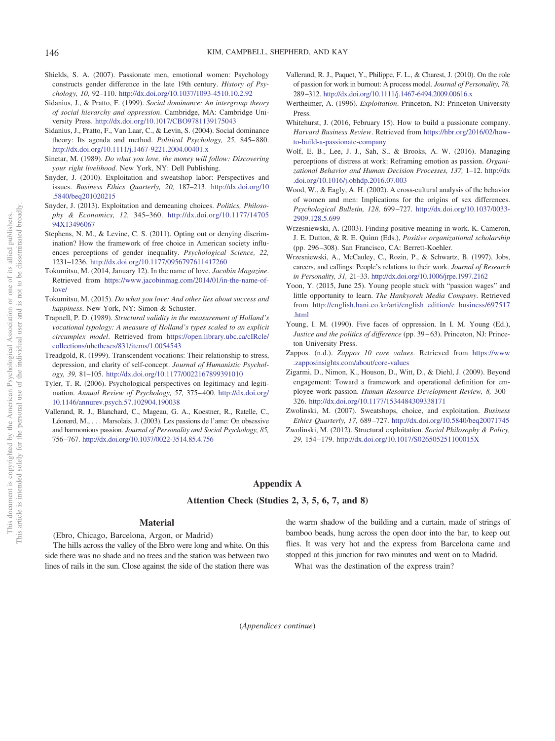Shields, S. A. (2007). Passionate men, emotional women: Psychology constructs gender difference in the late 19th century. *History of Psychology, 10,* 92–110. http://dx.doi.org/10.1037/1093-4510.10.2.92

Sidanius, J., & Pratto, F. (1999). *Social dominance: An intergroup theory of social hierarchy and oppression*. Cambridge, MA: Cambridge University Press. http://dx.doi.org/10.1017/CBO9781139175043

Sidanius, J., Pratto, F., Van Laar, C., & Levin, S. (2004). Social dominance theory: Its agenda and method. *Political Psychology, 25,* 845–880. http://dx.doi.org/10.1111/j.1467-9221.2004.00401.x

Sinetar, M. (1989). *Do what you love, the money will follow: Discovering your right livelihood*. New York, NY: Dell Publishing.

Snyder, J. (2010). Exploitation and sweatshop labor: Perspectives and issues. *Business Ethics Quarterly, 20,* 187–213. http://dx.doi.org/10.5840/beq201020215

Snyder, J. (2013). Exploitation and demeaning choices. *Politics, Philosophy & Economics, 12,* 345–360. http://dx.doi.org/10.1177/1470594X13496067

Stephens, N. M., & Levine, C. S. (2011). Opting out or denying discrimination? How the framework of free choice in American society influences perceptions of gender inequality. *Psychological Science, 22,* 1231–1236. http://dx.doi.org/10.1177/0956797611417260

Tokumitsu, M. (2014, January 12). In the name of love. *Jacobin Magazine*. Retrieved from https://www.jacobinmag.com/2014/01/in-the-name-of-love/

Tokumitsu, M. (2015). *Do what you love: And other lies about success and happiness*. New York, NY: Simon & Schuster.

Trapnell, P. D. (1989). *Structural validity in the measurement of Holland's vocational typology: A measure of Holland's types scaled to an explicit circumplex model*. Retrieved from https://open.library.ubc.ca/cIRcle/collections/ubctheses/831/items/1.0054543

Treadgold, R. (1999). Transcendent vocations: Their relationship to stress, depression, and clarity of self-concept. *Journal of Humanistic Psychology, 39,* 81–105. http://dx.doi.org/10.1177/0022167899391010

Tyler, T. R. (2006). Psychological perspectives on legitimacy and legitimation. *Annual Review of Psychology, 57,* 375–400. http://dx.doi.org/10.1146/annurev.psych.57.102904.190038

Vallerand, R. J., Blanchard, C., Mageau, G. A., Koestner, R., Ratelle, C., Léonard, M., . . . Marsolais, J. (2003). Les passions de l'ame: On obsessive and harmonious passion. *Journal of Personality and Social Psychology, 85,* 756–767. http://dx.doi.org/10.1037/0022-3514.85.4.756

Vallerand, R. J., Paquet, Y., Philippe, F. L., & Charest, J. (2010). On the role of passion for work in burnout: A process model. *Journal of Personality, 78,* 289–312. http://dx.doi.org/10.1111/j.1467-6494.2009.00616.x

Wertheimer, A. (1996). *Exploitation*. Princeton, NJ: Princeton University Press.

Whitehurst, J. (2016, February 15). How to build a passionate company. *Harvard Business Review*. Retrieved from https://hbr.org/2016/02/how-to-build-a-passionate-company

Wolf, E. B., Lee, J. J., Sah, S., & Brooks, A. W. (2016). Managing perceptions of distress at work: Reframing emotion as passion. *Organizational Behavior and Human Decision Processes, 137,* 1–12. http://dx.doi.org/10.1016/j.obhdp.2016.07.003

Wood, W., & Eagly, A. H. (2002). A cross-cultural analysis of the behavior of women and men: Implications for the origins of sex differences. *Psychological Bulletin, 128,* 699–727. http://dx.doi.org/10.1037/0033-2909.128.5.699

Wrzesniewski, A. (2003). Finding positive meaning in work. K. Cameron, J. E. Dutton, & R. E. Quinn (Eds.), *Positive organizational scholarship* (pp. 296–308). San Francisco, CA: Berrett-Koehler.

Wrzesniewski, A., McCauley, C., Rozin, P., & Schwartz, B. (1997). Jobs, careers, and callings: People's relations to their work. *Journal of Research in Personality, 31,* 21–33. http://dx.doi.org/10.1006/jrpe.1997.2162

Yoon, Y. (2015, June 25). Young people stuck with "passion wages" and little opportunity to learn. *The Hankyoreh Media Company*. Retrieved from http://english.hani.co.kr/arti/english_edition/e_business/697517.html

Young, I. M. (1990). Five faces of oppression. In I. M. Young (Ed.), *Justice and the politics of difference* (pp. 39–63). Princeton, NJ: Princeton University Press.

Zappos. (n.d.). *Zappos 10 core values*. Retrieved from https://www.zapposinsights.com/about/core-values

Zigarmi, D., Nimon, K., Houson, D., Witt, D., & Diehl, J. (2009). Beyond engagement: Toward a framework and operational definition for employee work passion. *Human Resource Development Review, 8,* 300–326. http://dx.doi.org/10.1177/1534484309338171

Zwolinski, M. (2007). Sweatshops, choice, and exploitation. *Business Ethics Quarterly, 17,* 689–727. http://dx.doi.org/10.5840/beq20071745

Zwolinski, M. (2012). Structural exploitation. *Social Philosophy & Policy, 29,* 154–179. http://dx.doi.org/10.1017/S026505251100015X

# Appendix A

## Attention Check (Studies 2, 3, 5, 6, 7, and 8)

### Material

(Ebro, Chicago, Barcelona, Argon, or Madrid)

The hills across the valley of the Ebro were long and white. On this side there was no shade and no trees and the station was between two lines of rails in the sun. Close against the side of the station there was the warm shadow of the building and a curtain, made of strings of bamboo beads, hung across the open door into the bar, to keep out flies. It was very hot and the express from Barcelona came and stopped at this junction for two minutes and went on to Madrid.

What was the destination of the express train?

(*Appendices continue*)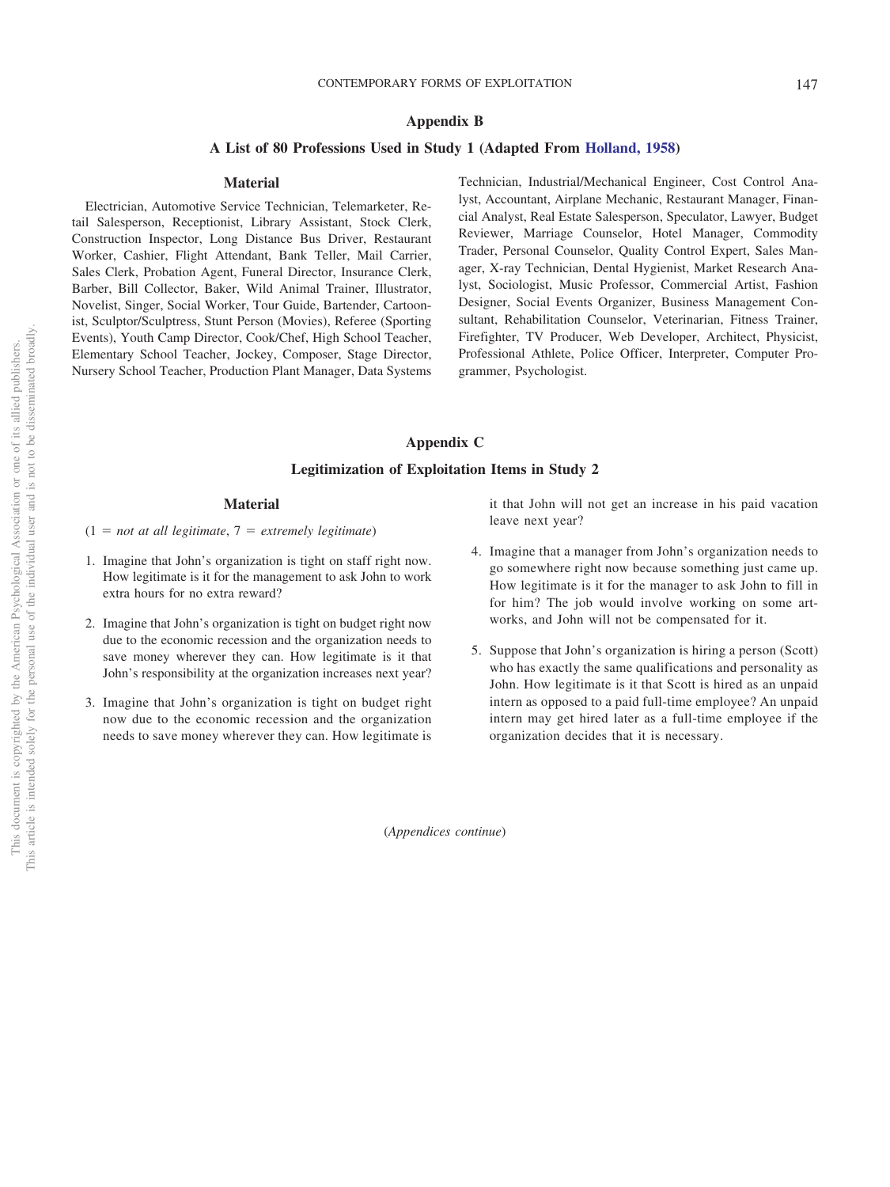## Appendix B

### A List of 80 Professions Used in Study 1 (Adapted From Holland, 1958)

#### Material

Electrician, Automotive Service Technician, Telemarketer, Retail Salesperson, Receptionist, Library Assistant, Stock Clerk, Construction Inspector, Long Distance Bus Driver, Restaurant Worker, Cashier, Flight Attendant, Bank Teller, Mail Carrier, Sales Clerk, Probation Agent, Funeral Director, Insurance Clerk, Barber, Bill Collector, Baker, Wild Animal Trainer, Illustrator, Novelist, Singer, Social Worker, Tour Guide, Bartender, Cartoonist, Sculptor/Sculptress, Stunt Person (Movies), Referee (Sporting Events), Youth Camp Director, Cook/Chef, High School Teacher, Elementary School Teacher, Jockey, Composer, Stage Director, Nursery School Teacher, Production Plant Manager, Data Systems Technician, Industrial/Mechanical Engineer, Cost Control Analyst, Accountant, Airplane Mechanic, Restaurant Manager, Financial Analyst, Real Estate Salesperson, Speculator, Lawyer, Budget Reviewer, Marriage Counselor, Hotel Manager, Commodity Trader, Personal Counselor, Quality Control Expert, Sales Manager, X-ray Technician, Dental Hygienist, Market Research Analyst, Sociologist, Music Professor, Commercial Artist, Fashion Designer, Social Events Organizer, Business Management Consultant, Rehabilitation Counselor, Veterinarian, Fitness Trainer, Firefighter, TV Producer, Web Developer, Architect, Physicist, Professional Athlete, Police Officer, Interpreter, Computer Programmer, Psychologist.

## Appendix C

### Legitimization of Exploitation Items in Study 2

#### Material

(1 = *not at all legitimate*, 7 = *extremely legitimate*)

1. Imagine that John's organization is tight on staff right now. How legitimate is it for the management to ask John to work extra hours for no extra reward?

2. Imagine that John's organization is tight on budget right now due to the economic recession and the organization needs to save money wherever they can. How legitimate is it that John's responsibility at the organization increases next year?

3. Imagine that John's organization is tight on budget right now due to the economic recession and the organization needs to save money wherever they can. How legitimate is it that John will not get an increase in his paid vacation leave next year?

4. Imagine that a manager from John's organization needs to go somewhere right now because something just came up. How legitimate is it for the manager to ask John to fill in for him? The job would involve working on some artworks, and John will not be compensated for it.

5. Suppose that John's organization is hiring a person (Scott) who has exactly the same qualifications and personality as John. How legitimate is it that Scott is hired as an unpaid intern as opposed to a paid full-time employee? An unpaid intern may get hired later as a full-time employee if the organization decides that it is necessary.

(*Appendices continue*)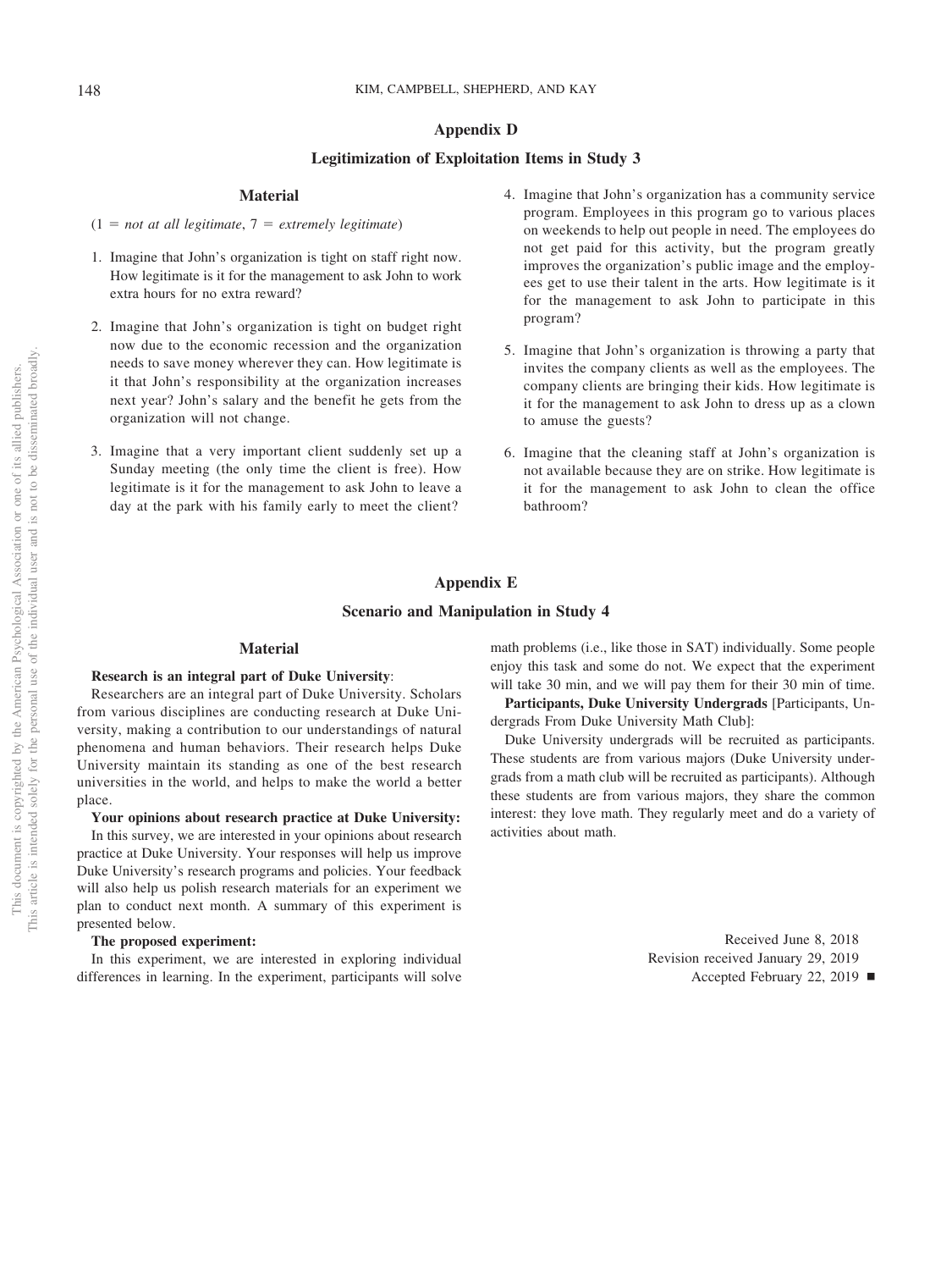## Appendix D

### Legitimization of Exploitation Items in Study 3

#### Material

(1 = *not at all legitimate*, 7 = *extremely legitimate*)

1. Imagine that John's organization is tight on staff right now. How legitimate is it for the management to ask John to work extra hours for no extra reward?

2. Imagine that John's organization is tight on budget right now due to the economic recession and the organization needs to save money wherever they can. How legitimate is it that John's responsibility at the organization increases next year? John's salary and the benefit he gets from the organization will not change.

3. Imagine that a very important client suddenly set up a Sunday meeting (the only time the client is free). How legitimate is it for the management to ask John to leave a day at the park with his family early to meet the client?

4. Imagine that John's organization has a community service program. Employees in this program go to various places on weekends to help out people in need. The employees do not get paid for this activity, but the program greatly improves the organization's public image and the employees get to use their talent in the arts. How legitimate is it for the management to ask John to participate in this program?

5. Imagine that John's organization is throwing a party that invites the company clients as well as the employees. The company clients are bringing their kids. How legitimate is it for the management to ask John to dress up as a clown to amuse the guests?

6. Imagine that the cleaning staff at John's organization is not available because they are on strike. How legitimate is it for the management to ask John to clean the office bathroom?

## Appendix E

### Scenario and Manipulation in Study 4

#### Material

**Research is an integral part of Duke University**:

Researchers are an integral part of Duke University. Scholars from various disciplines are conducting research at Duke University, making a contribution to our understandings of natural phenomena and human behaviors. Their research helps Duke University maintain its standing as one of the best research universities in the world, and helps to make the world a better place.

**Your opinions about research practice at Duke University:**

In this survey, we are interested in your opinions about research practice at Duke University. Your responses will help us improve Duke University's research programs and policies. Your feedback will also help us polish research materials for an experiment we plan to conduct next month. A summary of this experiment is presented below.

**The proposed experiment:**

In this experiment, we are interested in exploring individual differences in learning. In the experiment, participants will solve math problems (i.e., like those in SAT) individually. Some people enjoy this task and some do not. We expect that the experiment will take 30 min, and we will pay them for their 30 min of time.

**Participants, Duke University Undergrads** [Participants, Undergrads From Duke University Math Club]:

Duke University undergrads will be recruited as participants. These students are from various majors (Duke University undergrads from a math club will be recruited as participants). Although these students are from various majors, they share the common interest: they love math. They regularly meet and do a variety of activities about math.

Received June 8, 2018
Revision received January 29, 2019
Accepted February 22, 2019 ■